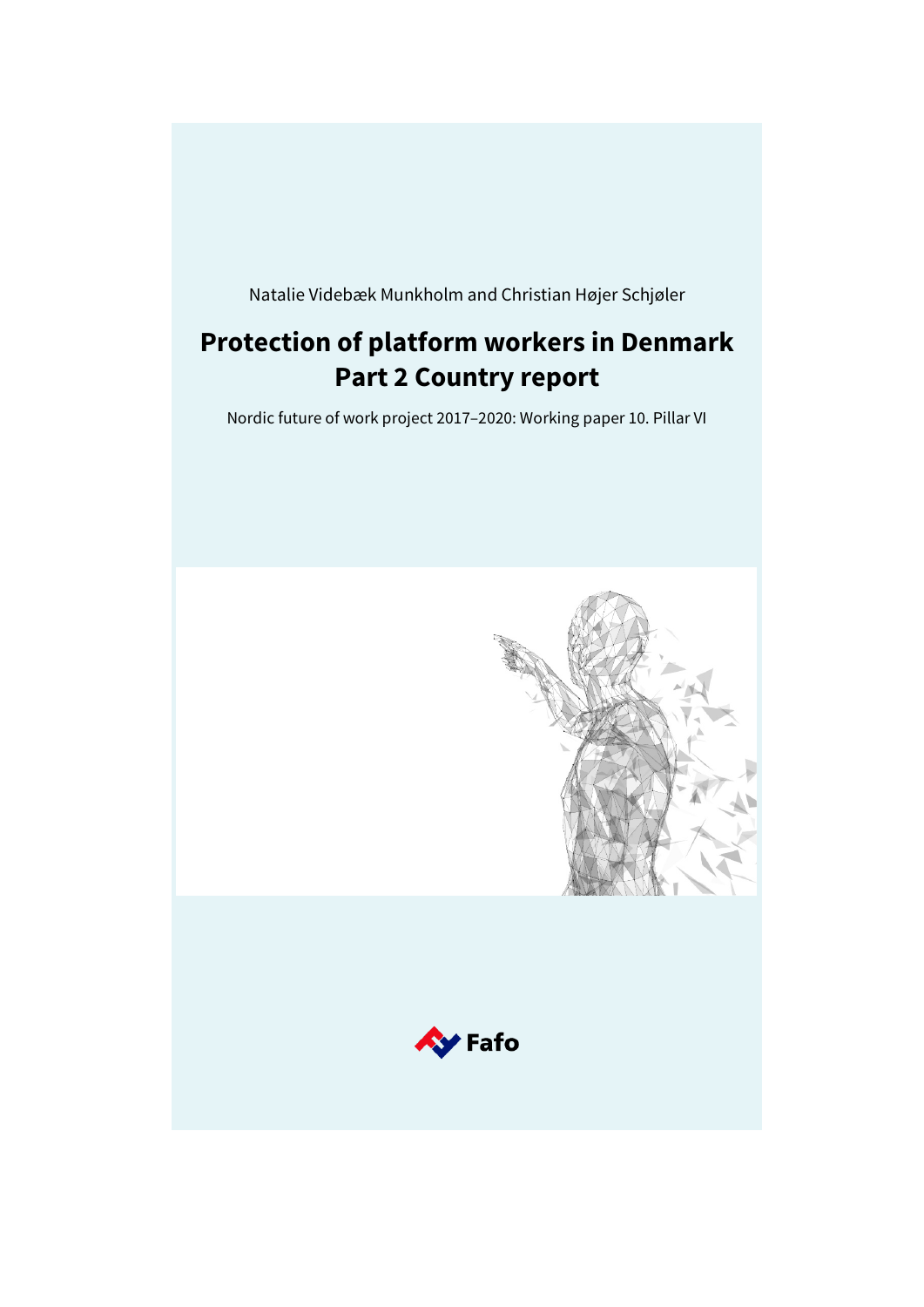Natalie Videbæk Munkholm and Christian Højer Schjøler

# Protection of platform workers in Denmark Part 2 Country report

Nordic future of work project 2017–2020: Working paper 10. Pillar VI

Fafo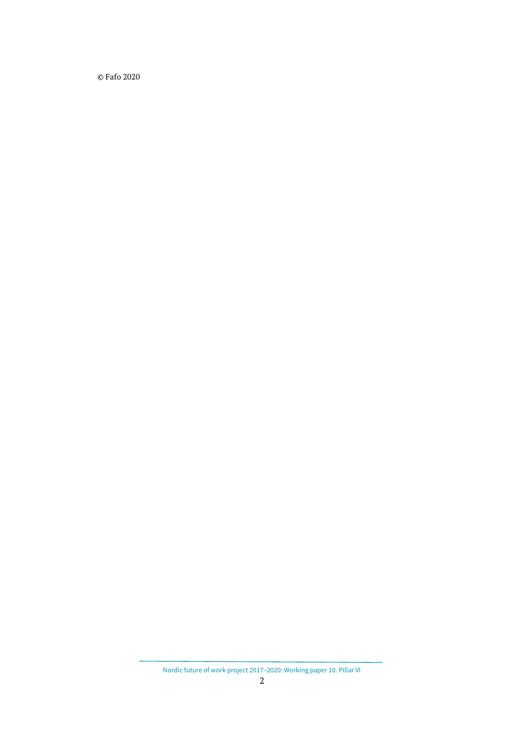© Fafo 2020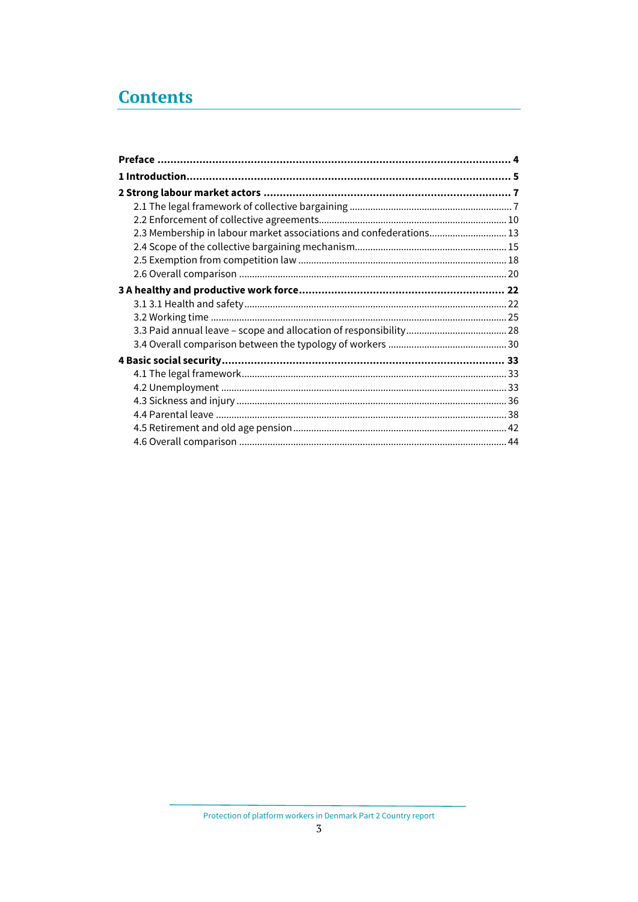# Contents

**Preface** ........................................................................................................ **4**

**1 Introduction**.................................................................................................. **5**

**2 Strong labour market actors** ........................................................................ **7**

2.1 The legal framework of collective bargaining ............................................................ 7

2.2 Enforcement of collective agreements....................................................................... 10

2.3 Membership in labour market associations and confederations............................. 13

2.4 Scope of the collective bargaining mechanism......................................................... 15

2.5 Exemption from competition law ............................................................................... 18

2.6 Overall comparison ..................................................................................................... 20

**3 A healthy and productive work force**........................................................... **22**

3.1 3.1 Health and safety.................................................................................................. 22

3.2 Working time ................................................................................................................ 25

3.3 Paid annual leave – scope and allocation of responsibility...................................... 28

3.4 Overall comparison between the typology of workers ............................................ 30

**4 Basic social security**....................................................................................... **33**

4.1 The legal framework..................................................................................................... 33

4.2 Unemployment ............................................................................................................. 33

4.3 Sickness and injury ....................................................................................................... 36

4.4 Parental leave ............................................................................................................... 38

4.5 Retirement and old age pension ................................................................................. 42

4.6 Overall comparison ...................................................................................................... 44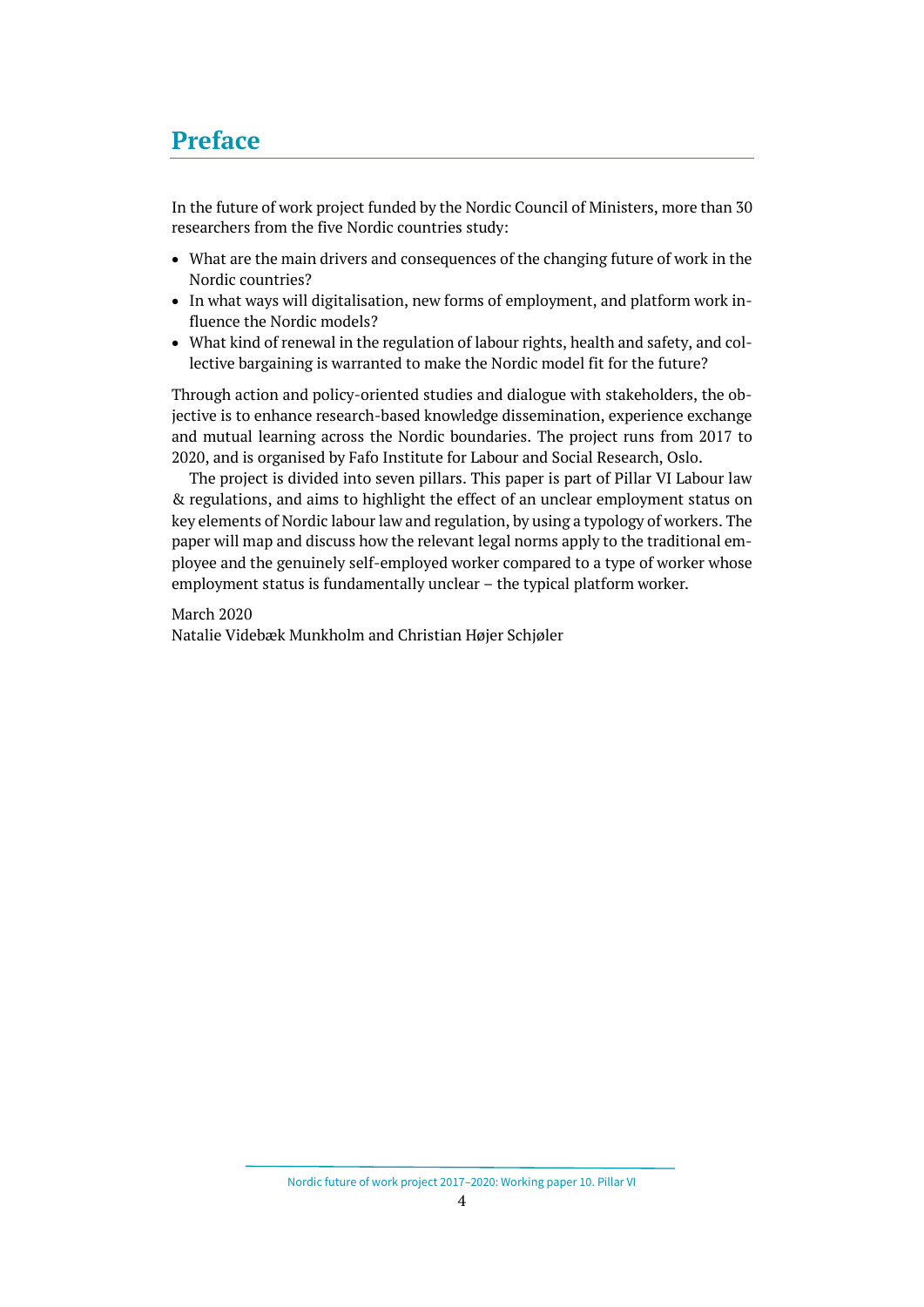# Preface

In the future of work project funded by the Nordic Council of Ministers, more than 30 researchers from the five Nordic countries study:

- What are the main drivers and consequences of the changing future of work in the Nordic countries?
- In what ways will digitalisation, new forms of employment, and platform work influence the Nordic models?
- What kind of renewal in the regulation of labour rights, health and safety, and collective bargaining is warranted to make the Nordic model fit for the future?

Through action and policy-oriented studies and dialogue with stakeholders, the objective is to enhance research-based knowledge dissemination, experience exchange and mutual learning across the Nordic boundaries. The project runs from 2017 to 2020, and is organised by Fafo Institute for Labour and Social Research, Oslo.

The project is divided into seven pillars. This paper is part of Pillar VI Labour law & regulations, and aims to highlight the effect of an unclear employment status on key elements of Nordic labour law and regulation, by using a typology of workers. The paper will map and discuss how the relevant legal norms apply to the traditional employee and the genuinely self-employed worker compared to a type of worker whose employment status is fundamentally unclear – the typical platform worker.

March 2020
Natalie Videbæk Munkholm and Christian Højer Schjøler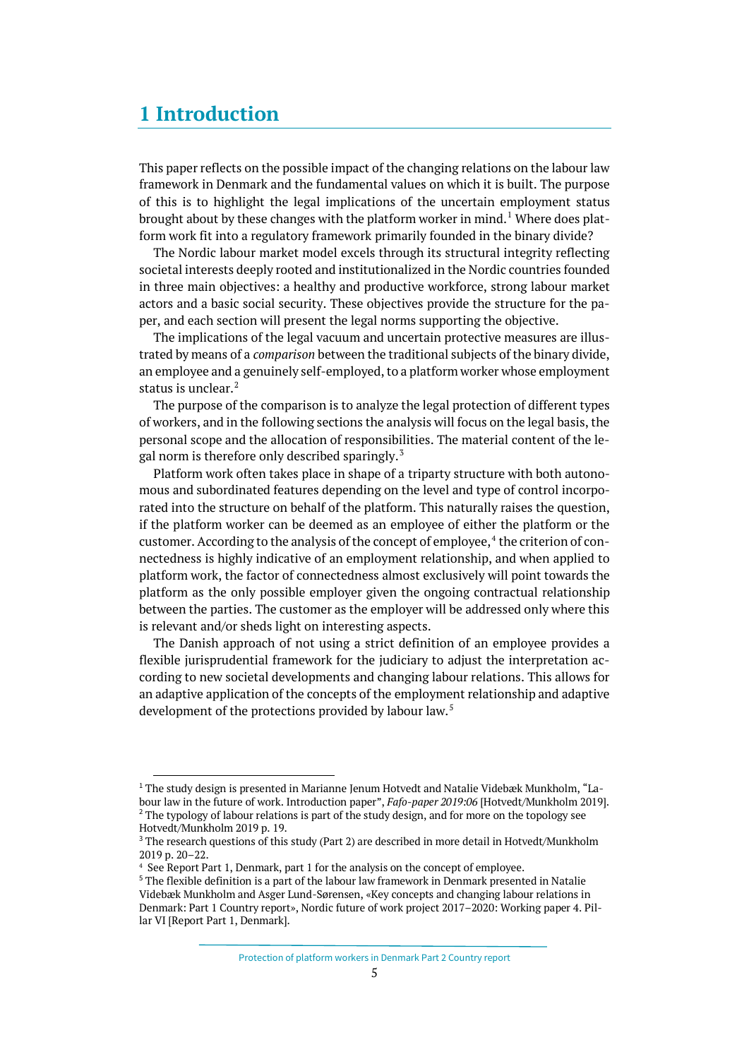# 1 Introduction

This paper reflects on the possible impact of the changing relations on the labour law framework in Denmark and the fundamental values on which it is built. The purpose of this is to highlight the legal implications of the uncertain employment status brought about by these changes with the platform worker in mind.[1] Where does platform work fit into a regulatory framework primarily founded in the binary divide?

The Nordic labour market model excels through its structural integrity reflecting societal interests deeply rooted and institutionalized in the Nordic countries founded in three main objectives: a healthy and productive workforce, strong labour market actors and a basic social security. These objectives provide the structure for the paper, and each section will present the legal norms supporting the objective.

The implications of the legal vacuum and uncertain protective measures are illustrated by means of a *comparison* between the traditional subjects of the binary divide, an employee and a genuinely self-employed, to a platform worker whose employment status is unclear.[2]

The purpose of the comparison is to analyze the legal protection of different types of workers, and in the following sections the analysis will focus on the legal basis, the personal scope and the allocation of responsibilities. The material content of the legal norm is therefore only described sparingly.[3]

Platform work often takes place in shape of a triparty structure with both autonomous and subordinated features depending on the level and type of control incorporated into the structure on behalf of the platform. This naturally raises the question, if the platform worker can be deemed as an employee of either the platform or the customer. According to the analysis of the concept of employee,[4] the criterion of connectedness is highly indicative of an employment relationship, and when applied to platform work, the factor of connectedness almost exclusively will point towards the platform as the only possible employer given the ongoing contractual relationship between the parties. The customer as the employer will be addressed only where this is relevant and/or sheds light on interesting aspects.

The Danish approach of not using a strict definition of an employee provides a flexible jurisprudential framework for the judiciary to adjust the interpretation according to new societal developments and changing labour relations. This allows for an adaptive application of the concepts of the employment relationship and adaptive development of the protections provided by labour law.[5]

---

[1] The study design is presented in Marianne Jenum Hotvedt and Natalie Videbæk Munkholm, "Labour law in the future of work. Introduction paper", *Fafo-paper 2019:06* [Hotvedt/Munkholm 2019].

[2] The typology of labour relations is part of the study design, and for more on the topology see Hotvedt/Munkholm 2019 p. 19.

[3] The research questions of this study (Part 2) are described in more detail in Hotvedt/Munkholm 2019 p. 20–22.

[4] See Report Part 1, Denmark, part 1 for the analysis on the concept of employee.

[5] The flexible definition is a part of the labour law framework in Denmark presented in Natalie Videbæk Munkholm and Asger Lund-Sørensen, «Key concepts and changing labour relations in Denmark: Part 1 Country report», Nordic future of work project 2017–2020: Working paper 4. Pillar VI [Report Part 1, Denmark].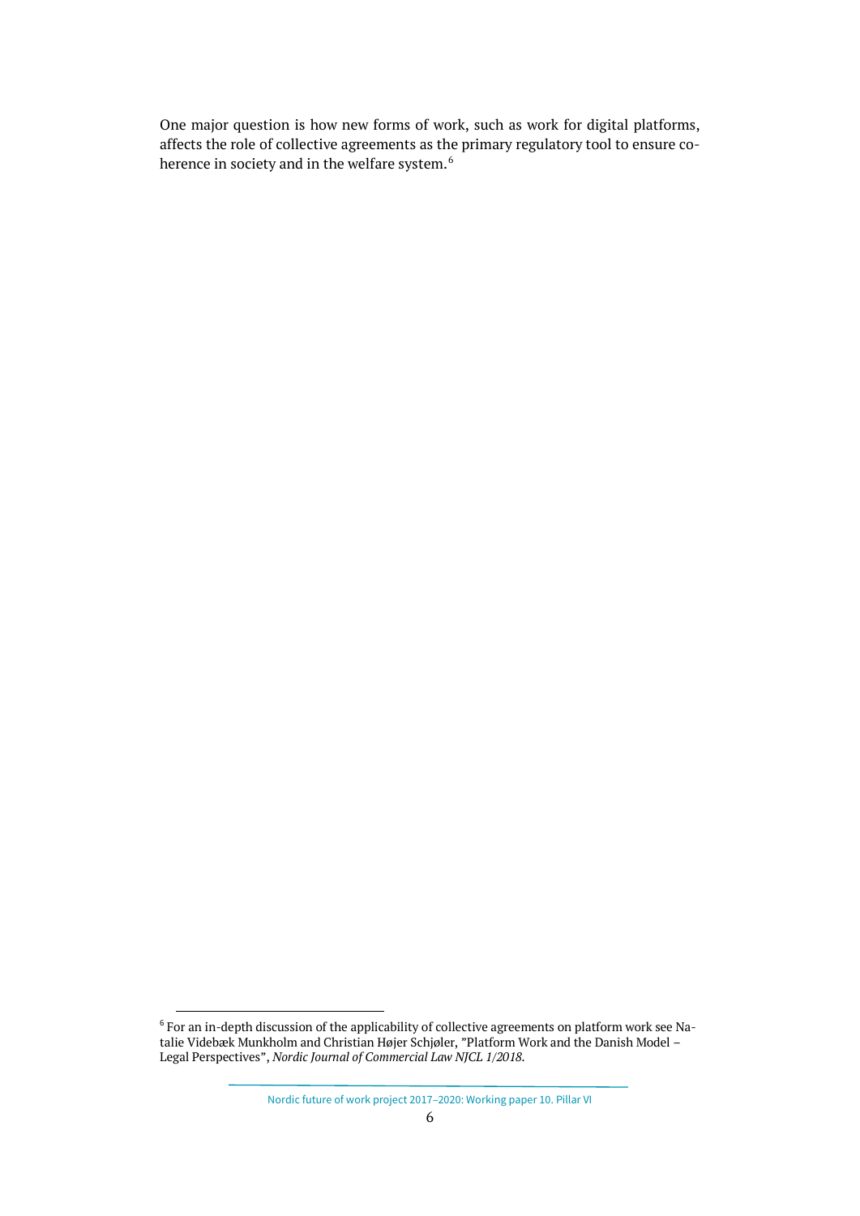One major question is how new forms of work, such as work for digital platforms, affects the role of collective agreements as the primary regulatory tool to ensure coherence in society and in the welfare system.[6]

[6] For an in-depth discussion of the applicability of collective agreements on platform work see Natalie Videbæk Munkholm and Christian Højer Schjøler, "Platform Work and the Danish Model – Legal Perspectives", *Nordic Journal of Commercial Law NJCL 1/2018*.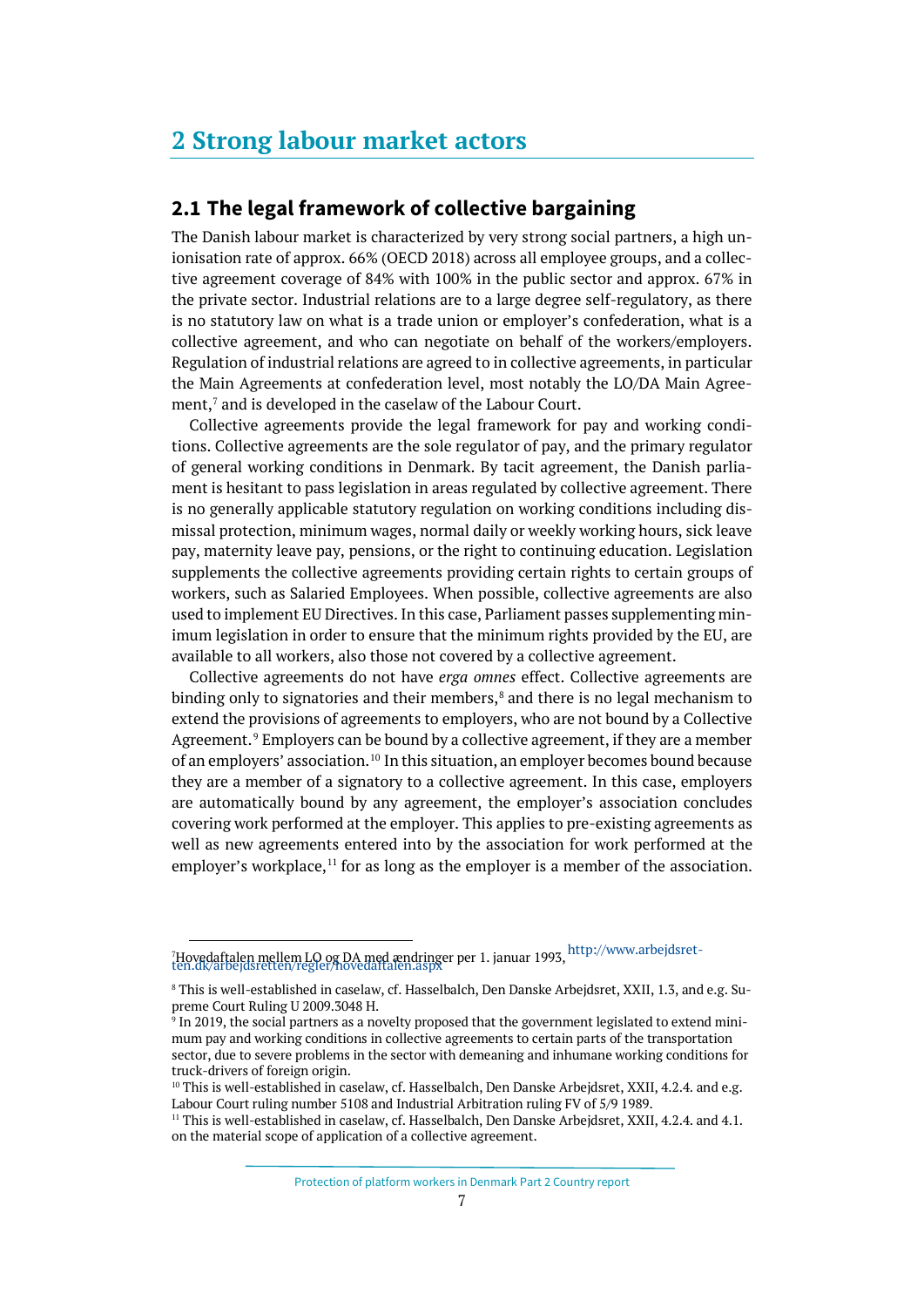# 2 Strong labour market actors

## 2.1 The legal framework of collective bargaining

The Danish labour market is characterized by very strong social partners, a high unionisation rate of approx. 66% (OECD 2018) across all employee groups, and a collective agreement coverage of 84% with 100% in the public sector and approx. 67% in the private sector. Industrial relations are to a large degree self-regulatory, as there is no statutory law on what is a trade union or employer's confederation, what is a collective agreement, and who can negotiate on behalf of the workers/employers. Regulation of industrial relations are agreed to in collective agreements, in particular the Main Agreements at confederation level, most notably the LO/DA Main Agreement,[7] and is developed in the caselaw of the Labour Court.

Collective agreements provide the legal framework for pay and working conditions. Collective agreements are the sole regulator of pay, and the primary regulator of general working conditions in Denmark. By tacit agreement, the Danish parliament is hesitant to pass legislation in areas regulated by collective agreement. There is no generally applicable statutory regulation on working conditions including dismissal protection, minimum wages, normal daily or weekly working hours, sick leave pay, maternity leave pay, pensions, or the right to continuing education. Legislation supplements the collective agreements providing certain rights to certain groups of workers, such as Salaried Employees. When possible, collective agreements are also used to implement EU Directives. In this case, Parliament passes supplementing minimum legislation in order to ensure that the minimum rights provided by the EU, are available to all workers, also those not covered by a collective agreement.

Collective agreements do not have *erga omnes* effect. Collective agreements are binding only to signatories and their members,[8] and there is no legal mechanism to extend the provisions of agreements to employers, who are not bound by a Collective Agreement.[9] Employers can be bound by a collective agreement, if they are a member of an employers' association.[10] In this situation, an employer becomes bound because they are a member of a signatory to a collective agreement. In this case, employers are automatically bound by any agreement, the employer's association concludes covering work performed at the employer. This applies to pre-existing agreements as well as new agreements entered into by the association for work performed at the employer's workplace,[11] for as long as the employer is a member of the association.

---

[7] Hovedaftalen mellem LO og DA med ændringer per 1. januar 1993, http://www.arbejdsretten.dk/arbejdsretten/regler/hovedaftalen.aspx

[8] This is well-established in caselaw, cf. Hasselbalch, Den Danske Arbejdsret, XXII, 1.3, and e.g. Supreme Court Ruling U 2009.3048 H.

[9] In 2019, the social partners as a novelty proposed that the government legislated to extend minimum pay and working conditions in collective agreements to certain parts of the transportation sector, due to severe problems in the sector with demeaning and inhumane working conditions for truck-drivers of foreign origin.

[10] This is well-established in caselaw, cf. Hasselbalch, Den Danske Arbejdsret, XXII, 4.2.4. and e.g. Labour Court ruling number 5108 and Industrial Arbitration ruling FV of 5/9 1989.

[11] This is well-established in caselaw, cf. Hasselbalch, Den Danske Arbejdsret, XXII, 4.2.4. and 4.1. on the material scope of application of a collective agreement.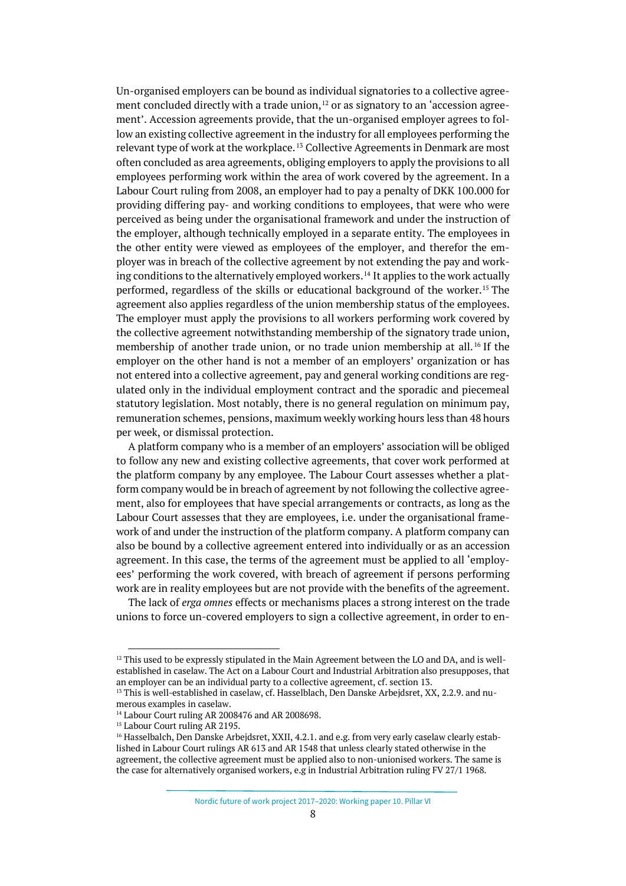Un-organised employers can be bound as individual signatories to a collective agreement concluded directly with a trade union,[12] or as signatory to an 'accession agreement'. Accession agreements provide, that the un-organised employer agrees to follow an existing collective agreement in the industry for all employees performing the relevant type of work at the workplace.[13] Collective Agreements in Denmark are most often concluded as area agreements, obliging employers to apply the provisions to all employees performing work within the area of work covered by the agreement. In a Labour Court ruling from 2008, an employer had to pay a penalty of DKK 100.000 for providing differing pay- and working conditions to employees, that were who were perceived as being under the organisational framework and under the instruction of the employer, although technically employed in a separate entity. The employees in the other entity were viewed as employees of the employer, and therefor the employer was in breach of the collective agreement by not extending the pay and working conditions to the alternatively employed workers.[14] It applies to the work actually performed, regardless of the skills or educational background of the worker.[15] The agreement also applies regardless of the union membership status of the employees. The employer must apply the provisions to all workers performing work covered by the collective agreement notwithstanding membership of the signatory trade union, membership of another trade union, or no trade union membership at all.[16] If the employer on the other hand is not a member of an employers' organization or has not entered into a collective agreement, pay and general working conditions are regulated only in the individual employment contract and the sporadic and piecemeal statutory legislation. Most notably, there is no general regulation on minimum pay, remuneration schemes, pensions, maximum weekly working hours less than 48 hours per week, or dismissal protection.

A platform company who is a member of an employers' association will be obliged to follow any new and existing collective agreements, that cover work performed at the platform company by any employee. The Labour Court assesses whether a platform company would be in breach of agreement by not following the collective agreement, also for employees that have special arrangements or contracts, as long as the Labour Court assesses that they are employees, i.e. under the organisational framework of and under the instruction of the platform company. A platform company can also be bound by a collective agreement entered into individually or as an accession agreement. In this case, the terms of the agreement must be applied to all 'employees' performing the work covered, with breach of agreement if persons performing work are in reality employees but are not provide with the benefits of the agreement.

The lack of *erga omnes* effects or mechanisms places a strong interest on the trade unions to force un-covered employers to sign a collective agreement, in order to en-

---

[12] This used to be expressly stipulated in the Main Agreement between the LO and DA, and is well-established in caselaw. The Act on a Labour Court and Industrial Arbitration also presupposes, that an employer can be an individual party to a collective agreement, cf. section 13.

[13] This is well-established in caselaw, cf. Hasselblach, Den Danske Arbejdsret, XX, 2.2.9. and numerous examples in caselaw.

[14] Labour Court ruling AR 2008476 and AR 2008698.

[15] Labour Court ruling AR 2195.

[16] Hasselbalch, Den Danske Arbejdsret, XXII, 4.2.1. and e.g. from very early caselaw clearly established in Labour Court rulings AR 613 and AR 1548 that unless clearly stated otherwise in the agreement, the collective agreement must be applied also to non-unionised workers. The same is the case for alternatively organised workers, e.g in Industrial Arbitration ruling FV 27/1 1968.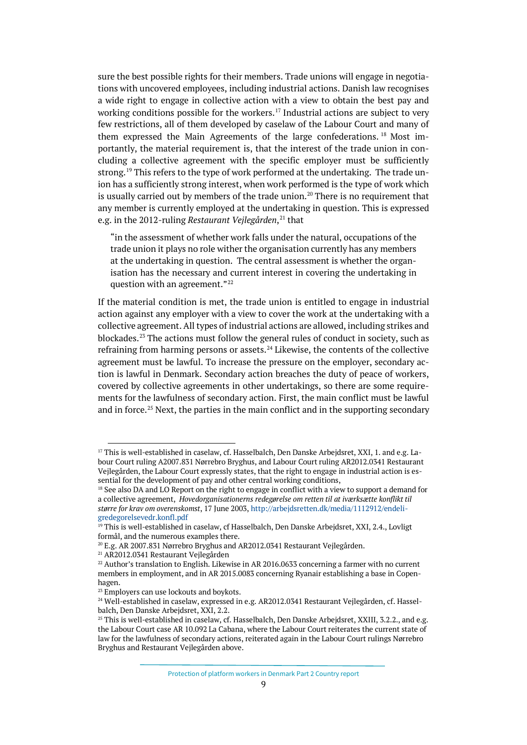sure the best possible rights for their members. Trade unions will engage in negotiations with uncovered employees, including industrial actions. Danish law recognises a wide right to engage in collective action with a view to obtain the best pay and working conditions possible for the workers.[17] Industrial actions are subject to very few restrictions, all of them developed by caselaw of the Labour Court and many of them expressed the Main Agreements of the large confederations.[18] Most importantly, the material requirement is, that the interest of the trade union in concluding a collective agreement with the specific employer must be sufficiently strong.[19] This refers to the type of work performed at the undertaking. The trade union has a sufficiently strong interest, when work performed is the type of work which is usually carried out by members of the trade union.[20] There is no requirement that any member is currently employed at the undertaking in question. This is expressed e.g. in the 2012-ruling *Restaurant Vejlegården*,[21] that

> "in the assessment of whether work falls under the natural, occupations of the trade union it plays no role wither the organisation currently has any members at the undertaking in question. The central assessment is whether the organisation has the necessary and current interest in covering the undertaking in question with an agreement."[22]

If the material condition is met, the trade union is entitled to engage in industrial action against any employer with a view to cover the work at the undertaking with a collective agreement. All types of industrial actions are allowed, including strikes and blockades.[23] The actions must follow the general rules of conduct in society, such as refraining from harming persons or assets.[24] Likewise, the contents of the collective agreement must be lawful. To increase the pressure on the employer, secondary action is lawful in Denmark. Secondary action breaches the duty of peace of workers, covered by collective agreements in other undertakings, so there are some requirements for the lawfulness of secondary action. First, the main conflict must be lawful and in force.[25] Next, the parties in the main conflict and in the supporting secondary

---

[17] This is well-established in caselaw, cf. Hasselbalch, Den Danske Arbejdsret, XXI, 1. and e.g. Labour Court ruling A2007.831 Nørrebro Bryghus, and Labour Court ruling AR2012.0341 Restaurant Vejlegården, the Labour Court expressly states, that the right to engage in industrial action is essential for the development of pay and other central working conditions,

[18] See also DA and LO Report on the right to engage in conflict with a view to support a demand for a collective agreement, *Hovedorganisationerns redegørelse om retten til at iværksætte konflikt til større for krav om overenskomst*, 17 June 2003, http://arbejdsretten.dk/media/1112912/endeligredegorelsevedr.konfl.pdf

[19] This is well-established in caselaw, cf Hasselbalch, Den Danske Arbejdsret, XXI, 2.4., Lovligt formål, and the numerous examples there.

[20] E.g. AR 2007.831 Nørrebro Bryghus and AR2012.0341 Restaurant Vejlegården.

[21] AR2012.0341 Restaurant Vejlegården

[22] Author's translation to English. Likewise in AR 2016.0633 concerning a farmer with no current members in employment, and in AR 2015.0083 concerning Ryanair establishing a base in Copenhagen.

[23] Employers can use lockouts and boykots.

[24] Well-established in caselaw, expressed in e.g. AR2012.0341 Restaurant Vejlegården, cf. Hasselbalch, Den Danske Arbejdsret, XXI, 2.2.

[25] This is well-established in caselaw, cf. Hasselbalch, Den Danske Arbejdsret, XXIII, 3.2.2., and e.g. the Labour Court case AR 10.092 La Cabana, where the Labour Court reiterates the current state of law for the lawfulness of secondary actions, reiterated again in the Labour Court rulings Nørrebro Bryghus and Restaurant Vejlegården above.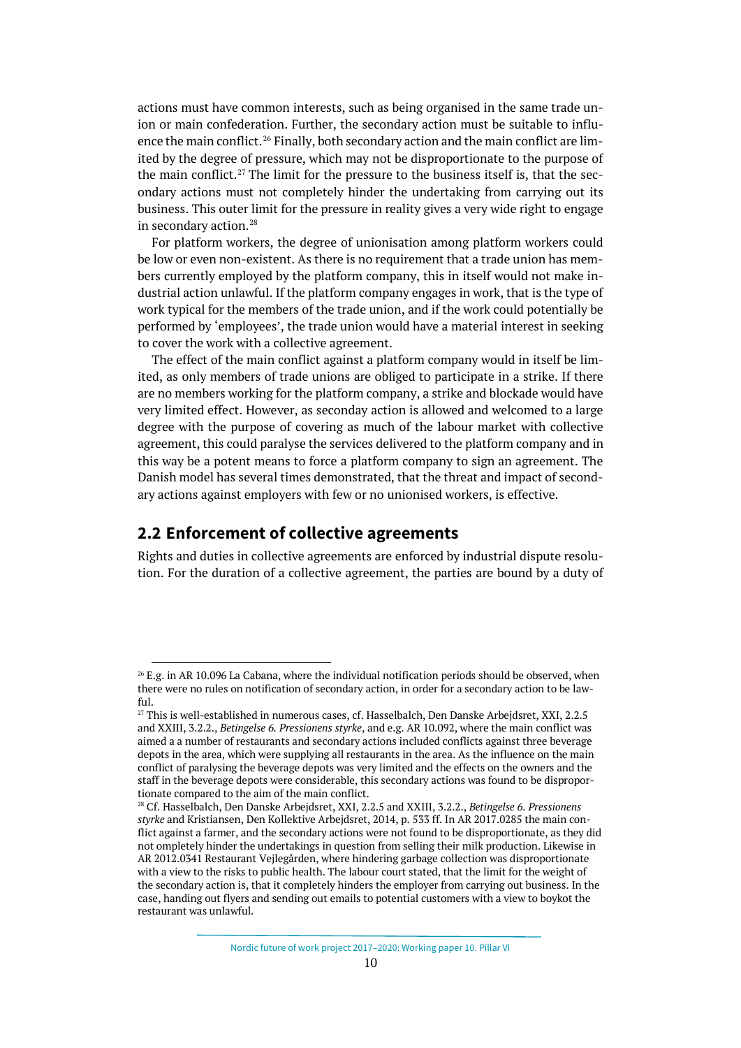actions must have common interests, such as being organised in the same trade union or main confederation. Further, the secondary action must be suitable to influence the main conflict.[26] Finally, both secondary action and the main conflict are limited by the degree of pressure, which may not be disproportionate to the purpose of the main conflict.[27] The limit for the pressure to the business itself is, that the secondary actions must not completely hinder the undertaking from carrying out its business. This outer limit for the pressure in reality gives a very wide right to engage in secondary action.[28]

For platform workers, the degree of unionisation among platform workers could be low or even non-existent. As there is no requirement that a trade union has members currently employed by the platform company, this in itself would not make industrial action unlawful. If the platform company engages in work, that is the type of work typical for the members of the trade union, and if the work could potentially be performed by 'employees', the trade union would have a material interest in seeking to cover the work with a collective agreement.

The effect of the main conflict against a platform company would in itself be limited, as only members of trade unions are obliged to participate in a strike. If there are no members working for the platform company, a strike and blockade would have very limited effect. However, as seconday action is allowed and welcomed to a large degree with the purpose of covering as much of the labour market with collective agreement, this could paralyse the services delivered to the platform company and in this way be a potent means to force a platform company to sign an agreement. The Danish model has several times demonstrated, that the threat and impact of secondary actions against employers with few or no unionised workers, is effective.

## 2.2 Enforcement of collective agreements

Rights and duties in collective agreements are enforced by industrial dispute resolution. For the duration of a collective agreement, the parties are bound by a duty of

---

[26] E.g. in AR 10.096 La Cabana, where the individual notification periods should be observed, when there were no rules on notification of secondary action, in order for a secondary action to be lawful.

[27] This is well-established in numerous cases, cf. Hasselbalch, Den Danske Arbejdsret, XXI, 2.2.5 and XXIII, 3.2.2., *Betingelse 6. Pressionens styrke*, and e.g. AR 10.092, where the main conflict was aimed a a number of restaurants and secondary actions included conflicts against three beverage depots in the area, which were supplying all restaurants in the area. As the influence on the main conflict of paralysing the beverage depots was very limited and the effects on the owners and the staff in the beverage depots were considerable, this secondary actions was found to be disproportionate compared to the aim of the main conflict.

[28] Cf. Hasselbalch, Den Danske Arbejdsret, XXI, 2.2.5 and XXIII, 3.2.2., *Betingelse 6. Pressionens styrke* and Kristiansen, Den Kollektive Arbejdsret, 2014, p. 533 ff. In AR 2017.0285 the main conflict against a farmer, and the secondary actions were not found to be disproportionate, as they did not ompletely hinder the undertakings in question from selling their milk production. Likewise in AR 2012.0341 Restaurant Vejlegården, where hindering garbage collection was disproportionate with a view to the risks to public health. The labour court stated, that the limit for the weight of the secondary action is, that it completely hinders the employer from carrying out business. In the case, handing out flyers and sending out emails to potential customers with a view to boykot the restaurant was unlawful.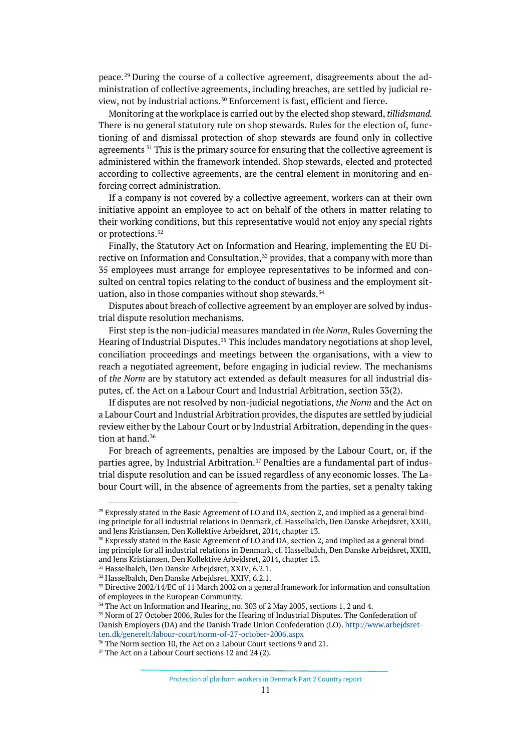peace.[29] During the course of a collective agreement, disagreements about the administration of collective agreements, including breaches, are settled by judicial review, not by industrial actions.[30] Enforcement is fast, efficient and fierce.

Monitoring at the workplace is carried out by the elected shop steward, *tillidsmand.* There is no general statutory rule on shop stewards. Rules for the election of, functioning of and dismissal protection of shop stewards are found only in collective agreements [31] This is the primary source for ensuring that the collective agreement is administered within the framework intended. Shop stewards, elected and protected according to collective agreements, are the central element in monitoring and enforcing correct administration.

If a company is not covered by a collective agreement, workers can at their own initiative appoint an employee to act on behalf of the others in matter relating to their working conditions, but this representative would not enjoy any special rights or protections.[32]

Finally, the Statutory Act on Information and Hearing, implementing the EU Directive on Information and Consultation,[33] provides, that a company with more than 35 employees must arrange for employee representatives to be informed and consulted on central topics relating to the conduct of business and the employment situation, also in those companies without shop stewards.[34]

Disputes about breach of collective agreement by an employer are solved by industrial dispute resolution mechanisms.

First step is the non-judicial measures mandated in *the Norm*, Rules Governing the Hearing of Industrial Disputes.[35] This includes mandatory negotiations at shop level, conciliation proceedings and meetings between the organisations, with a view to reach a negotiated agreement, before engaging in judicial review. The mechanisms of *the Norm* are by statutory act extended as default measures for all industrial disputes, cf. the Act on a Labour Court and Industrial Arbitration, section 33(2).

If disputes are not resolved by non-judicial negotiations, *the Norm* and the Act on a Labour Court and Industrial Arbitration provides, the disputes are settled by judicial review either by the Labour Court or by Industrial Arbitration, depending in the question at hand.[36]

For breach of agreements, penalties are imposed by the Labour Court, or, if the parties agree, by Industrial Arbitration.[37] Penalties are a fundamental part of industrial dispute resolution and can be issued regardless of any economic losses. The Labour Court will, in the absence of agreements from the parties, set a penalty taking

---

[29] Expressly stated in the Basic Agreement of LO and DA, section 2, and implied as a general binding principle for all industrial relations in Denmark, cf. Hasselbalch, Den Danske Arbejdsret, XXIII, and Jens Kristiansen, Den Kollektive Arbejdsret, 2014, chapter 13.

[30] Expressly stated in the Basic Agreement of LO and DA, section 2, and implied as a general binding principle for all industrial relations in Denmark, cf. Hasselbalch, Den Danske Arbejdsret, XXIII, and Jens Kristiansen, Den Kollektive Arbejdsret, 2014, chapter 13.

[31] Hasselbalch, Den Danske Arbejdsret, XXIV, 6.2.1.

[32] Hasselbalch, Den Danske Arbejdsret, XXIV, 6.2.1.

[33] Directive 2002/14/EC of 11 March 2002 on a general framework for information and consultation of employees in the European Community.

[34] The Act on Information and Hearing, no. 303 of 2 May 2005, sections 1, 2 and 4.

[35] Norm of 27 October 2006, Rules for the Hearing of Industrial Disputes. The Confederation of Danish Employers (DA) and the Danish Trade Union Confederation (LO). http://www.arbejdsretten.dk/generelt/labour-court/norm-of-27-october-2006.aspx

[36] The Norm section 10, the Act on a Labour Court sections 9 and 21.

[37] The Act on a Labour Court sections 12 and 24 (2).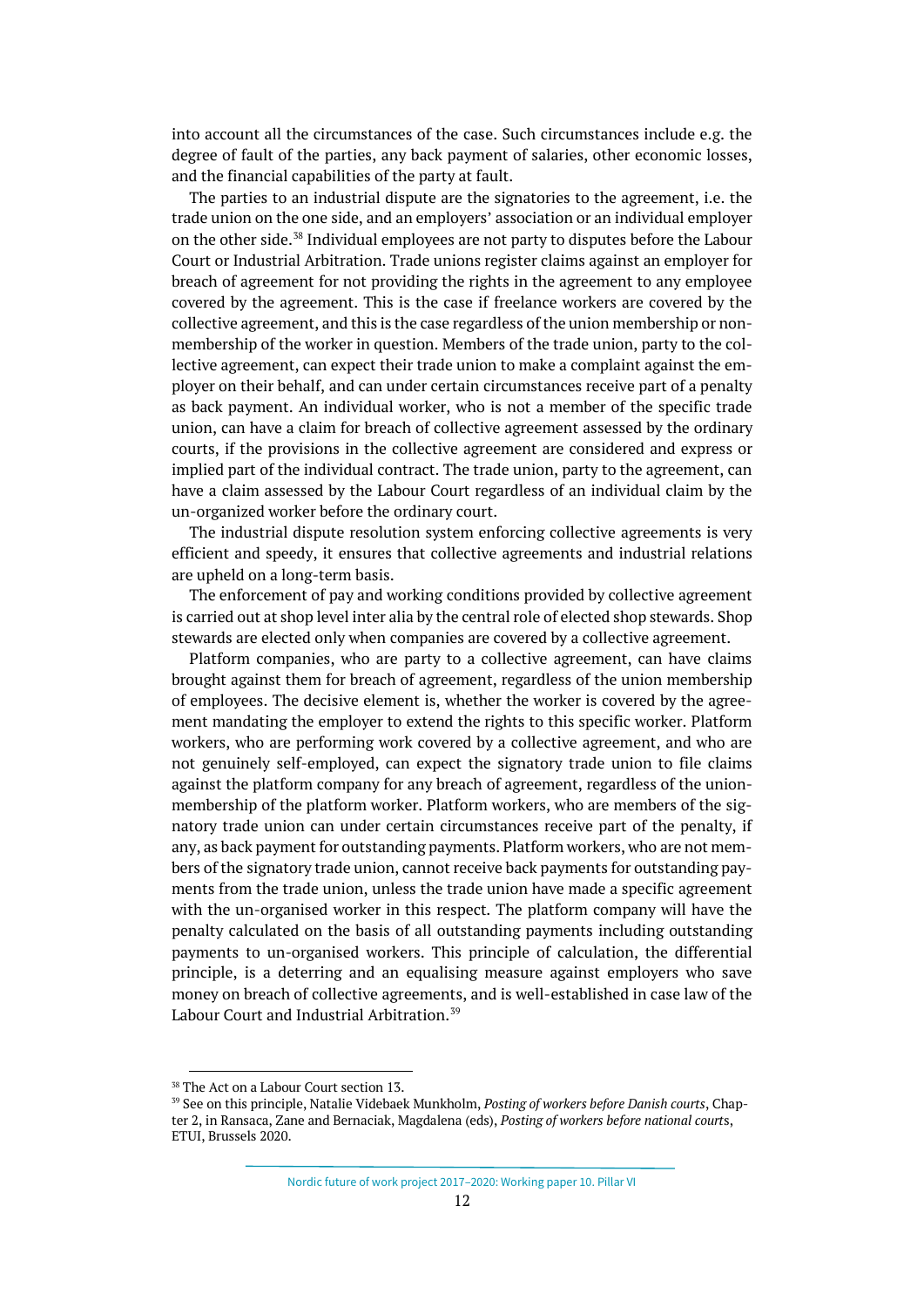into account all the circumstances of the case. Such circumstances include e.g. the degree of fault of the parties, any back payment of salaries, other economic losses, and the financial capabilities of the party at fault.

The parties to an industrial dispute are the signatories to the agreement, i.e. the trade union on the one side, and an employers' association or an individual employer on the other side.[38] Individual employees are not party to disputes before the Labour Court or Industrial Arbitration. Trade unions register claims against an employer for breach of agreement for not providing the rights in the agreement to any employee covered by the agreement. This is the case if freelance workers are covered by the collective agreement, and this is the case regardless of the union membership or non-membership of the worker in question. Members of the trade union, party to the collective agreement, can expect their trade union to make a complaint against the employer on their behalf, and can under certain circumstances receive part of a penalty as back payment. An individual worker, who is not a member of the specific trade union, can have a claim for breach of collective agreement assessed by the ordinary courts, if the provisions in the collective agreement are considered and express or implied part of the individual contract. The trade union, party to the agreement, can have a claim assessed by the Labour Court regardless of an individual claim by the un-organized worker before the ordinary court.

The industrial dispute resolution system enforcing collective agreements is very efficient and speedy, it ensures that collective agreements and industrial relations are upheld on a long-term basis.

The enforcement of pay and working conditions provided by collective agreement is carried out at shop level inter alia by the central role of elected shop stewards. Shop stewards are elected only when companies are covered by a collective agreement.

Platform companies, who are party to a collective agreement, can have claims brought against them for breach of agreement, regardless of the union membership of employees. The decisive element is, whether the worker is covered by the agreement mandating the employer to extend the rights to this specific worker. Platform workers, who are performing work covered by a collective agreement, and who are not genuinely self-employed, can expect the signatory trade union to file claims against the platform company for any breach of agreement, regardless of the union-membership of the platform worker. Platform workers, who are members of the signatory trade union can under certain circumstances receive part of the penalty, if any, as back payment for outstanding payments. Platform workers, who are not members of the signatory trade union, cannot receive back payments for outstanding payments from the trade union, unless the trade union have made a specific agreement with the un-organised worker in this respect. The platform company will have the penalty calculated on the basis of all outstanding payments including outstanding payments to un-organised workers. This principle of calculation, the differential principle, is a deterring and an equalising measure against employers who save money on breach of collective agreements, and is well-established in case law of the Labour Court and Industrial Arbitration.[39]

---

[38] The Act on a Labour Court section 13.

[39] See on this principle, Natalie Videbaek Munkholm, *Posting of workers before Danish courts*, Chapter 2, in Ransaca, Zane and Bernaciak, Magdalena (eds), *Posting of workers before national courts*, ETUI, Brussels 2020.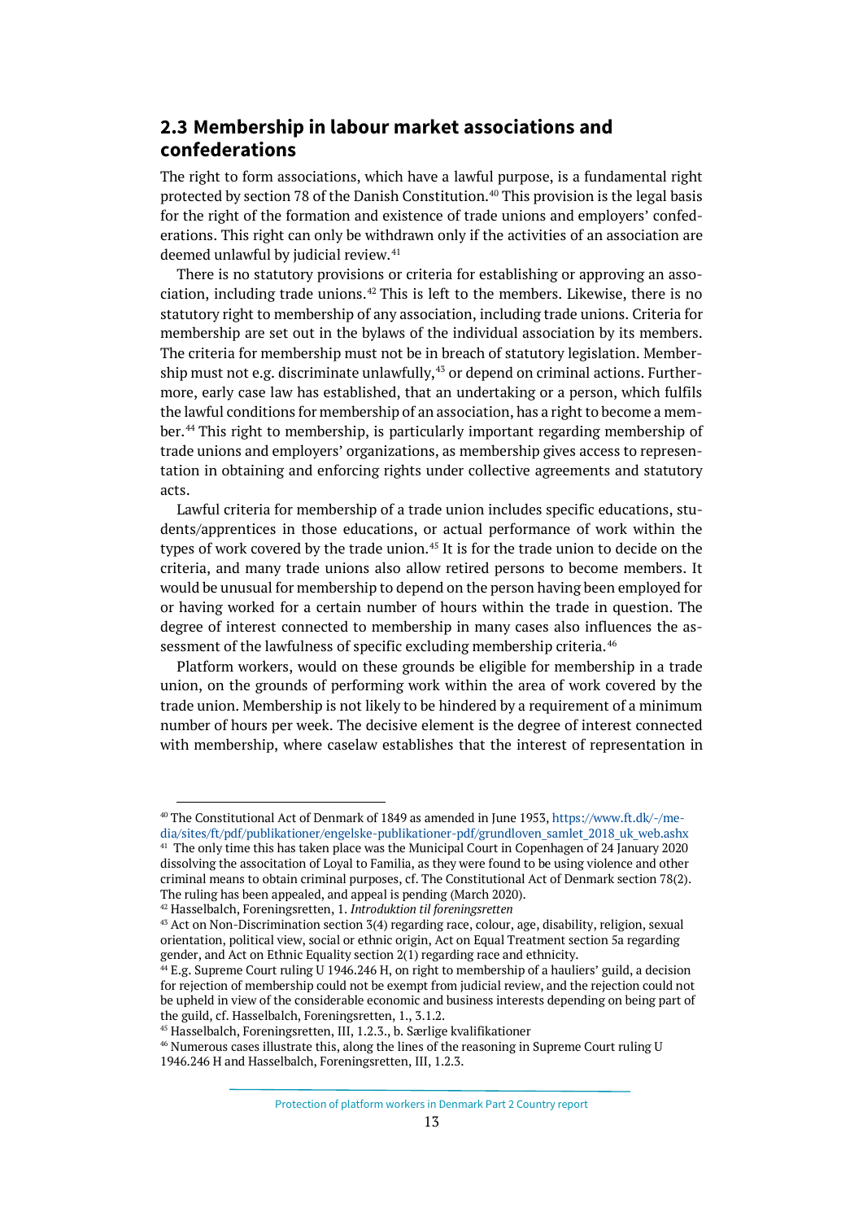## 2.3 Membership in labour market associations and confederations

The right to form associations, which have a lawful purpose, is a fundamental right protected by section 78 of the Danish Constitution.[40] This provision is the legal basis for the right of the formation and existence of trade unions and employers' confederations. This right can only be withdrawn only if the activities of an association are deemed unlawful by judicial review.[41]

There is no statutory provisions or criteria for establishing or approving an association, including trade unions.[42] This is left to the members. Likewise, there is no statutory right to membership of any association, including trade unions. Criteria for membership are set out in the bylaws of the individual association by its members. The criteria for membership must not be in breach of statutory legislation. Membership must not e.g. discriminate unlawfully,[43] or depend on criminal actions. Furthermore, early case law has established, that an undertaking or a person, which fulfils the lawful conditions for membership of an association, has a right to become a member.[44] This right to membership, is particularly important regarding membership of trade unions and employers' organizations, as membership gives access to representation in obtaining and enforcing rights under collective agreements and statutory acts.

Lawful criteria for membership of a trade union includes specific educations, students/apprentices in those educations, or actual performance of work within the types of work covered by the trade union.[45] It is for the trade union to decide on the criteria, and many trade unions also allow retired persons to become members. It would be unusual for membership to depend on the person having been employed for or having worked for a certain number of hours within the trade in question. The degree of interest connected to membership in many cases also influences the assessment of the lawfulness of specific excluding membership criteria.[46]

Platform workers, would on these grounds be eligible for membership in a trade union, on the grounds of performing work within the area of work covered by the trade union. Membership is not likely to be hindered by a requirement of a minimum number of hours per week. The decisive element is the degree of interest connected with membership, where caselaw establishes that the interest of representation in

---

[40] The Constitutional Act of Denmark of 1849 as amended in June 1953, https://www.ft.dk/-/media/sites/ft/pdf/publikationer/engelske-publikationer-pdf/grundloven_samlet_2018_uk_web.ashx

[41] The only time this has taken place was the Municipal Court in Copenhagen of 24 January 2020 dissolving the association of Loyal to Familia, as they were found to be using violence and other criminal means to obtain criminal purposes, cf. The Constitutional Act of Denmark section 78(2). The ruling has been appealed, and appeal is pending (March 2020).

[42] Hasselbalch, Foreningsretten, 1. *Introduktion til foreningsretten*

[43] Act on Non-Discrimination section 3(4) regarding race, colour, age, disability, religion, sexual orientation, political view, social or ethnic origin, Act on Equal Treatment section 5a regarding gender, and Act on Ethnic Equality section 2(1) regarding race and ethnicity.

[44] E.g. Supreme Court ruling U 1946.246 H, on right to membership of a hauliers' guild, a decision for rejection of membership could not be exempt from judicial review, and the rejection could not be upheld in view of the considerable economic and business interests depending on being part of the guild, cf. Hasselbalch, Foreningsretten, 1., 3.1.2.

[45] Hasselbalch, Foreningsretten, III, 1.2.3., b. Særlige kvalifikationer

[46] Numerous cases illustrate this, along the lines of the reasoning in Supreme Court ruling U 1946.246 H and Hasselbalch, Foreningsretten, III, 1.2.3.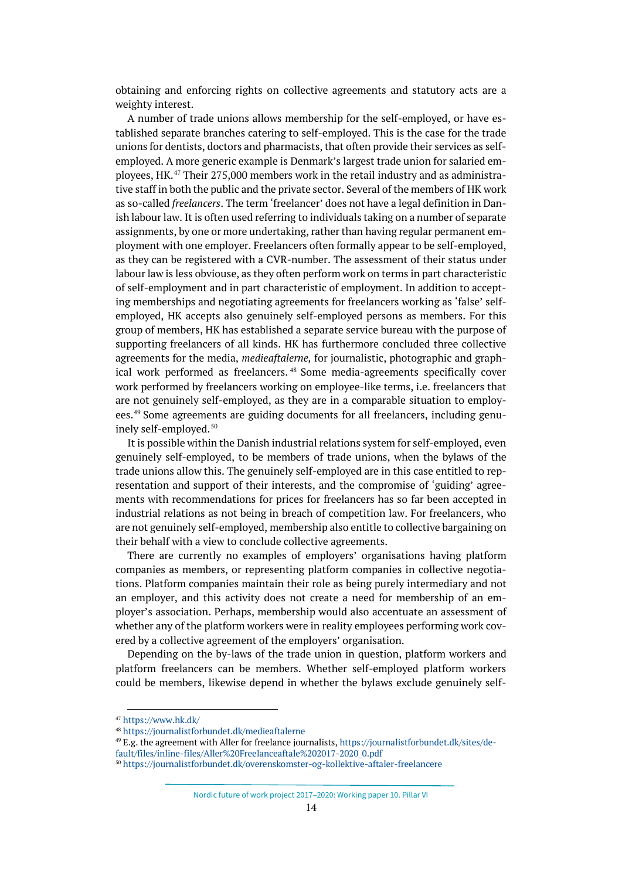obtaining and enforcing rights on collective agreements and statutory acts are a weighty interest.

A number of trade unions allows membership for the self-employed, or have established separate branches catering to self-employed. This is the case for the trade unions for dentists, doctors and pharmacists, that often provide their services as self-employed. A more generic example is Denmark's largest trade union for salaried employees, HK.[47] Their 275,000 members work in the retail industry and as administrative staff in both the public and the private sector. Several of the members of HK work as so-called *freelancers*. The term 'freelancer' does not have a legal definition in Danish labour law. It is often used referring to individuals taking on a number of separate assignments, by one or more undertaking, rather than having regular permanent employment with one employer. Freelancers often formally appear to be self-employed, as they can be registered with a CVR-number. The assessment of their status under labour law is less obviouse, as they often perform work on terms in part characteristic of self-employment and in part characteristic of employment. In addition to accepting memberships and negotiating agreements for freelancers working as 'false' self-employed, HK accepts also genuinely self-employed persons as members. For this group of members, HK has established a separate service bureau with the purpose of supporting freelancers of all kinds. HK has furthermore concluded three collective agreements for the media, *medieaftalerne,* for journalistic, photographic and graphical work performed as freelancers.[48] Some media-agreements specifically cover work performed by freelancers working on employee-like terms, i.e. freelancers that are not genuinely self-employed, as they are in a comparable situation to employees.[49] Some agreements are guiding documents for all freelancers, including genuinely self-employed.[50]

It is possible within the Danish industrial relations system for self-employed, even genuinely self-employed, to be members of trade unions, when the bylaws of the trade unions allow this. The genuinely self-employed are in this case entitled to representation and support of their interests, and the compromise of 'guiding' agreements with recommendations for prices for freelancers has so far been accepted in industrial relations as not being in breach of competition law. For freelancers, who are not genuinely self-employed, membership also entitle to collective bargaining on their behalf with a view to conclude collective agreements.

There are currently no examples of employers' organisations having platform companies as members, or representing platform companies in collective negotiations. Platform companies maintain their role as being purely intermediary and not an employer, and this activity does not create a need for membership of an employer's association. Perhaps, membership would also accentuate an assessment of whether any of the platform workers were in reality employees performing work covered by a collective agreement of the employers' organisation.

Depending on the by-laws of the trade union in question, platform workers and platform freelancers can be members. Whether self-employed platform workers could be members, likewise depend in whether the bylaws exclude genuinely self-

[47] https://www.hk.dk/

[48] https://journalistforbundet.dk/medieaftalerne

[49] E.g. the agreement with Aller for freelance journalists, https://journalistforbundet.dk/sites/default/files/inline-files/Aller%20Freelanceaftale%202017-2020_0.pdf

[50] https://journalistforbundet.dk/overenskomster-og-kollektive-aftaler-freelancere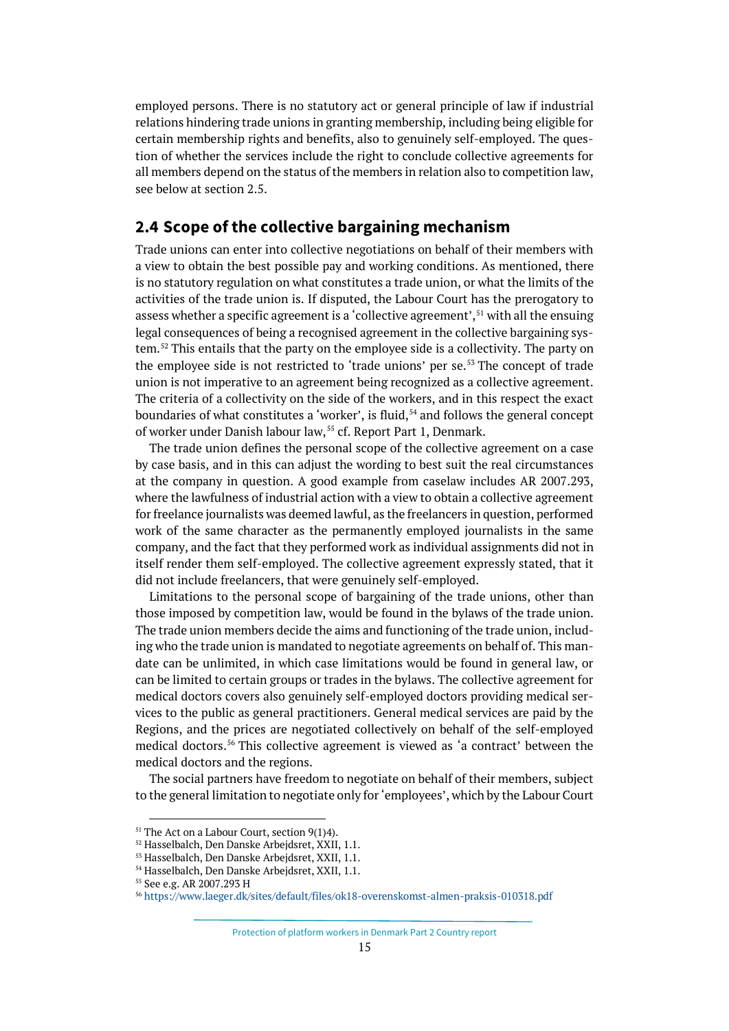employed persons. There is no statutory act or general principle of law if industrial relations hindering trade unions in granting membership, including being eligible for certain membership rights and benefits, also to genuinely self-employed. The question of whether the services include the right to conclude collective agreements for all members depend on the status of the members in relation also to competition law, see below at section 2.5.

## 2.4 Scope of the collective bargaining mechanism

Trade unions can enter into collective negotiations on behalf of their members with a view to obtain the best possible pay and working conditions. As mentioned, there is no statutory regulation on what constitutes a trade union, or what the limits of the activities of the trade union is. If disputed, the Labour Court has the prerogatory to assess whether a specific agreement is a 'collective agreement',[51] with all the ensuing legal consequences of being a recognised agreement in the collective bargaining system.[52] This entails that the party on the employee side is a collectivity. The party on the employee side is not restricted to 'trade unions' per se.[53] The concept of trade union is not imperative to an agreement being recognized as a collective agreement. The criteria of a collectivity on the side of the workers, and in this respect the exact boundaries of what constitutes a 'worker', is fluid,[54] and follows the general concept of worker under Danish labour law,[55] cf. Report Part 1, Denmark.

The trade union defines the personal scope of the collective agreement on a case by case basis, and in this can adjust the wording to best suit the real circumstances at the company in question. A good example from caselaw includes AR 2007.293, where the lawfulness of industrial action with a view to obtain a collective agreement for freelance journalists was deemed lawful, as the freelancers in question, performed work of the same character as the permanently employed journalists in the same company, and the fact that they performed work as individual assignments did not in itself render them self-employed. The collective agreement expressly stated, that it did not include freelancers, that were genuinely self-employed.

Limitations to the personal scope of bargaining of the trade unions, other than those imposed by competition law, would be found in the bylaws of the trade union. The trade union members decide the aims and functioning of the trade union, including who the trade union is mandated to negotiate agreements on behalf of. This mandate can be unlimited, in which case limitations would be found in general law, or can be limited to certain groups or trades in the bylaws. The collective agreement for medical doctors covers also genuinely self-employed doctors providing medical services to the public as general practitioners. General medical services are paid by the Regions, and the prices are negotiated collectively on behalf of the self-employed medical doctors.[56] This collective agreement is viewed as 'a contract' between the medical doctors and the regions.

The social partners have freedom to negotiate on behalf of their members, subject to the general limitation to negotiate only for 'employees', which by the Labour Court

---

[51] The Act on a Labour Court, section 9(1)4).

[52] Hasselbalch, Den Danske Arbejdsret, XXII, 1.1.

[53] Hasselbalch, Den Danske Arbejdsret, XXII, 1.1.

[54] Hasselbalch, Den Danske Arbejdsret, XXII, 1.1.

[55] See e.g. AR 2007.293 H

[56] https://www.laeger.dk/sites/default/files/ok18-overenskomst-almen-praksis-010318.pdf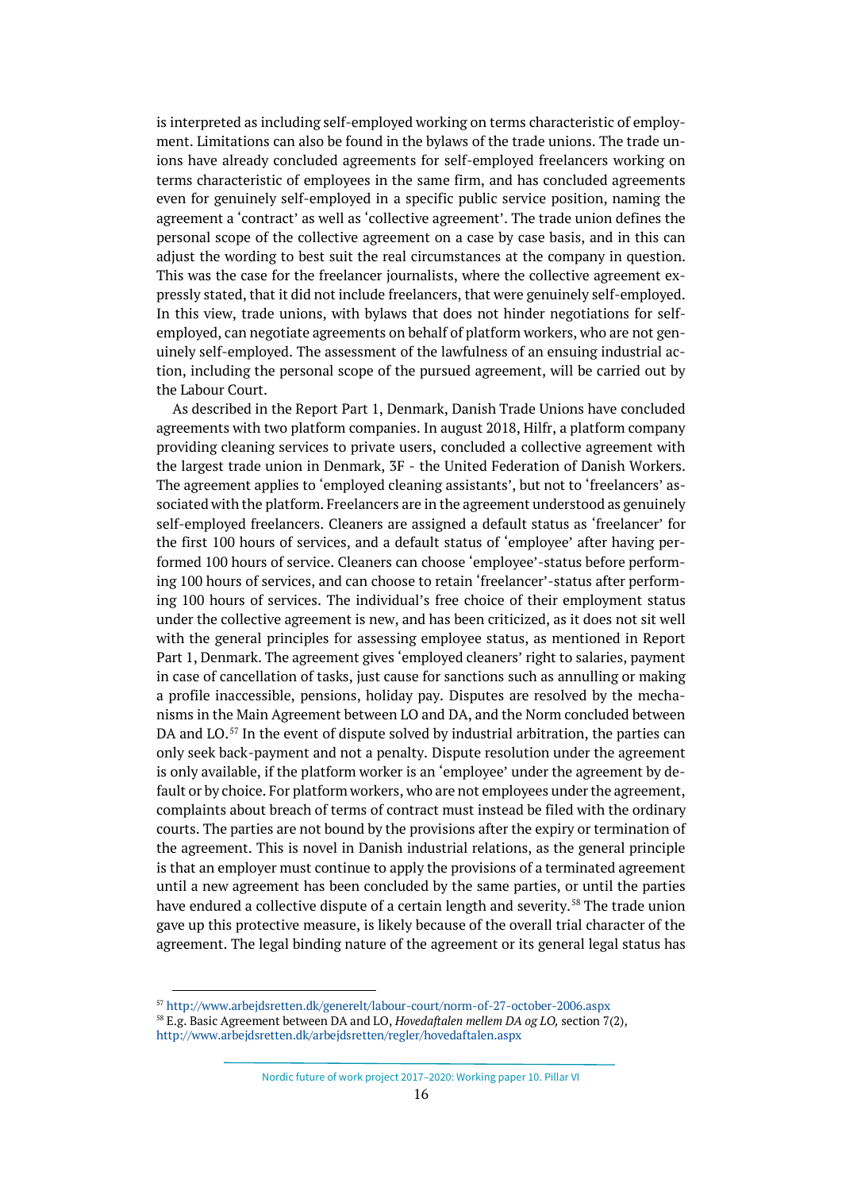is interpreted as including self-employed working on terms characteristic of employment. Limitations can also be found in the bylaws of the trade unions. The trade unions have already concluded agreements for self-employed freelancers working on terms characteristic of employees in the same firm, and has concluded agreements even for genuinely self-employed in a specific public service position, naming the agreement a 'contract' as well as 'collective agreement'. The trade union defines the personal scope of the collective agreement on a case by case basis, and in this can adjust the wording to best suit the real circumstances at the company in question. This was the case for the freelancer journalists, where the collective agreement expressly stated, that it did not include freelancers, that were genuinely self-employed. In this view, trade unions, with bylaws that does not hinder negotiations for self-employed, can negotiate agreements on behalf of platform workers, who are not genuinely self-employed. The assessment of the lawfulness of an ensuing industrial action, including the personal scope of the pursued agreement, will be carried out by the Labour Court.

As described in the Report Part 1, Denmark, Danish Trade Unions have concluded agreements with two platform companies. In august 2018, Hilfr, a platform company providing cleaning services to private users, concluded a collective agreement with the largest trade union in Denmark, 3F - the United Federation of Danish Workers. The agreement applies to 'employed cleaning assistants', but not to 'freelancers' associated with the platform. Freelancers are in the agreement understood as genuinely self-employed freelancers. Cleaners are assigned a default status as 'freelancer' for the first 100 hours of services, and a default status of 'employee' after having performed 100 hours of service. Cleaners can choose 'employee'-status before performing 100 hours of services, and can choose to retain 'freelancer'-status after performing 100 hours of services. The individual's free choice of their employment status under the collective agreement is new, and has been criticized, as it does not sit well with the general principles for assessing employee status, as mentioned in Report Part 1, Denmark. The agreement gives 'employed cleaners' right to salaries, payment in case of cancellation of tasks, just cause for sanctions such as annulling or making a profile inaccessible, pensions, holiday pay. Disputes are resolved by the mechanisms in the Main Agreement between LO and DA, and the Norm concluded between DA and LO.[57] In the event of dispute solved by industrial arbitration, the parties can only seek back-payment and not a penalty. Dispute resolution under the agreement is only available, if the platform worker is an 'employee' under the agreement by default or by choice. For platform workers, who are not employees under the agreement, complaints about breach of terms of contract must instead be filed with the ordinary courts. The parties are not bound by the provisions after the expiry or termination of the agreement. This is novel in Danish industrial relations, as the general principle is that an employer must continue to apply the provisions of a terminated agreement until a new agreement has been concluded by the same parties, or until the parties have endured a collective dispute of a certain length and severity.[58] The trade union gave up this protective measure, is likely because of the overall trial character of the agreement. The legal binding nature of the agreement or its general legal status has

[57] http://www.arbejdsretten.dk/generelt/labour-court/norm-of-27-october-2006.aspx

[58] E.g. Basic Agreement between DA and LO, *Hovedaftalen mellem DA og LO,* section 7(2), http://www.arbejdsretten.dk/arbejdsretten/regler/hovedaftalen.aspx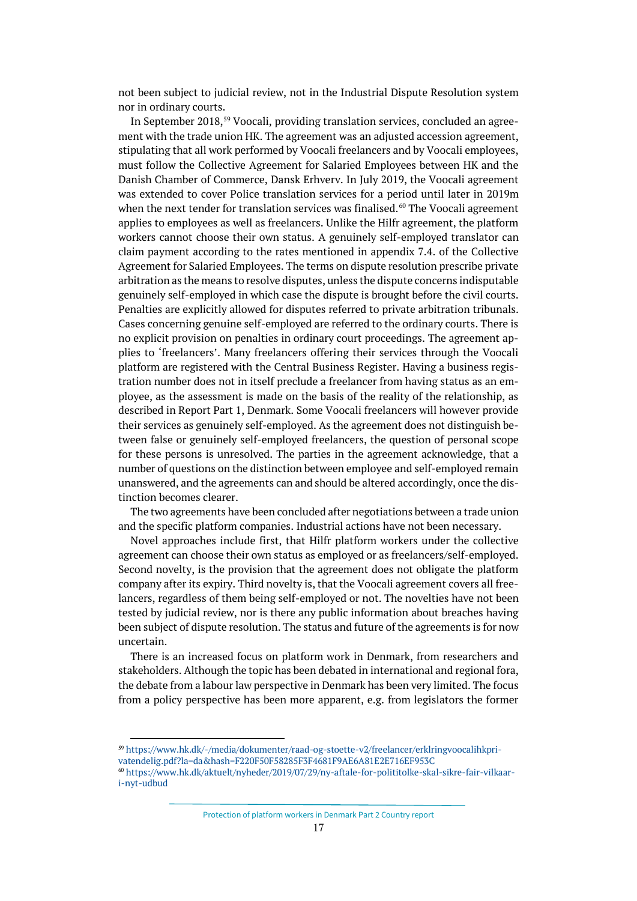not been subject to judicial review, not in the Industrial Dispute Resolution system nor in ordinary courts.

In September 2018,[59] Voocali, providing translation services, concluded an agreement with the trade union HK. The agreement was an adjusted accession agreement, stipulating that all work performed by Voocali freelancers and by Voocali employees, must follow the Collective Agreement for Salaried Employees between HK and the Danish Chamber of Commerce, Dansk Erhverv. In July 2019, the Voocali agreement was extended to cover Police translation services for a period until later in 2019m when the next tender for translation services was finalised.[60] The Voocali agreement applies to employees as well as freelancers. Unlike the Hilfr agreement, the platform workers cannot choose their own status. A genuinely self-employed translator can claim payment according to the rates mentioned in appendix 7.4. of the Collective Agreement for Salaried Employees. The terms on dispute resolution prescribe private arbitration as the means to resolve disputes, unless the dispute concerns indisputable genuinely self-employed in which case the dispute is brought before the civil courts. Penalties are explicitly allowed for disputes referred to private arbitration tribunals. Cases concerning genuine self-employed are referred to the ordinary courts. There is no explicit provision on penalties in ordinary court proceedings. The agreement applies to 'freelancers'. Many freelancers offering their services through the Voocali platform are registered with the Central Business Register. Having a business registration number does not in itself preclude a freelancer from having status as an employee, as the assessment is made on the basis of the reality of the relationship, as described in Report Part 1, Denmark. Some Voocali freelancers will however provide their services as genuinely self-employed. As the agreement does not distinguish between false or genuinely self-employed freelancers, the question of personal scope for these persons is unresolved. The parties in the agreement acknowledge, that a number of questions on the distinction between employee and self-employed remain unanswered, and the agreements can and should be altered accordingly, once the distinction becomes clearer.

The two agreements have been concluded after negotiations between a trade union and the specific platform companies. Industrial actions have not been necessary.

Novel approaches include first, that Hilfr platform workers under the collective agreement can choose their own status as employed or as freelancers/self-employed. Second novelty, is the provision that the agreement does not obligate the platform company after its expiry. Third novelty is, that the Voocali agreement covers all freelancers, regardless of them being self-employed or not. The novelties have not been tested by judicial review, nor is there any public information about breaches having been subject of dispute resolution. The status and future of the agreements is for now uncertain.

There is an increased focus on platform work in Denmark, from researchers and stakeholders. Although the topic has been debated in international and regional fora, the debate from a labour law perspective in Denmark has been very limited. The focus from a policy perspective has been more apparent, e.g. from legislators the former

---

[59] https://www.hk.dk/-/media/dokumenter/raad-og-stoette-v2/freelancer/erklringvoocalihkprivatendelig.pdf?la=da&hash=F220F50F58285F3F4681F9AE6A81E2E716EF953C

[60] https://www.hk.dk/aktuelt/nyheder/2019/07/29/ny-aftale-for-polititolke-skal-sikre-fair-vilkaar-i-nyt-udbud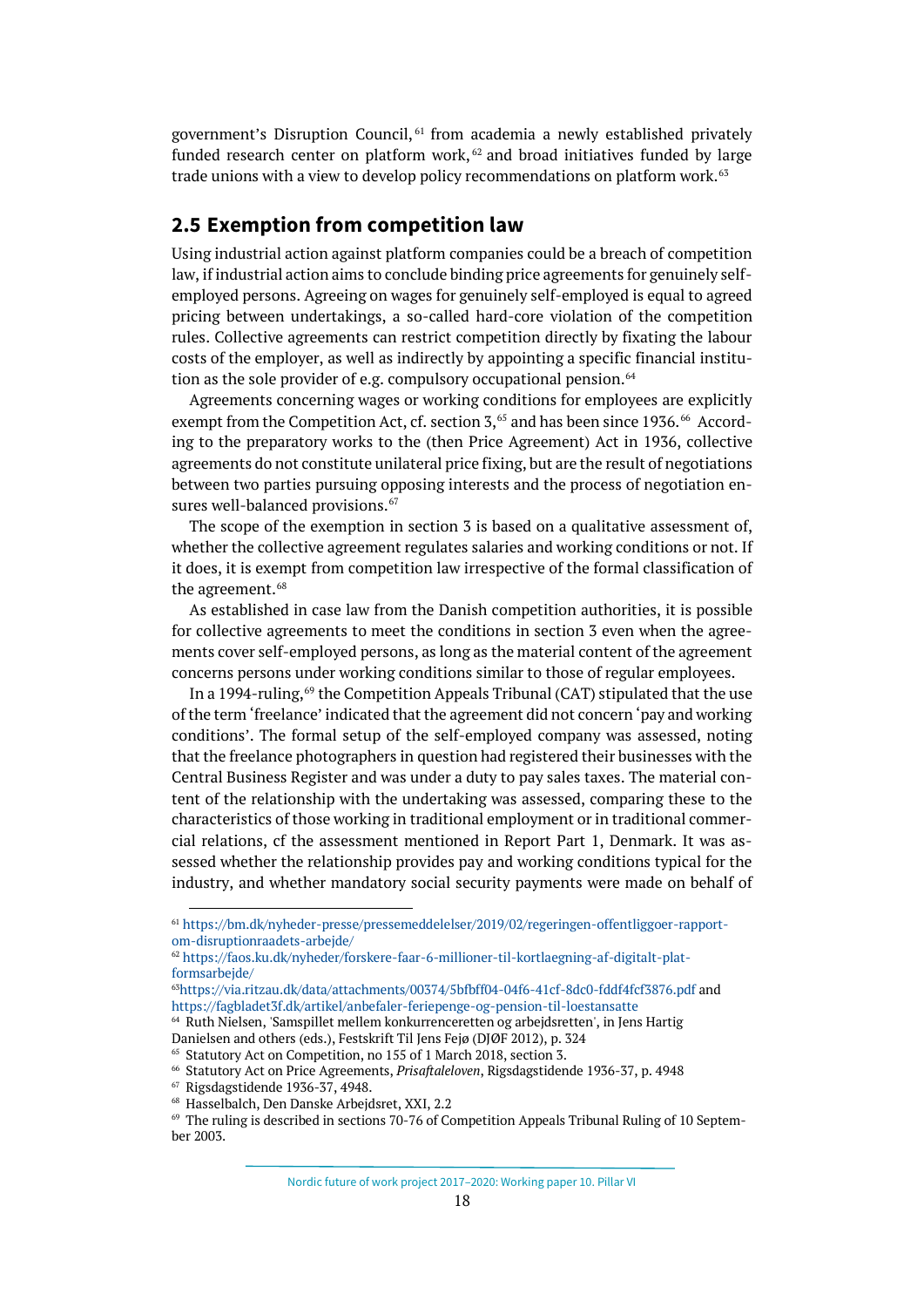government's Disruption Council,[61] from academia a newly established privately funded research center on platform work,[62] and broad initiatives funded by large trade unions with a view to develop policy recommendations on platform work.[63]

## 2.5 Exemption from competition law

Using industrial action against platform companies could be a breach of competition law, if industrial action aims to conclude binding price agreements for genuinely self-employed persons. Agreeing on wages for genuinely self-employed is equal to agreed pricing between undertakings, a so-called hard-core violation of the competition rules. Collective agreements can restrict competition directly by fixating the labour costs of the employer, as well as indirectly by appointing a specific financial institution as the sole provider of e.g. compulsory occupational pension.[64]

Agreements concerning wages or working conditions for employees are explicitly exempt from the Competition Act, cf. section 3,[65] and has been since 1936.[66] According to the preparatory works to the (then Price Agreement) Act in 1936, collective agreements do not constitute unilateral price fixing, but are the result of negotiations between two parties pursuing opposing interests and the process of negotiation ensures well-balanced provisions.[67]

The scope of the exemption in section 3 is based on a qualitative assessment of, whether the collective agreement regulates salaries and working conditions or not. If it does, it is exempt from competition law irrespective of the formal classification of the agreement.[68]

As established in case law from the Danish competition authorities, it is possible for collective agreements to meet the conditions in section 3 even when the agreements cover self-employed persons, as long as the material content of the agreement concerns persons under working conditions similar to those of regular employees.

In a 1994-ruling,[69] the Competition Appeals Tribunal (CAT) stipulated that the use of the term 'freelance' indicated that the agreement did not concern 'pay and working conditions'. The formal setup of the self-employed company was assessed, noting that the freelance photographers in question had registered their businesses with the Central Business Register and was under a duty to pay sales taxes. The material content of the relationship with the undertaking was assessed, comparing these to the characteristics of those working in traditional employment or in traditional commercial relations, cf the assessment mentioned in Report Part 1, Denmark. It was assessed whether the relationship provides pay and working conditions typical for the industry, and whether mandatory social security payments were made on behalf of

---

[61] https://bm.dk/nyheder-presse/pressemeddelelser/2019/02/regeringen-offentliggoer-rapport-om-disruptionraadets-arbejde/

[62] https://faos.ku.dk/nyheder/forskere-faar-6-millioner-til-kortlaegning-af-digitalt-platformsarbejde/

[63] https://via.ritzau.dk/data/attachments/00374/5bfbff04-04f6-41cf-8dc0-fddf4fcf3876.pdf and https://fagbladet3f.dk/artikel/anbefaler-feriepenge-og-pension-til-loestansatte

[64] Ruth Nielsen, 'Samspillet mellem konkurrenceretten og arbejdsretten', in Jens Hartig Danielsen and others (eds.), Festskrift Til Jens Fejø (DJØF 2012), p. 324

[65] Statutory Act on Competition, no 155 of 1 March 2018, section 3.

[66] Statutory Act on Price Agreements, *Prisaftaleloven*, Rigsdagstidende 1936-37, p. 4948

[67] Rigsdagstidende 1936-37, 4948.

[68] Hasselbalch, Den Danske Arbejdsret, XXI, 2.2

[69] The ruling is described in sections 70-76 of Competition Appeals Tribunal Ruling of 10 September 2003.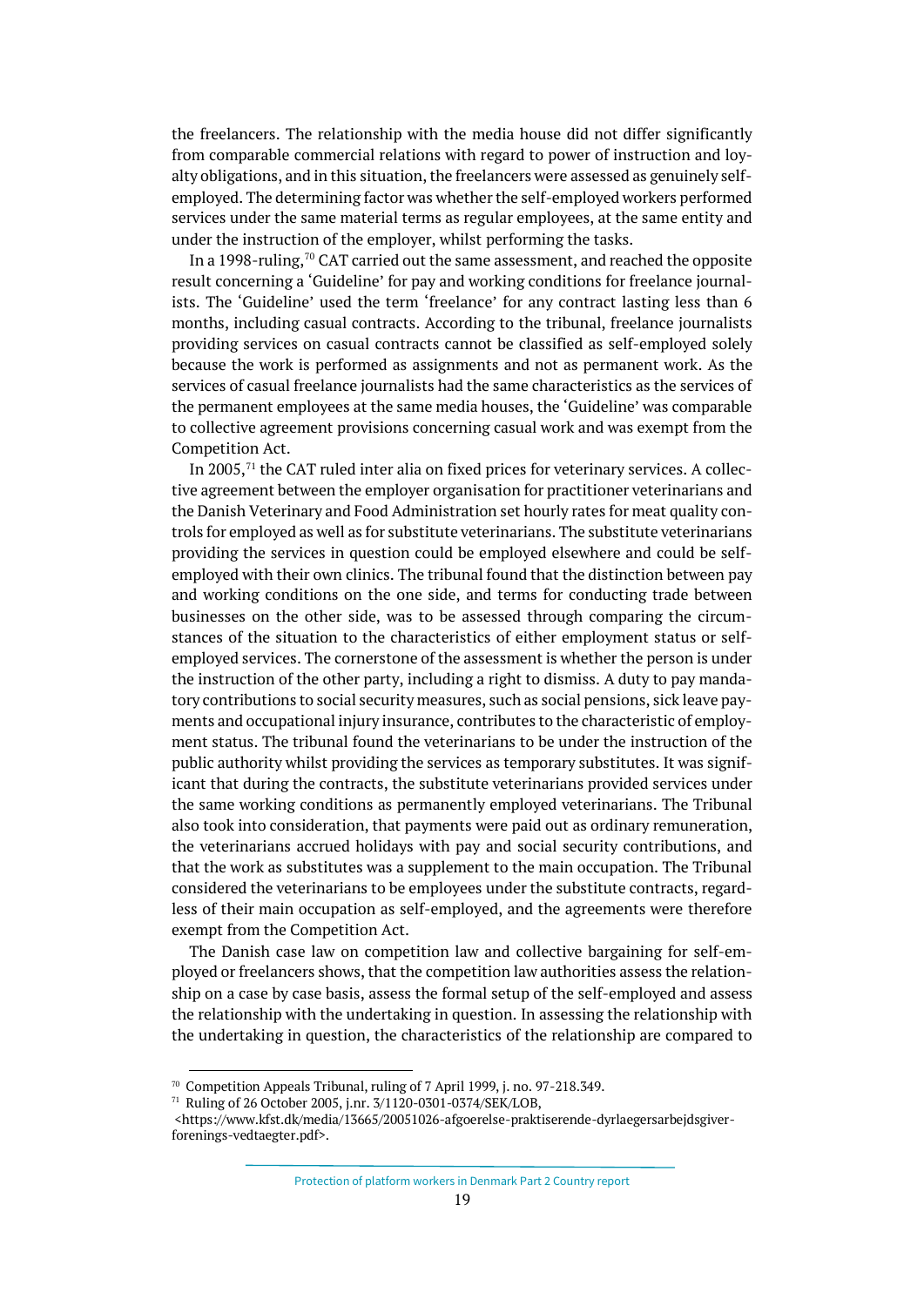the freelancers. The relationship with the media house did not differ significantly from comparable commercial relations with regard to power of instruction and loyalty obligations, and in this situation, the freelancers were assessed as genuinely self-employed. The determining factor was whether the self-employed workers performed services under the same material terms as regular employees, at the same entity and under the instruction of the employer, whilst performing the tasks.

In a 1998-ruling,[70] CAT carried out the same assessment, and reached the opposite result concerning a 'Guideline' for pay and working conditions for freelance journalists. The 'Guideline' used the term 'freelance' for any contract lasting less than 6 months, including casual contracts. According to the tribunal, freelance journalists providing services on casual contracts cannot be classified as self-employed solely because the work is performed as assignments and not as permanent work. As the services of casual freelance journalists had the same characteristics as the services of the permanent employees at the same media houses, the 'Guideline' was comparable to collective agreement provisions concerning casual work and was exempt from the Competition Act.

In 2005,[71] the CAT ruled inter alia on fixed prices for veterinary services. A collective agreement between the employer organisation for practitioner veterinarians and the Danish Veterinary and Food Administration set hourly rates for meat quality controls for employed as well as for substitute veterinarians. The substitute veterinarians providing the services in question could be employed elsewhere and could be self-employed with their own clinics. The tribunal found that the distinction between pay and working conditions on the one side, and terms for conducting trade between businesses on the other side, was to be assessed through comparing the circumstances of the situation to the characteristics of either employment status or self-employed services. The cornerstone of the assessment is whether the person is under the instruction of the other party, including a right to dismiss. A duty to pay mandatory contributions to social security measures, such as social pensions, sick leave payments and occupational injury insurance, contributes to the characteristic of employment status. The tribunal found the veterinarians to be under the instruction of the public authority whilst providing the services as temporary substitutes. It was significant that during the contracts, the substitute veterinarians provided services under the same working conditions as permanently employed veterinarians. The Tribunal also took into consideration, that payments were paid out as ordinary remuneration, the veterinarians accrued holidays with pay and social security contributions, and that the work as substitutes was a supplement to the main occupation. The Tribunal considered the veterinarians to be employees under the substitute contracts, regardless of their main occupation as self-employed, and the agreements were therefore exempt from the Competition Act.

The Danish case law on competition law and collective bargaining for self-employed or freelancers shows, that the competition law authorities assess the relationship on a case by case basis, assess the formal setup of the self-employed and assess the relationship with the undertaking in question. In assessing the relationship with the undertaking in question, the characteristics of the relationship are compared to

[70] Competition Appeals Tribunal, ruling of 7 April 1999, j. no. 97-218.349.

[71] Ruling of 26 October 2005, j.nr. 3/1120-0301-0374/SEK/LOB, <https://www.kfst.dk/media/13665/20051026-afgoerelse-praktiserende-dyrlaegersarbejdsgiver-forenings-vedtaegter.pdf>.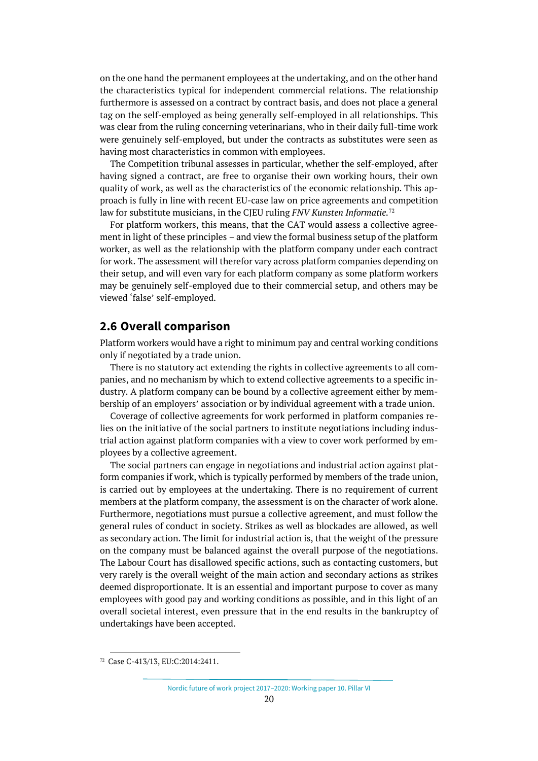on the one hand the permanent employees at the undertaking, and on the other hand the characteristics typical for independent commercial relations. The relationship furthermore is assessed on a contract by contract basis, and does not place a general tag on the self-employed as being generally self-employed in all relationships. This was clear from the ruling concerning veterinarians, who in their daily full-time work were genuinely self-employed, but under the contracts as substitutes were seen as having most characteristics in common with employees.

The Competition tribunal assesses in particular, whether the self-employed, after having signed a contract, are free to organise their own working hours, their own quality of work, as well as the characteristics of the economic relationship. This approach is fully in line with recent EU-case law on price agreements and competition law for substitute musicians, in the CJEU ruling *FNV Kunsten Informatie.*[72]

For platform workers, this means, that the CAT would assess a collective agreement in light of these principles – and view the formal business setup of the platform worker, as well as the relationship with the platform company under each contract for work. The assessment will therefor vary across platform companies depending on their setup, and will even vary for each platform company as some platform workers may be genuinely self-employed due to their commercial setup, and others may be viewed 'false' self-employed.

## 2.6 Overall comparison

Platform workers would have a right to minimum pay and central working conditions only if negotiated by a trade union.

There is no statutory act extending the rights in collective agreements to all companies, and no mechanism by which to extend collective agreements to a specific industry. A platform company can be bound by a collective agreement either by membership of an employers' association or by individual agreement with a trade union.

Coverage of collective agreements for work performed in platform companies relies on the initiative of the social partners to institute negotiations including industrial action against platform companies with a view to cover work performed by employees by a collective agreement.

The social partners can engage in negotiations and industrial action against platform companies if work, which is typically performed by members of the trade union, is carried out by employees at the undertaking. There is no requirement of current members at the platform company, the assessment is on the character of work alone. Furthermore, negotiations must pursue a collective agreement, and must follow the general rules of conduct in society. Strikes as well as blockades are allowed, as well as secondary action. The limit for industrial action is, that the weight of the pressure on the company must be balanced against the overall purpose of the negotiations. The Labour Court has disallowed specific actions, such as contacting customers, but very rarely is the overall weight of the main action and secondary actions as strikes deemed disproportionate. It is an essential and important purpose to cover as many employees with good pay and working conditions as possible, and in this light of an overall societal interest, even pressure that in the end results in the bankruptcy of undertakings have been accepted.

---

[72] Case C-413/13, EU:C:2014:2411.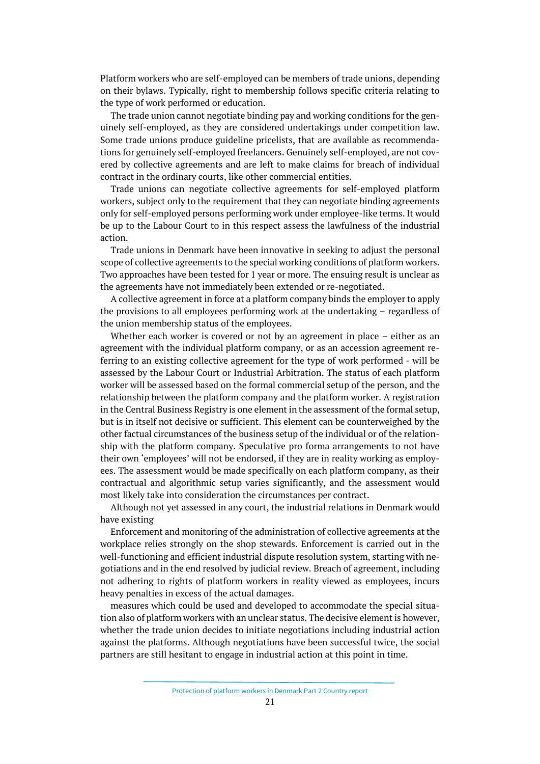Platform workers who are self-employed can be members of trade unions, depending on their bylaws. Typically, right to membership follows specific criteria relating to the type of work performed or education.

The trade union cannot negotiate binding pay and working conditions for the genuinely self-employed, as they are considered undertakings under competition law. Some trade unions produce guideline pricelists, that are available as recommendations for genuinely self-employed freelancers. Genuinely self-employed, are not covered by collective agreements and are left to make claims for breach of individual contract in the ordinary courts, like other commercial entities.

Trade unions can negotiate collective agreements for self-employed platform workers, subject only to the requirement that they can negotiate binding agreements only for self-employed persons performing work under employee-like terms. It would be up to the Labour Court to in this respect assess the lawfulness of the industrial action.

Trade unions in Denmark have been innovative in seeking to adjust the personal scope of collective agreements to the special working conditions of platform workers. Two approaches have been tested for 1 year or more. The ensuing result is unclear as the agreements have not immediately been extended or re-negotiated.

A collective agreement in force at a platform company binds the employer to apply the provisions to all employees performing work at the undertaking – regardless of the union membership status of the employees.

Whether each worker is covered or not by an agreement in place – either as an agreement with the individual platform company, or as an accession agreement referring to an existing collective agreement for the type of work performed - will be assessed by the Labour Court or Industrial Arbitration. The status of each platform worker will be assessed based on the formal commercial setup of the person, and the relationship between the platform company and the platform worker. A registration in the Central Business Registry is one element in the assessment of the formal setup, but is in itself not decisive or sufficient. This element can be counterweighed by the other factual circumstances of the business setup of the individual or of the relationship with the platform company. Speculative pro forma arrangements to not have their own 'employees' will not be endorsed, if they are in reality working as employees. The assessment would be made specifically on each platform company, as their contractual and algorithmic setup varies significantly, and the assessment would most likely take into consideration the circumstances per contract.

Although not yet assessed in any court, the industrial relations in Denmark would have existing

Enforcement and monitoring of the administration of collective agreements at the workplace relies strongly on the shop stewards. Enforcement is carried out in the well-functioning and efficient industrial dispute resolution system, starting with negotiations and in the end resolved by judicial review. Breach of agreement, including not adhering to rights of platform workers in reality viewed as employees, incurs heavy penalties in excess of the actual damages.

measures which could be used and developed to accommodate the special situation also of platform workers with an unclear status. The decisive element is however, whether the trade union decides to initiate negotiations including industrial action against the platforms. Although negotiations have been successful twice, the social partners are still hesitant to engage in industrial action at this point in time.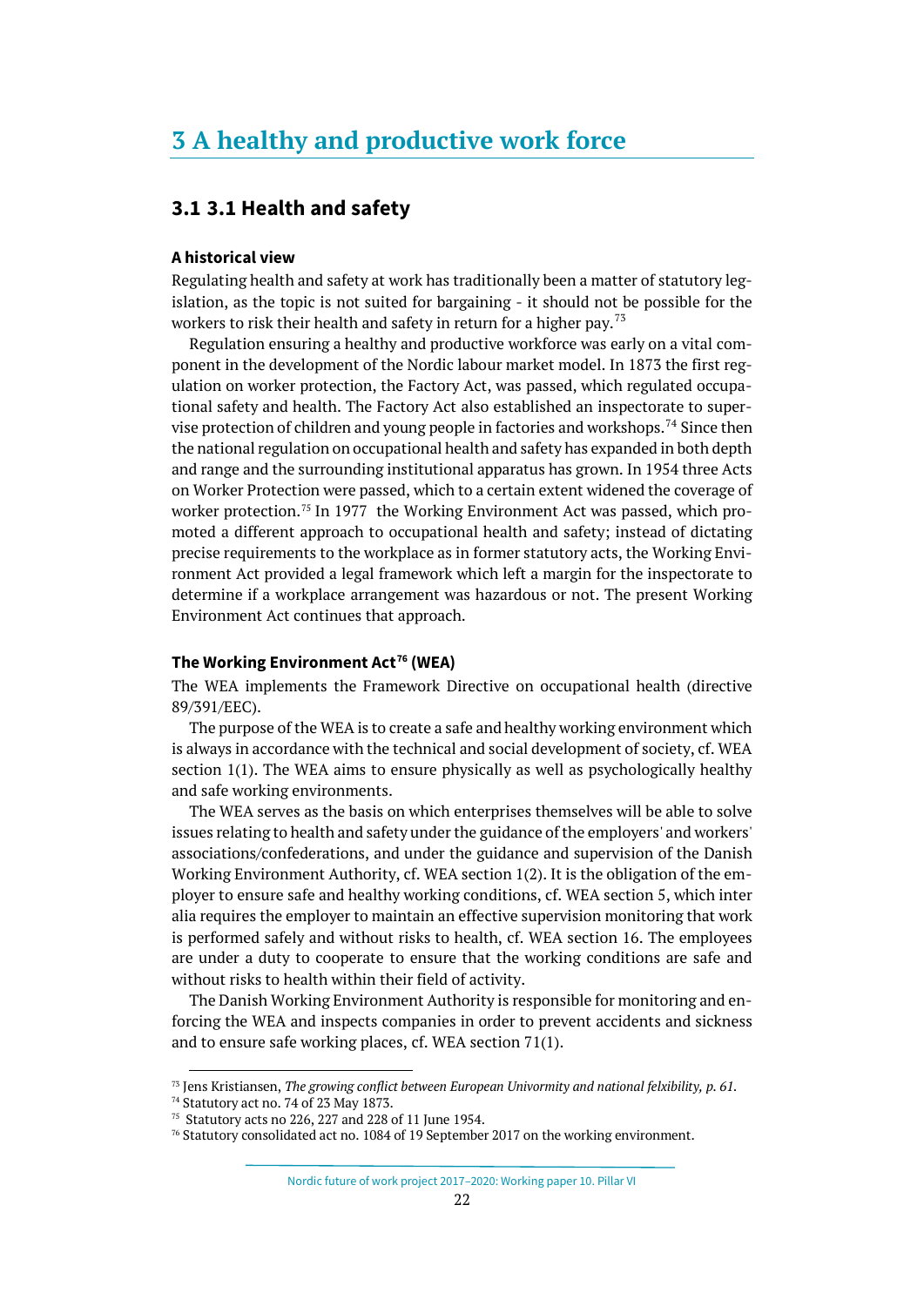# 3 A healthy and productive work force

## 3.1 3.1 Health and safety

### A historical view

Regulating health and safety at work has traditionally been a matter of statutory legislation, as the topic is not suited for bargaining - it should not be possible for the workers to risk their health and safety in return for a higher pay.[73]

Regulation ensuring a healthy and productive workforce was early on a vital component in the development of the Nordic labour market model. In 1873 the first regulation on worker protection, the Factory Act, was passed, which regulated occupational safety and health. The Factory Act also established an inspectorate to supervise protection of children and young people in factories and workshops.[74] Since then the national regulation on occupational health and safety has expanded in both depth and range and the surrounding institutional apparatus has grown. In 1954 three Acts on Worker Protection were passed, which to a certain extent widened the coverage of worker protection.[75] In 1977 the Working Environment Act was passed, which promoted a different approach to occupational health and safety; instead of dictating precise requirements to the workplace as in former statutory acts, the Working Environment Act provided a legal framework which left a margin for the inspectorate to determine if a workplace arrangement was hazardous or not. The present Working Environment Act continues that approach.

### The Working Environment Act[76] (WEA)

The WEA implements the Framework Directive on occupational health (directive 89/391/EEC).

The purpose of the WEA is to create a safe and healthy working environment which is always in accordance with the technical and social development of society, cf. WEA section 1(1). The WEA aims to ensure physically as well as psychologically healthy and safe working environments.

The WEA serves as the basis on which enterprises themselves will be able to solve issues relating to health and safety under the guidance of the employers' and workers' associations/confederations, and under the guidance and supervision of the Danish Working Environment Authority, cf. WEA section 1(2). It is the obligation of the employer to ensure safe and healthy working conditions, cf. WEA section 5, which inter alia requires the employer to maintain an effective supervision monitoring that work is performed safely and without risks to health, cf. WEA section 16. The employees are under a duty to cooperate to ensure that the working conditions are safe and without risks to health within their field of activity.

The Danish Working Environment Authority is responsible for monitoring and enforcing the WEA and inspects companies in order to prevent accidents and sickness and to ensure safe working places, cf. WEA section 71(1).

---

[73] Jens Kristiansen, *The growing conflict between European Univormity and national felxibility, p. 61.*

[74] Statutory act no. 74 of 23 May 1873.

[75] Statutory acts no 226, 227 and 228 of 11 June 1954.

[76] Statutory consolidated act no. 1084 of 19 September 2017 on the working environment.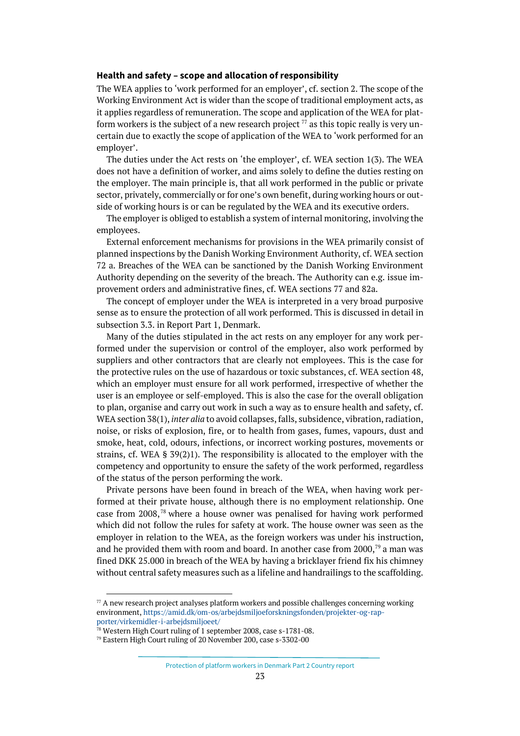**Health and safety – scope and allocation of responsibility**

The WEA applies to 'work performed for an employer', cf. section 2. The scope of the Working Environment Act is wider than the scope of traditional employment acts, as it applies regardless of remuneration. The scope and application of the WEA for platform workers is the subject of a new research project [77] as this topic really is very uncertain due to exactly the scope of application of the WEA to 'work performed for an employer'.

The duties under the Act rests on 'the employer', cf. WEA section 1(3). The WEA does not have a definition of worker, and aims solely to define the duties resting on the employer. The main principle is, that all work performed in the public or private sector, privately, commercially or for one's own benefit, during working hours or outside of working hours is or can be regulated by the WEA and its executive orders.

The employer is obliged to establish a system of internal monitoring, involving the employees.

External enforcement mechanisms for provisions in the WEA primarily consist of planned inspections by the Danish Working Environment Authority, cf. WEA section 72 a. Breaches of the WEA can be sanctioned by the Danish Working Environment Authority depending on the severity of the breach. The Authority can e.g. issue improvement orders and administrative fines, cf. WEA sections 77 and 82a.

The concept of employer under the WEA is interpreted in a very broad purposive sense as to ensure the protection of all work performed. This is discussed in detail in subsection 3.3. in Report Part 1, Denmark.

Many of the duties stipulated in the act rests on any employer for any work performed under the supervision or control of the employer, also work performed by suppliers and other contractors that are clearly not employees. This is the case for the protective rules on the use of hazardous or toxic substances, cf. WEA section 48, which an employer must ensure for all work performed, irrespective of whether the user is an employee or self-employed. This is also the case for the overall obligation to plan, organise and carry out work in such a way as to ensure health and safety, cf. WEA section 38(1), *inter alia* to avoid collapses, falls, subsidence, vibration, radiation, noise, or risks of explosion, fire, or to health from gases, fumes, vapours, dust and smoke, heat, cold, odours, infections, or incorrect working postures, movements or strains, cf. WEA § 39(2)1). The responsibility is allocated to the employer with the competency and opportunity to ensure the safety of the work performed, regardless of the status of the person performing the work.

Private persons have been found in breach of the WEA, when having work performed at their private house, although there is no employment relationship. One case from 2008,[78] where a house owner was penalised for having work performed which did not follow the rules for safety at work. The house owner was seen as the employer in relation to the WEA, as the foreign workers was under his instruction, and he provided them with room and board. In another case from 2000,[79] a man was fined DKK 25.000 in breach of the WEA by having a bricklayer friend fix his chimney without central safety measures such as a lifeline and handrailings to the scaffolding.

---

[77] A new research project analyses platform workers and possible challenges concerning working environment, https://amid.dk/om-os/arbejdsmiljoeforskningsfonden/projekter-og-rapporter/virkemidler-i-arbejdsmiljoeet/

[78] Western High Court ruling of 1 september 2008, case s-1781-08.

[79] Eastern High Court ruling of 20 November 200, case s-3302-00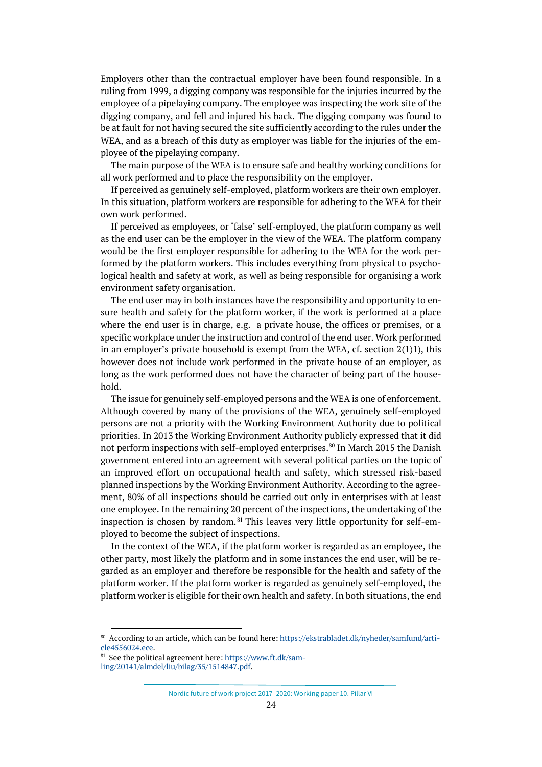Employers other than the contractual employer have been found responsible. In a ruling from 1999, a digging company was responsible for the injuries incurred by the employee of a pipelaying company. The employee was inspecting the work site of the digging company, and fell and injured his back. The digging company was found to be at fault for not having secured the site sufficiently according to the rules under the WEA, and as a breach of this duty as employer was liable for the injuries of the employee of the pipelaying company.

The main purpose of the WEA is to ensure safe and healthy working conditions for all work performed and to place the responsibility on the employer.

If perceived as genuinely self-employed, platform workers are their own employer. In this situation, platform workers are responsible for adhering to the WEA for their own work performed.

If perceived as employees, or 'false' self-employed, the platform company as well as the end user can be the employer in the view of the WEA. The platform company would be the first employer responsible for adhering to the WEA for the work performed by the platform workers. This includes everything from physical to psychological health and safety at work, as well as being responsible for organising a work environment safety organisation.

The end user may in both instances have the responsibility and opportunity to ensure health and safety for the platform worker, if the work is performed at a place where the end user is in charge, e.g. a private house, the offices or premises, or a specific workplace under the instruction and control of the end user. Work performed in an employer's private household is exempt from the WEA, cf. section 2(1)1), this however does not include work performed in the private house of an employer, as long as the work performed does not have the character of being part of the household.

The issue for genuinely self-employed persons and the WEA is one of enforcement. Although covered by many of the provisions of the WEA, genuinely self-employed persons are not a priority with the Working Environment Authority due to political priorities. In 2013 the Working Environment Authority publicly expressed that it did not perform inspections with self-employed enterprises.[80] In March 2015 the Danish government entered into an agreement with several political parties on the topic of an improved effort on occupational health and safety, which stressed risk-based planned inspections by the Working Environment Authority. According to the agreement, 80% of all inspections should be carried out only in enterprises with at least one employee. In the remaining 20 percent of the inspections, the undertaking of the inspection is chosen by random.[81] This leaves very little opportunity for self-employed to become the subject of inspections.

In the context of the WEA, if the platform worker is regarded as an employee, the other party, most likely the platform and in some instances the end user, will be regarded as an employer and therefore be responsible for the health and safety of the platform worker. If the platform worker is regarded as genuinely self-employed, the platform worker is eligible for their own health and safety. In both situations, the end

---

[80] According to an article, which can be found here: https://ekstrabladet.dk/nyheder/samfund/article4556024.ece.

[81] See the political agreement here: https://www.ft.dk/samling/20141/almdel/liu/bilag/35/1514847.pdf.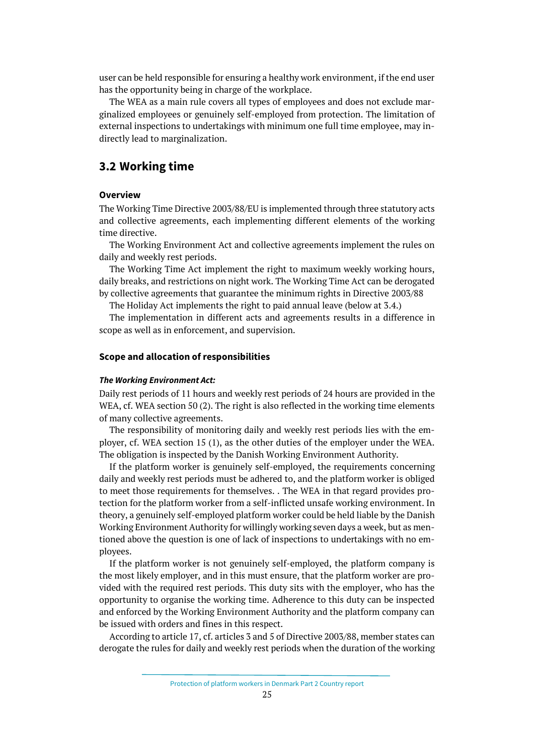user can be held responsible for ensuring a healthy work environment, if the end user has the opportunity being in charge of the workplace.

The WEA as a main rule covers all types of employees and does not exclude marginalized employees or genuinely self-employed from protection. The limitation of external inspections to undertakings with minimum one full time employee, may indirectly lead to marginalization.

## 3.2 Working time

### Overview

The Working Time Directive 2003/88/EU is implemented through three statutory acts and collective agreements, each implementing different elements of the working time directive.

The Working Environment Act and collective agreements implement the rules on daily and weekly rest periods.

The Working Time Act implement the right to maximum weekly working hours, daily breaks, and restrictions on night work. The Working Time Act can be derogated by collective agreements that guarantee the minimum rights in Directive 2003/88

The Holiday Act implements the right to paid annual leave (below at 3.4.)

The implementation in different acts and agreements results in a difference in scope as well as in enforcement, and supervision.

### Scope and allocation of responsibilities

#### *The Working Environment Act:*

Daily rest periods of 11 hours and weekly rest periods of 24 hours are provided in the WEA, cf. WEA section 50 (2). The right is also reflected in the working time elements of many collective agreements.

The responsibility of monitoring daily and weekly rest periods lies with the employer, cf. WEA section 15 (1), as the other duties of the employer under the WEA. The obligation is inspected by the Danish Working Environment Authority.

If the platform worker is genuinely self-employed, the requirements concerning daily and weekly rest periods must be adhered to, and the platform worker is obliged to meet those requirements for themselves. . The WEA in that regard provides protection for the platform worker from a self-inflicted unsafe working environment. In theory, a genuinely self-employed platform worker could be held liable by the Danish Working Environment Authority for willingly working seven days a week, but as mentioned above the question is one of lack of inspections to undertakings with no employees.

If the platform worker is not genuinely self-employed, the platform company is the most likely employer, and in this must ensure, that the platform worker are provided with the required rest periods. This duty sits with the employer, who has the opportunity to organise the working time. Adherence to this duty can be inspected and enforced by the Working Environment Authority and the platform company can be issued with orders and fines in this respect.

According to article 17, cf. articles 3 and 5 of Directive 2003/88, member states can derogate the rules for daily and weekly rest periods when the duration of the working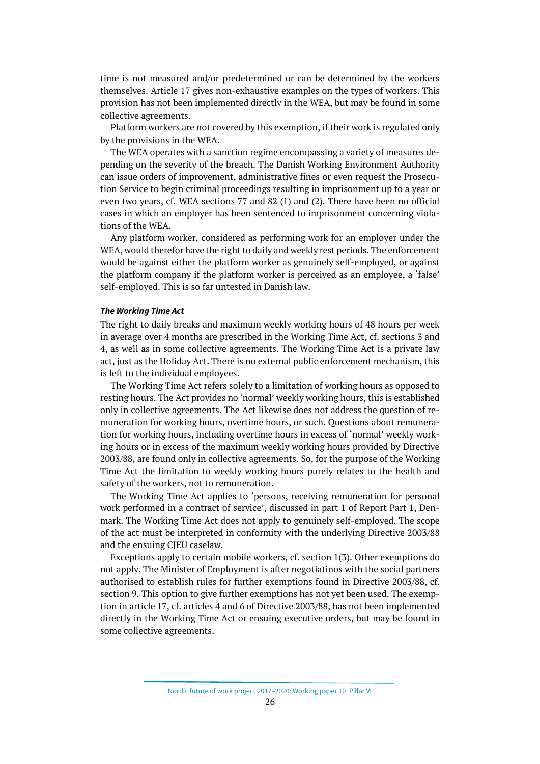time is not measured and/or predetermined or can be determined by the workers themselves. Article 17 gives non-exhaustive examples on the types of workers. This provision has not been implemented directly in the WEA, but may be found in some collective agreements.

Platform workers are not covered by this exemption, if their work is regulated only by the provisions in the WEA.

The WEA operates with a sanction regime encompassing a variety of measures depending on the severity of the breach. The Danish Working Environment Authority can issue orders of improvement, administrative fines or even request the Prosecution Service to begin criminal proceedings resulting in imprisonment up to a year or even two years, cf. WEA sections 77 and 82 (1) and (2). There have been no official cases in which an employer has been sentenced to imprisonment concerning violations of the WEA.

Any platform worker, considered as performing work for an employer under the WEA, would therefor have the right to daily and weekly rest periods. The enforcement would be against either the platform worker as genuinely self-employed, or against the platform company if the platform worker is perceived as an employee, a 'false' self-employed. This is so far untested in Danish law.

#### *The Working Time Act*

The right to daily breaks and maximum weekly working hours of 48 hours per week in average over 4 months are prescribed in the Working Time Act, cf. sections 3 and 4, as well as in some collective agreements. The Working Time Act is a private law act, just as the Holiday Act. There is no external public enforcement mechanism, this is left to the individual employees.

The Working Time Act refers solely to a limitation of working hours as opposed to resting hours. The Act provides no 'normal' weekly working hours, this is established only in collective agreements. The Act likewise does not address the question of remuneration for working hours, overtime hours, or such. Questions about remuneration for working hours, including overtime hours in excess of 'normal' weekly working hours or in excess of the maximum weekly working hours provided by Directive 2003/88, are found only in collective agreements. So, for the purpose of the Working Time Act the limitation to weekly working hours purely relates to the health and safety of the workers, not to remuneration.

The Working Time Act applies to 'persons, receiving remuneration for personal work performed in a contract of service', discussed in part 1 of Report Part 1, Denmark. The Working Time Act does not apply to genuinely self-employed. The scope of the act must be interpreted in conformity with the underlying Directive 2003/88 and the ensuing CJEU caselaw.

Exceptions apply to certain mobile workers, cf. section 1(3). Other exemptions do not apply. The Minister of Employment is after negotiatinos with the social partners authorised to establish rules for further exemptions found in Directive 2003/88, cf. section 9. This option to give further exemptions has not yet been used. The exemption in article 17, cf. articles 4 and 6 of Directive 2003/88, has not been implemented directly in the Working Time Act or ensuing executive orders, but may be found in some collective agreements.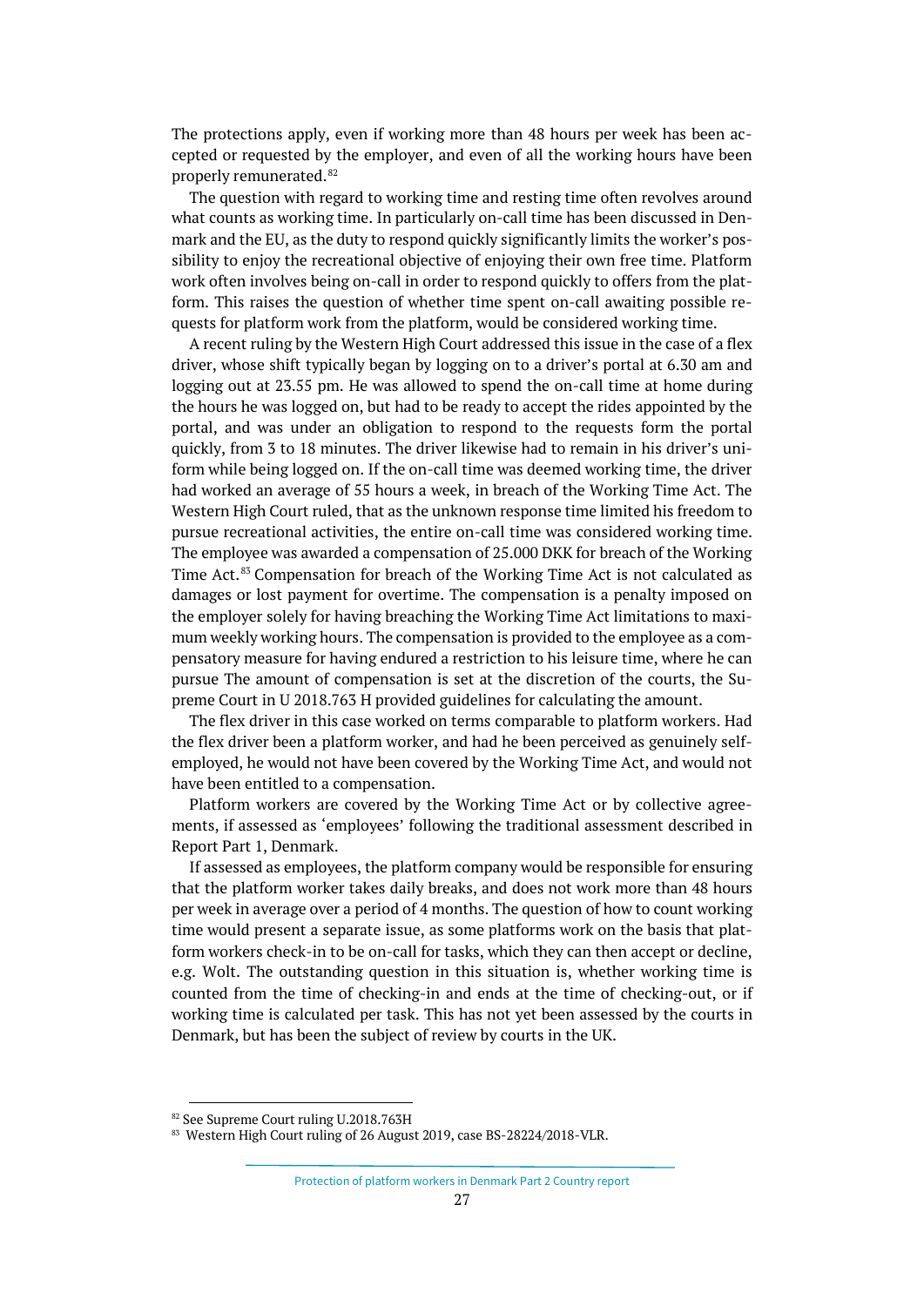The protections apply, even if working more than 48 hours per week has been accepted or requested by the employer, and even of all the working hours have been properly remunerated.[82]

The question with regard to working time and resting time often revolves around what counts as working time. In particularly on-call time has been discussed in Denmark and the EU, as the duty to respond quickly significantly limits the worker's possibility to enjoy the recreational objective of enjoying their own free time. Platform work often involves being on-call in order to respond quickly to offers from the platform. This raises the question of whether time spent on-call awaiting possible requests for platform work from the platform, would be considered working time.

A recent ruling by the Western High Court addressed this issue in the case of a flex driver, whose shift typically began by logging on to a driver's portal at 6.30 am and logging out at 23.55 pm. He was allowed to spend the on-call time at home during the hours he was logged on, but had to be ready to accept the rides appointed by the portal, and was under an obligation to respond to the requests form the portal quickly, from 3 to 18 minutes. The driver likewise had to remain in his driver's uniform while being logged on. If the on-call time was deemed working time, the driver had worked an average of 55 hours a week, in breach of the Working Time Act. The Western High Court ruled, that as the unknown response time limited his freedom to pursue recreational activities, the entire on-call time was considered working time. The employee was awarded a compensation of 25.000 DKK for breach of the Working Time Act.[83] Compensation for breach of the Working Time Act is not calculated as damages or lost payment for overtime. The compensation is a penalty imposed on the employer solely for having breaching the Working Time Act limitations to maximum weekly working hours. The compensation is provided to the employee as a compensatory measure for having endured a restriction to his leisure time, where he can pursue The amount of compensation is set at the discretion of the courts, the Supreme Court in U 2018.763 H provided guidelines for calculating the amount.

The flex driver in this case worked on terms comparable to platform workers. Had the flex driver been a platform worker, and had he been perceived as genuinely self-employed, he would not have been covered by the Working Time Act, and would not have been entitled to a compensation.

Platform workers are covered by the Working Time Act or by collective agreements, if assessed as 'employees' following the traditional assessment described in Report Part 1, Denmark.

If assessed as employees, the platform company would be responsible for ensuring that the platform worker takes daily breaks, and does not work more than 48 hours per week in average over a period of 4 months. The question of how to count working time would present a separate issue, as some platforms work on the basis that platform workers check-in to be on-call for tasks, which they can then accept or decline, e.g. Wolt. The outstanding question in this situation is, whether working time is counted from the time of checking-in and ends at the time of checking-out, or if working time is calculated per task. This has not yet been assessed by the courts in Denmark, but has been the subject of review by courts in the UK.

[82] See Supreme Court ruling U.2018.763H

[83] Western High Court ruling of 26 August 2019, case BS-28224/2018-VLR.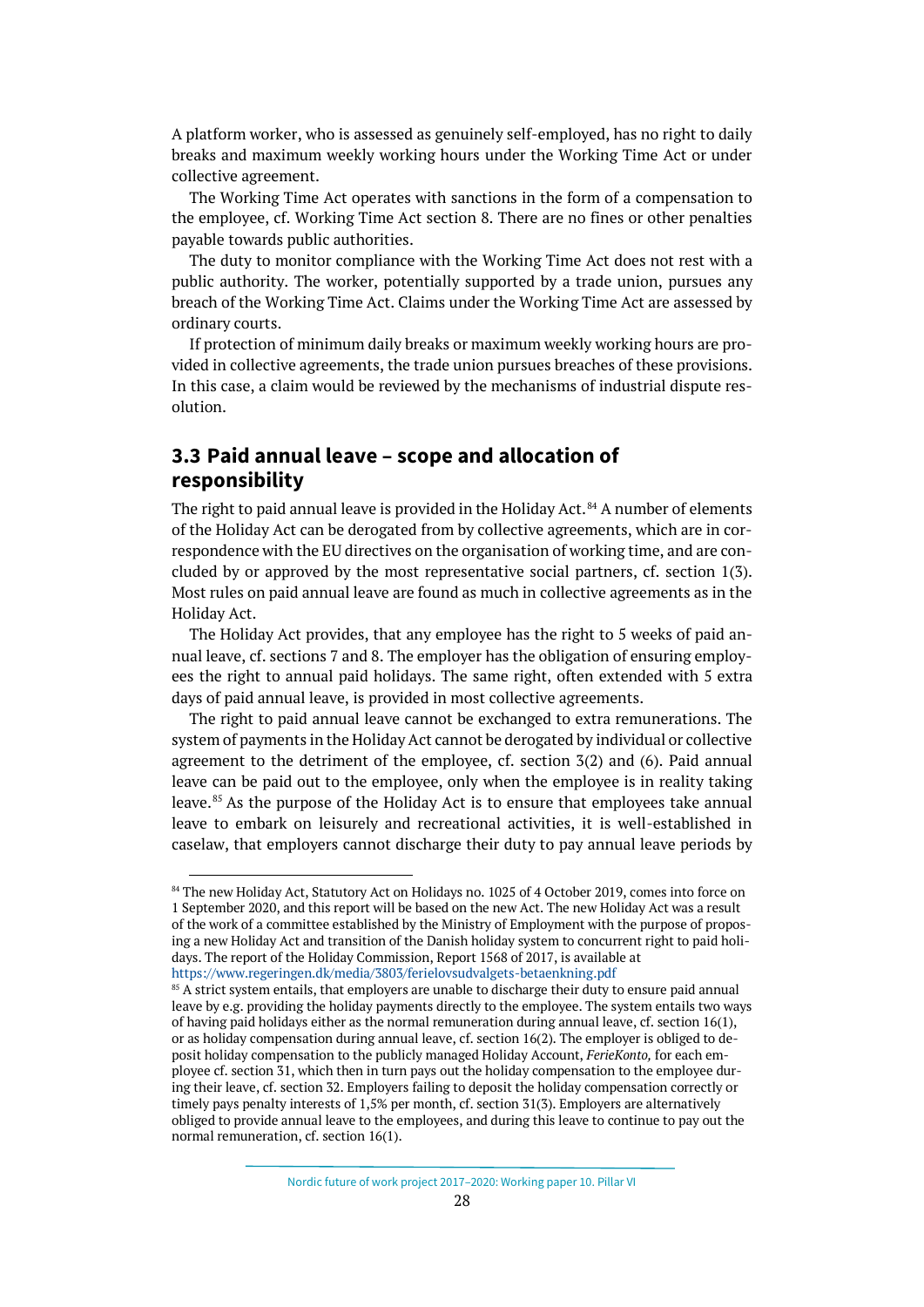A platform worker, who is assessed as genuinely self-employed, has no right to daily breaks and maximum weekly working hours under the Working Time Act or under collective agreement.

The Working Time Act operates with sanctions in the form of a compensation to the employee, cf. Working Time Act section 8. There are no fines or other penalties payable towards public authorities.

The duty to monitor compliance with the Working Time Act does not rest with a public authority. The worker, potentially supported by a trade union, pursues any breach of the Working Time Act. Claims under the Working Time Act are assessed by ordinary courts.

If protection of minimum daily breaks or maximum weekly working hours are provided in collective agreements, the trade union pursues breaches of these provisions. In this case, a claim would be reviewed by the mechanisms of industrial dispute resolution.

## 3.3 Paid annual leave – scope and allocation of responsibility

The right to paid annual leave is provided in the Holiday Act.[84] A number of elements of the Holiday Act can be derogated from by collective agreements, which are in correspondence with the EU directives on the organisation of working time, and are concluded by or approved by the most representative social partners, cf. section 1(3). Most rules on paid annual leave are found as much in collective agreements as in the Holiday Act.

The Holiday Act provides, that any employee has the right to 5 weeks of paid annual leave, cf. sections 7 and 8. The employer has the obligation of ensuring employees the right to annual paid holidays. The same right, often extended with 5 extra days of paid annual leave, is provided in most collective agreements.

The right to paid annual leave cannot be exchanged to extra remunerations. The system of payments in the Holiday Act cannot be derogated by individual or collective agreement to the detriment of the employee, cf. section 3(2) and (6). Paid annual leave can be paid out to the employee, only when the employee is in reality taking leave.[85] As the purpose of the Holiday Act is to ensure that employees take annual leave to embark on leisurely and recreational activities, it is well-established in caselaw, that employers cannot discharge their duty to pay annual leave periods by

---

[84] The new Holiday Act, Statutory Act on Holidays no. 1025 of 4 October 2019, comes into force on 1 September 2020, and this report will be based on the new Act. The new Holiday Act was a result of the work of a committee established by the Ministry of Employment with the purpose of proposing a new Holiday Act and transition of the Danish holiday system to concurrent right to paid holidays. The report of the Holiday Commission, Report 1568 of 2017, is available at https://www.regeringen.dk/media/3803/ferielovsudvalgets-betaenkning.pdf

[85] A strict system entails, that employers are unable to discharge their duty to ensure paid annual leave by e.g. providing the holiday payments directly to the employee. The system entails two ways of having paid holidays either as the normal remuneration during annual leave, cf. section 16(1), or as holiday compensation during annual leave, cf. section 16(2). The employer is obliged to deposit holiday compensation to the publicly managed Holiday Account, *FerieKonto,* for each employee cf. section 31, which then in turn pays out the holiday compensation to the employee during their leave, cf. section 32. Employers failing to deposit the holiday compensation correctly or timely pays penalty interests of 1,5% per month, cf. section 31(3). Employers are alternatively obliged to provide annual leave to the employees, and during this leave to continue to pay out the normal remuneration, cf. section 16(1).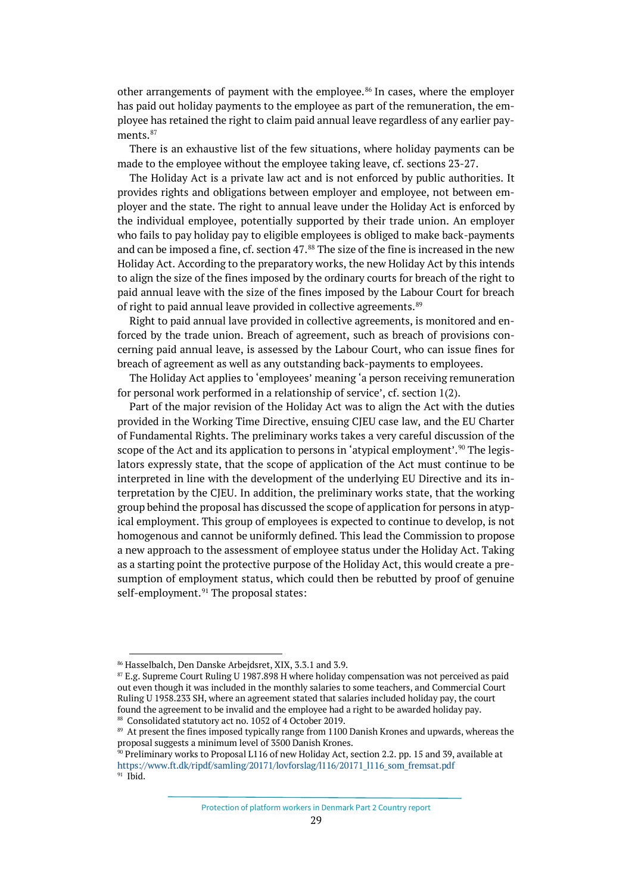other arrangements of payment with the employee.[86] In cases, where the employer has paid out holiday payments to the employee as part of the remuneration, the employee has retained the right to claim paid annual leave regardless of any earlier payments.[87]

There is an exhaustive list of the few situations, where holiday payments can be made to the employee without the employee taking leave, cf. sections 23-27.

The Holiday Act is a private law act and is not enforced by public authorities. It provides rights and obligations between employer and employee, not between employer and the state. The right to annual leave under the Holiday Act is enforced by the individual employee, potentially supported by their trade union. An employer who fails to pay holiday pay to eligible employees is obliged to make back-payments and can be imposed a fine, cf. section 47.[88] The size of the fine is increased in the new Holiday Act. According to the preparatory works, the new Holiday Act by this intends to align the size of the fines imposed by the ordinary courts for breach of the right to paid annual leave with the size of the fines imposed by the Labour Court for breach of right to paid annual leave provided in collective agreements.[89]

Right to paid annual lave provided in collective agreements, is monitored and enforced by the trade union. Breach of agreement, such as breach of provisions concerning paid annual leave, is assessed by the Labour Court, who can issue fines for breach of agreement as well as any outstanding back-payments to employees.

The Holiday Act applies to 'employees' meaning 'a person receiving remuneration for personal work performed in a relationship of service', cf. section 1(2).

Part of the major revision of the Holiday Act was to align the Act with the duties provided in the Working Time Directive, ensuing CJEU case law, and the EU Charter of Fundamental Rights. The preliminary works takes a very careful discussion of the scope of the Act and its application to persons in 'atypical employment'.[90] The legislators expressly state, that the scope of application of the Act must continue to be interpreted in line with the development of the underlying EU Directive and its interpretation by the CJEU. In addition, the preliminary works state, that the working group behind the proposal has discussed the scope of application for persons in atypical employment. This group of employees is expected to continue to develop, is not homogenous and cannot be uniformly defined. This lead the Commission to propose a new approach to the assessment of employee status under the Holiday Act. Taking as a starting point the protective purpose of the Holiday Act, this would create a presumption of employment status, which could then be rebutted by proof of genuine self-employment.[91] The proposal states:

---

[86] Hasselbalch, Den Danske Arbejdsret, XIX, 3.3.1 and 3.9.

[87] E.g. Supreme Court Ruling U 1987.898 H where holiday compensation was not perceived as paid out even though it was included in the monthly salaries to some teachers, and Commercial Court Ruling U 1958.233 SH, where an agreement stated that salaries included holiday pay, the court found the agreement to be invalid and the employee had a right to be awarded holiday pay.

[88] Consolidated statutory act no. 1052 of 4 October 2019.

[89] At present the fines imposed typically range from 1100 Danish Krones and upwards, whereas the proposal suggests a minimum level of 3500 Danish Krones.

[90] Preliminary works to Proposal L116 of new Holiday Act, section 2.2. pp. 15 and 39, available at https://www.ft.dk/ripdf/samling/20171/lovforslag/l116/20171_l116_som_fremsat.pdf

[91] Ibid.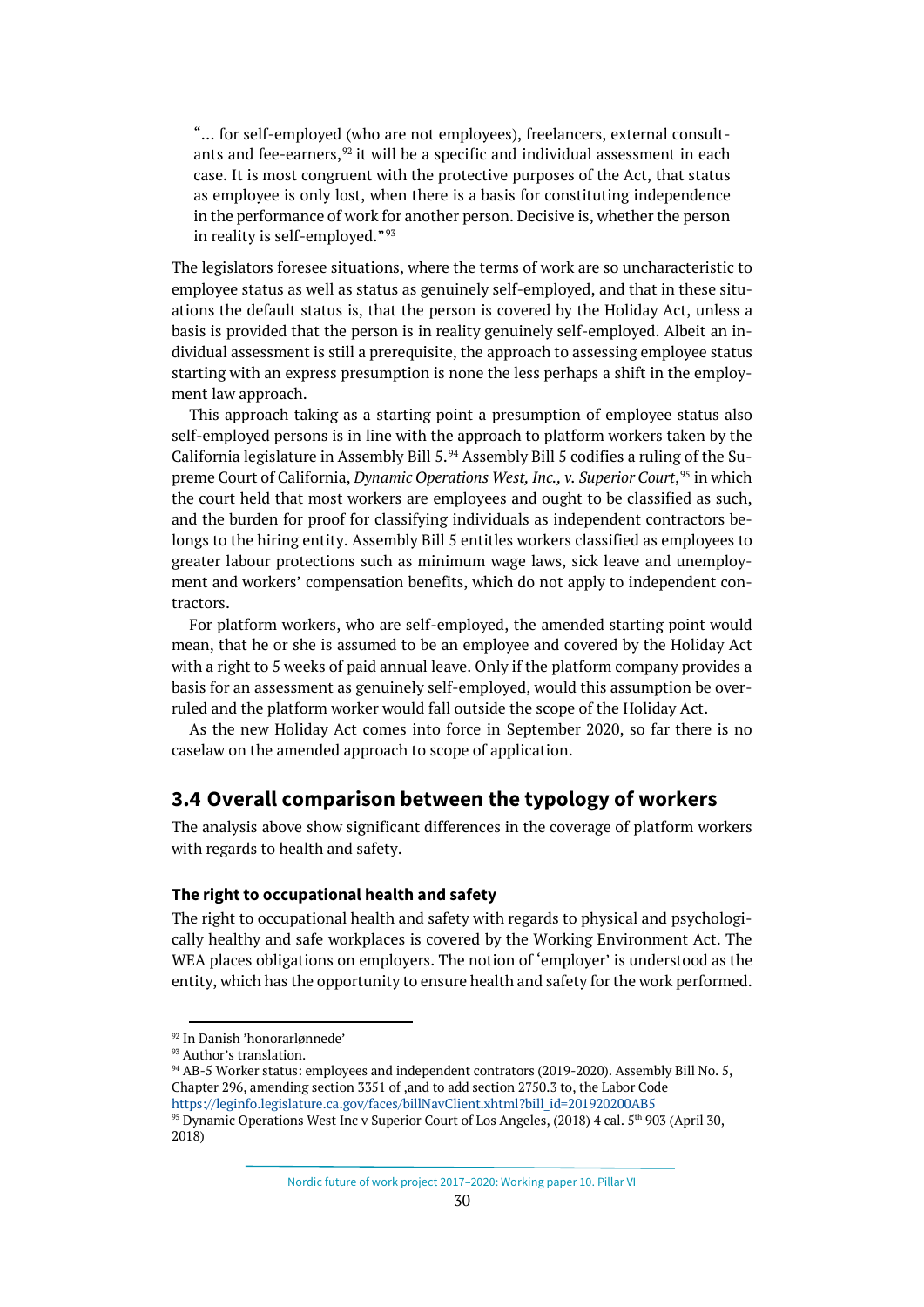"... for self-employed (who are not employees), freelancers, external consultants and fee-earners,[92] it will be a specific and individual assessment in each case. It is most congruent with the protective purposes of the Act, that status as employee is only lost, when there is a basis for constituting independence in the performance of work for another person. Decisive is, whether the person in reality is self-employed."[93]

The legislators foresee situations, where the terms of work are so uncharacteristic to employee status as well as status as genuinely self-employed, and that in these situations the default status is, that the person is covered by the Holiday Act, unless a basis is provided that the person is in reality genuinely self-employed. Albeit an individual assessment is still a prerequisite, the approach to assessing employee status starting with an express presumption is none the less perhaps a shift in the employment law approach.

This approach taking as a starting point a presumption of employee status also self-employed persons is in line with the approach to platform workers taken by the California legislature in Assembly Bill 5.[94] Assembly Bill 5 codifies a ruling of the Supreme Court of California, *Dynamic Operations West, Inc., v. Superior Court*,[95] in which the court held that most workers are employees and ought to be classified as such, and the burden for proof for classifying individuals as independent contractors belongs to the hiring entity. Assembly Bill 5 entitles workers classified as employees to greater labour protections such as minimum wage laws, sick leave and unemployment and workers' compensation benefits, which do not apply to independent contractors.

For platform workers, who are self-employed, the amended starting point would mean, that he or she is assumed to be an employee and covered by the Holiday Act with a right to 5 weeks of paid annual leave. Only if the platform company provides a basis for an assessment as genuinely self-employed, would this assumption be overruled and the platform worker would fall outside the scope of the Holiday Act.

As the new Holiday Act comes into force in September 2020, so far there is no caselaw on the amended approach to scope of application.

## 3.4 Overall comparison between the typology of workers

The analysis above show significant differences in the coverage of platform workers with regards to health and safety.

#### The right to occupational health and safety

The right to occupational health and safety with regards to physical and psychologically healthy and safe workplaces is covered by the Working Environment Act. The WEA places obligations on employers. The notion of 'employer' is understood as the entity, which has the opportunity to ensure health and safety for the work performed.

---

[92] In Danish 'honorarlønnede'

[93] Author's translation.

[94] AB-5 Worker status: employees and independent contrators (2019-2020). Assembly Bill No. 5, Chapter 296, amending section 3351 of ,and to add section 2750.3 to, the Labor Code https://leginfo.legislature.ca.gov/faces/billNavClient.xhtml?bill_id=201920200AB5

[95] Dynamic Operations West Inc v Superior Court of Los Angeles, (2018) 4 cal. 5th 903 (April 30, 2018)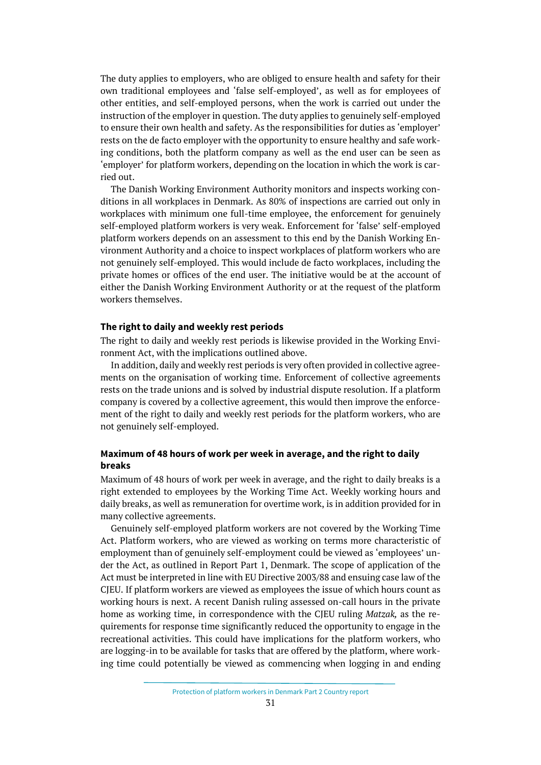The duty applies to employers, who are obliged to ensure health and safety for their own traditional employees and 'false self-employed', as well as for employees of other entities, and self-employed persons, when the work is carried out under the instruction of the employer in question. The duty applies to genuinely self-employed to ensure their own health and safety. As the responsibilities for duties as 'employer' rests on the de facto employer with the opportunity to ensure healthy and safe working conditions, both the platform company as well as the end user can be seen as 'employer' for platform workers, depending on the location in which the work is carried out.

The Danish Working Environment Authority monitors and inspects working conditions in all workplaces in Denmark. As 80% of inspections are carried out only in workplaces with minimum one full-time employee, the enforcement for genuinely self-employed platform workers is very weak. Enforcement for 'false' self-employed platform workers depends on an assessment to this end by the Danish Working Environment Authority and a choice to inspect workplaces of platform workers who are not genuinely self-employed. This would include de facto workplaces, including the private homes or offices of the end user. The initiative would be at the account of either the Danish Working Environment Authority or at the request of the platform workers themselves.

#### The right to daily and weekly rest periods

The right to daily and weekly rest periods is likewise provided in the Working Environment Act, with the implications outlined above.

In addition, daily and weekly rest periods is very often provided in collective agreements on the organisation of working time. Enforcement of collective agreements rests on the trade unions and is solved by industrial dispute resolution. If a platform company is covered by a collective agreement, this would then improve the enforcement of the right to daily and weekly rest periods for the platform workers, who are not genuinely self-employed.

#### Maximum of 48 hours of work per week in average, and the right to daily breaks

Maximum of 48 hours of work per week in average, and the right to daily breaks is a right extended to employees by the Working Time Act. Weekly working hours and daily breaks, as well as remuneration for overtime work, is in addition provided for in many collective agreements.

Genuinely self-employed platform workers are not covered by the Working Time Act. Platform workers, who are viewed as working on terms more characteristic of employment than of genuinely self-employment could be viewed as 'employees' under the Act, as outlined in Report Part 1, Denmark. The scope of application of the Act must be interpreted in line with EU Directive 2003/88 and ensuing case law of the CJEU. If platform workers are viewed as employees the issue of which hours count as working hours is next. A recent Danish ruling assessed on-call hours in the private home as working time, in correspondence with the CJEU ruling *Matzak,* as the requirements for response time significantly reduced the opportunity to engage in the recreational activities. This could have implications for the platform workers, who are logging-in to be available for tasks that are offered by the platform, where working time could potentially be viewed as commencing when logging in and ending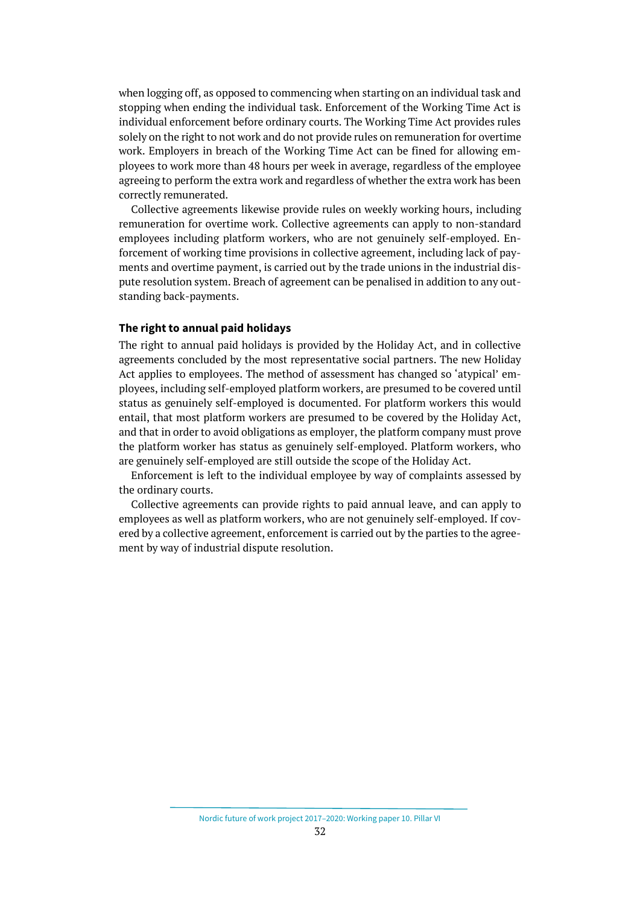when logging off, as opposed to commencing when starting on an individual task and stopping when ending the individual task. Enforcement of the Working Time Act is individual enforcement before ordinary courts. The Working Time Act provides rules solely on the right to not work and do not provide rules on remuneration for overtime work. Employers in breach of the Working Time Act can be fined for allowing employees to work more than 48 hours per week in average, regardless of the employee agreeing to perform the extra work and regardless of whether the extra work has been correctly remunerated.

Collective agreements likewise provide rules on weekly working hours, including remuneration for overtime work. Collective agreements can apply to non-standard employees including platform workers, who are not genuinely self-employed. Enforcement of working time provisions in collective agreement, including lack of payments and overtime payment, is carried out by the trade unions in the industrial dispute resolution system. Breach of agreement can be penalised in addition to any outstanding back-payments.

### The right to annual paid holidays

The right to annual paid holidays is provided by the Holiday Act, and in collective agreements concluded by the most representative social partners. The new Holiday Act applies to employees. The method of assessment has changed so 'atypical' employees, including self-employed platform workers, are presumed to be covered until status as genuinely self-employed is documented. For platform workers this would entail, that most platform workers are presumed to be covered by the Holiday Act, and that in order to avoid obligations as employer, the platform company must prove the platform worker has status as genuinely self-employed. Platform workers, who are genuinely self-employed are still outside the scope of the Holiday Act.

Enforcement is left to the individual employee by way of complaints assessed by the ordinary courts.

Collective agreements can provide rights to paid annual leave, and can apply to employees as well as platform workers, who are not genuinely self-employed. If covered by a collective agreement, enforcement is carried out by the parties to the agreement by way of industrial dispute resolution.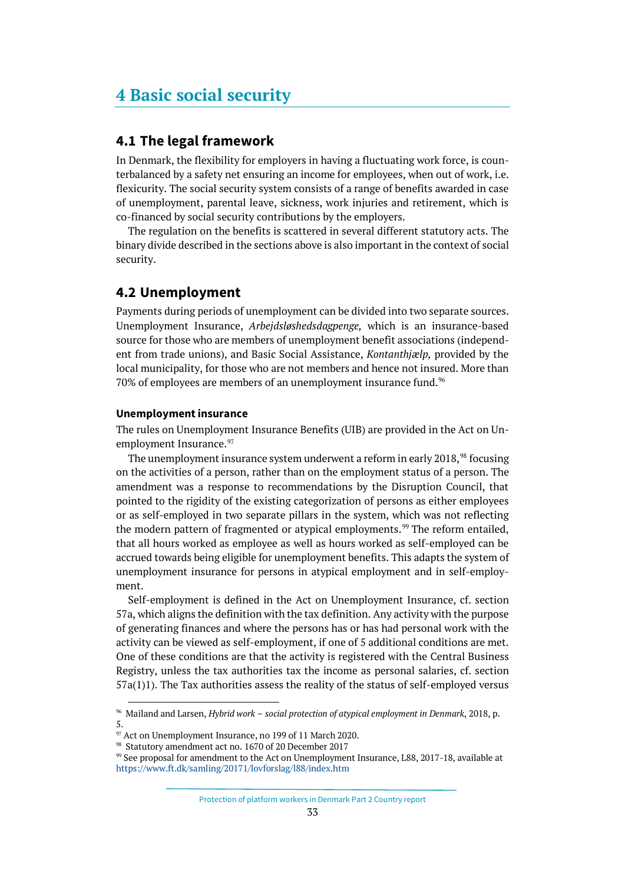# 4 Basic social security

## 4.1 The legal framework

In Denmark, the flexibility for employers in having a fluctuating work force, is counterbalanced by a safety net ensuring an income for employees, when out of work, i.e. flexicurity. The social security system consists of a range of benefits awarded in case of unemployment, parental leave, sickness, work injuries and retirement, which is co-financed by social security contributions by the employers.

The regulation on the benefits is scattered in several different statutory acts. The binary divide described in the sections above is also important in the context of social security.

## 4.2 Unemployment

Payments during periods of unemployment can be divided into two separate sources. Unemployment Insurance, *Arbejdsløshedsdagpenge,* which is an insurance-based source for those who are members of unemployment benefit associations (independent from trade unions), and Basic Social Assistance, *Kontanthjælp,* provided by the local municipality, for those who are not members and hence not insured. More than 70% of employees are members of an unemployment insurance fund.[96]

### Unemployment insurance

The rules on Unemployment Insurance Benefits (UIB) are provided in the Act on Unemployment Insurance.[97]

The unemployment insurance system underwent a reform in early 2018,[98] focusing on the activities of a person, rather than on the employment status of a person. The amendment was a response to recommendations by the Disruption Council, that pointed to the rigidity of the existing categorization of persons as either employees or as self-employed in two separate pillars in the system, which was not reflecting the modern pattern of fragmented or atypical employments.[99] The reform entailed, that all hours worked as employee as well as hours worked as self-employed can be accrued towards being eligible for unemployment benefits. This adapts the system of unemployment insurance for persons in atypical employment and in self-employment.

Self-employment is defined in the Act on Unemployment Insurance, cf. section 57a, which aligns the definition with the tax definition. Any activity with the purpose of generating finances and where the persons has or has had personal work with the activity can be viewed as self-employment, if one of 5 additional conditions are met. One of these conditions are that the activity is registered with the Central Business Registry, unless the tax authorities tax the income as personal salaries, cf. section 57a(1)1). The Tax authorities assess the reality of the status of self-employed versus

---

[96] Mailand and Larsen, *Hybrid work – social protection of atypical employment in Denmark*, 2018, p. 5.

[97] Act on Unemployment Insurance, no 199 of 11 March 2020.

[98] Statutory amendment act no. 1670 of 20 December 2017

[99] See proposal for amendment to the Act on Unemployment Insurance, L88, 2017-18, available at https://www.ft.dk/samling/20171/lovforslag/l88/index.htm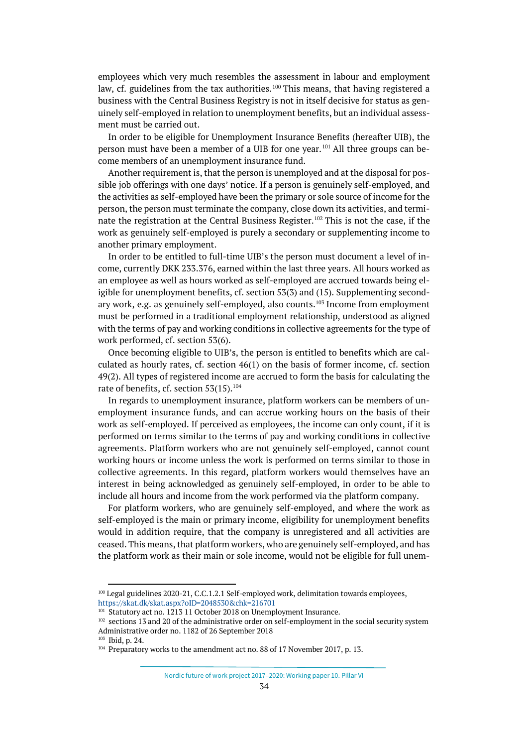employees which very much resembles the assessment in labour and employment law, cf. guidelines from the tax authorities.[100] This means, that having registered a business with the Central Business Registry is not in itself decisive for status as genuinely self-employed in relation to unemployment benefits, but an individual assessment must be carried out.

In order to be eligible for Unemployment Insurance Benefits (hereafter UIB), the person must have been a member of a UIB for one year.[101] All three groups can become members of an unemployment insurance fund.

Another requirement is, that the person is unemployed and at the disposal for possible job offerings with one days' notice. If a person is genuinely self-employed, and the activities as self-employed have been the primary or sole source of income for the person, the person must terminate the company, close down its activities, and terminate the registration at the Central Business Register.[102] This is not the case, if the work as genuinely self-employed is purely a secondary or supplementing income to another primary employment.

In order to be entitled to full-time UIB's the person must document a level of income, currently DKK 233.376, earned within the last three years. All hours worked as an employee as well as hours worked as self-employed are accrued towards being eligible for unemployment benefits, cf. section 53(3) and (15). Supplementing secondary work, e.g. as genuinely self-employed, also counts.[103] Income from employment must be performed in a traditional employment relationship, understood as aligned with the terms of pay and working conditions in collective agreements for the type of work performed, cf. section 53(6).

Once becoming eligible to UIB's, the person is entitled to benefits which are calculated as hourly rates, cf. section 46(1) on the basis of former income, cf. section 49(2). All types of registered income are accrued to form the basis for calculating the rate of benefits, cf. section 53(15).[104]

In regards to unemployment insurance, platform workers can be members of unemployment insurance funds, and can accrue working hours on the basis of their work as self-employed. If perceived as employees, the income can only count, if it is performed on terms similar to the terms of pay and working conditions in collective agreements. Platform workers who are not genuinely self-employed, cannot count working hours or income unless the work is performed on terms similar to those in collective agreements. In this regard, platform workers would themselves have an interest in being acknowledged as genuinely self-employed, in order to be able to include all hours and income from the work performed via the platform company.

For platform workers, who are genuinely self-employed, and where the work as self-employed is the main or primary income, eligibility for unemployment benefits would in addition require, that the company is unregistered and all activities are ceased. This means, that platform workers, who are genuinely self-employed, and has the platform work as their main or sole income, would not be eligible for full unem-

---

[100] Legal guidelines 2020-21, C.C.1.2.1 Self-employed work, delimitation towards employees, https://skat.dk/skat.aspx?oID=2048530&chk=216701

[101] Statutory act no. 1213 11 October 2018 on Unemployment Insurance.

[102] sections 13 and 20 of the administrative order on self-employment in the social security system Administrative order no. 1182 of 26 September 2018

[103] Ibid, p. 24.

[104] Preparatory works to the amendment act no. 88 of 17 November 2017, p. 13.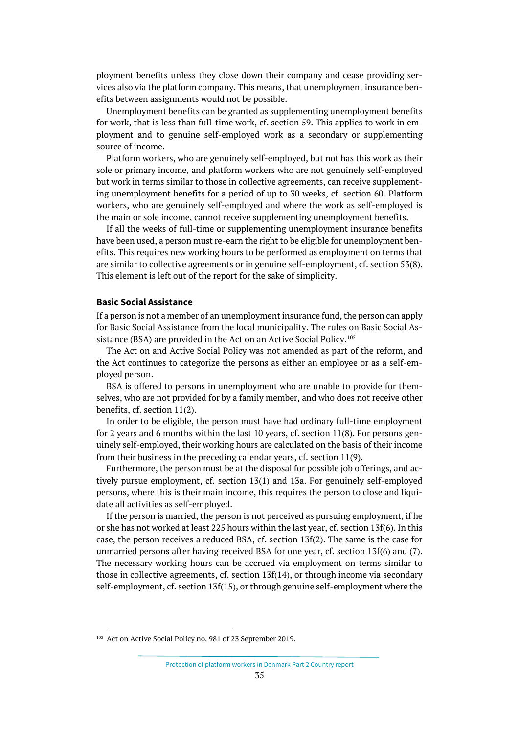ployment benefits unless they close down their company and cease providing services also via the platform company. This means, that unemployment insurance benefits between assignments would not be possible.

Unemployment benefits can be granted as supplementing unemployment benefits for work, that is less than full-time work, cf. section 59. This applies to work in employment and to genuine self-employed work as a secondary or supplementing source of income.

Platform workers, who are genuinely self-employed, but not has this work as their sole or primary income, and platform workers who are not genuinely self-employed but work in terms similar to those in collective agreements, can receive supplementing unemployment benefits for a period of up to 30 weeks, cf. section 60. Platform workers, who are genuinely self-employed and where the work as self-employed is the main or sole income, cannot receive supplementing unemployment benefits.

If all the weeks of full-time or supplementing unemployment insurance benefits have been used, a person must re-earn the right to be eligible for unemployment benefits. This requires new working hours to be performed as employment on terms that are similar to collective agreements or in genuine self-employment, cf. section 53(8). This element is left out of the report for the sake of simplicity.

**Basic Social Assistance**

If a person is not a member of an unemployment insurance fund, the person can apply for Basic Social Assistance from the local municipality. The rules on Basic Social Assistance (BSA) are provided in the Act on an Active Social Policy.[105]

The Act on and Active Social Policy was not amended as part of the reform, and the Act continues to categorize the persons as either an employee or as a self-employed person.

BSA is offered to persons in unemployment who are unable to provide for themselves, who are not provided for by a family member, and who does not receive other benefits, cf. section 11(2).

In order to be eligible, the person must have had ordinary full-time employment for 2 years and 6 months within the last 10 years, cf. section 11(8). For persons genuinely self-employed, their working hours are calculated on the basis of their income from their business in the preceding calendar years, cf. section 11(9).

Furthermore, the person must be at the disposal for possible job offerings, and actively pursue employment, cf. section 13(1) and 13a. For genuinely self-employed persons, where this is their main income, this requires the person to close and liquidate all activities as self-employed.

If the person is married, the person is not perceived as pursuing employment, if he or she has not worked at least 225 hours within the last year, cf. section 13f(6). In this case, the person receives a reduced BSA, cf. section 13f(2). The same is the case for unmarried persons after having received BSA for one year, cf. section 13f(6) and (7). The necessary working hours can be accrued via employment on terms similar to those in collective agreements, cf. section 13f(14), or through income via secondary self-employment, cf. section 13f(15), or through genuine self-employment where the

[105] Act on Active Social Policy no. 981 of 23 September 2019.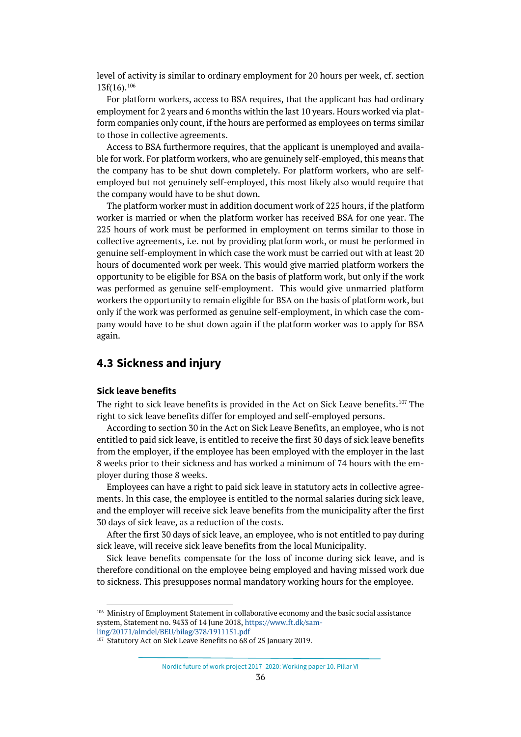level of activity is similar to ordinary employment for 20 hours per week, cf. section 13f(16).[106]

For platform workers, access to BSA requires, that the applicant has had ordinary employment for 2 years and 6 months within the last 10 years. Hours worked via platform companies only count, if the hours are performed as employees on terms similar to those in collective agreements.

Access to BSA furthermore requires, that the applicant is unemployed and available for work. For platform workers, who are genuinely self-employed, this means that the company has to be shut down completely. For platform workers, who are self-employed but not genuinely self-employed, this most likely also would require that the company would have to be shut down.

The platform worker must in addition document work of 225 hours, if the platform worker is married or when the platform worker has received BSA for one year. The 225 hours of work must be performed in employment on terms similar to those in collective agreements, i.e. not by providing platform work, or must be performed in genuine self-employment in which case the work must be carried out with at least 20 hours of documented work per week. This would give married platform workers the opportunity to be eligible for BSA on the basis of platform work, but only if the work was performed as genuine self-employment. This would give unmarried platform workers the opportunity to remain eligible for BSA on the basis of platform work, but only if the work was performed as genuine self-employment, in which case the company would have to be shut down again if the platform worker was to apply for BSA again.

## 4.3 Sickness and injury

### Sick leave benefits

The right to sick leave benefits is provided in the Act on Sick Leave benefits.[107] The right to sick leave benefits differ for employed and self-employed persons.

According to section 30 in the Act on Sick Leave Benefits, an employee, who is not entitled to paid sick leave, is entitled to receive the first 30 days of sick leave benefits from the employer, if the employee has been employed with the employer in the last 8 weeks prior to their sickness and has worked a minimum of 74 hours with the employer during those 8 weeks.

Employees can have a right to paid sick leave in statutory acts in collective agreements. In this case, the employee is entitled to the normal salaries during sick leave, and the employer will receive sick leave benefits from the municipality after the first 30 days of sick leave, as a reduction of the costs.

After the first 30 days of sick leave, an employee, who is not entitled to pay during sick leave, will receive sick leave benefits from the local Municipality.

Sick leave benefits compensate for the loss of income during sick leave, and is therefore conditional on the employee being employed and having missed work due to sickness. This presupposes normal mandatory working hours for the employee.

---

[106] Ministry of Employment Statement in collaborative economy and the basic social assistance system, Statement no. 9433 of 14 June 2018, https://www.ft.dk/samling/20171/almdel/BEU/bilag/378/1911151.pdf

[107] Statutory Act on Sick Leave Benefits no 68 of 25 January 2019.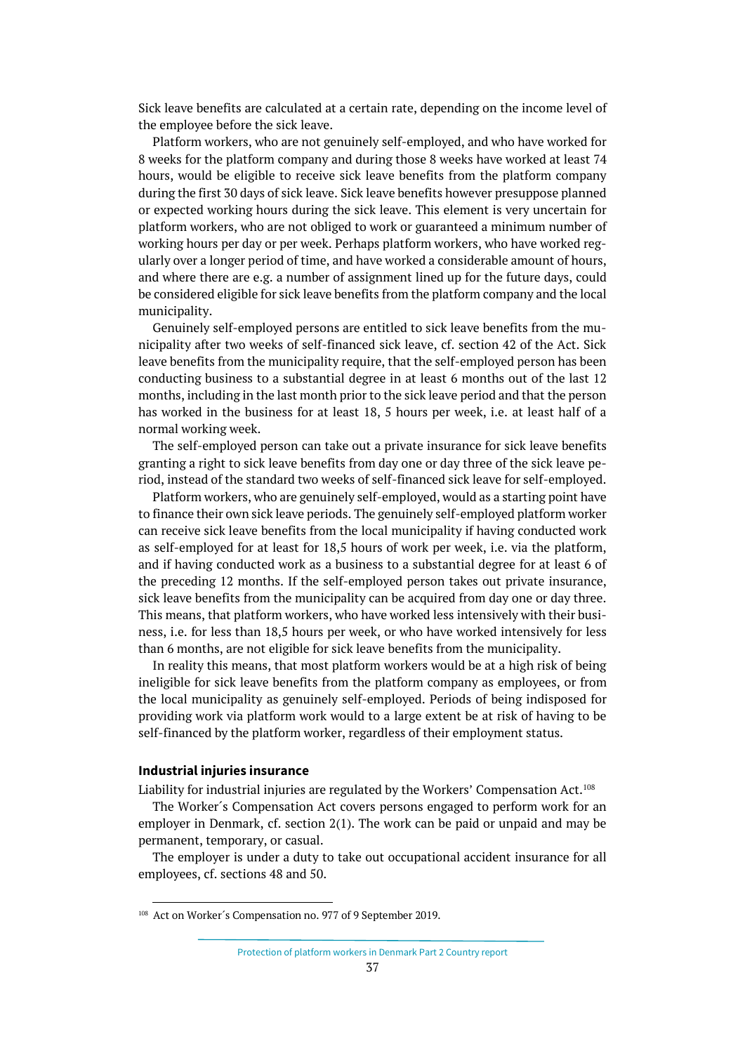Sick leave benefits are calculated at a certain rate, depending on the income level of the employee before the sick leave.

Platform workers, who are not genuinely self-employed, and who have worked for 8 weeks for the platform company and during those 8 weeks have worked at least 74 hours, would be eligible to receive sick leave benefits from the platform company during the first 30 days of sick leave. Sick leave benefits however presuppose planned or expected working hours during the sick leave. This element is very uncertain for platform workers, who are not obliged to work or guaranteed a minimum number of working hours per day or per week. Perhaps platform workers, who have worked regularly over a longer period of time, and have worked a considerable amount of hours, and where there are e.g. a number of assignment lined up for the future days, could be considered eligible for sick leave benefits from the platform company and the local municipality.

Genuinely self-employed persons are entitled to sick leave benefits from the municipality after two weeks of self-financed sick leave, cf. section 42 of the Act. Sick leave benefits from the municipality require, that the self-employed person has been conducting business to a substantial degree in at least 6 months out of the last 12 months, including in the last month prior to the sick leave period and that the person has worked in the business for at least 18, 5 hours per week, i.e. at least half of a normal working week.

The self-employed person can take out a private insurance for sick leave benefits granting a right to sick leave benefits from day one or day three of the sick leave period, instead of the standard two weeks of self-financed sick leave for self-employed.

Platform workers, who are genuinely self-employed, would as a starting point have to finance their own sick leave periods. The genuinely self-employed platform worker can receive sick leave benefits from the local municipality if having conducted work as self-employed for at least for 18,5 hours of work per week, i.e. via the platform, and if having conducted work as a business to a substantial degree for at least 6 of the preceding 12 months. If the self-employed person takes out private insurance, sick leave benefits from the municipality can be acquired from day one or day three. This means, that platform workers, who have worked less intensively with their business, i.e. for less than 18,5 hours per week, or who have worked intensively for less than 6 months, are not eligible for sick leave benefits from the municipality.

In reality this means, that most platform workers would be at a high risk of being ineligible for sick leave benefits from the platform company as employees, or from the local municipality as genuinely self-employed. Periods of being indisposed for providing work via platform work would to a large extent be at risk of having to be self-financed by the platform worker, regardless of their employment status.

### Industrial injuries insurance

Liability for industrial injuries are regulated by the Workers' Compensation Act.[108]

The Worker´s Compensation Act covers persons engaged to perform work for an employer in Denmark, cf. section 2(1). The work can be paid or unpaid and may be permanent, temporary, or casual.

The employer is under a duty to take out occupational accident insurance for all employees, cf. sections 48 and 50.

[108] Act on Worker´s Compensation no. 977 of 9 September 2019.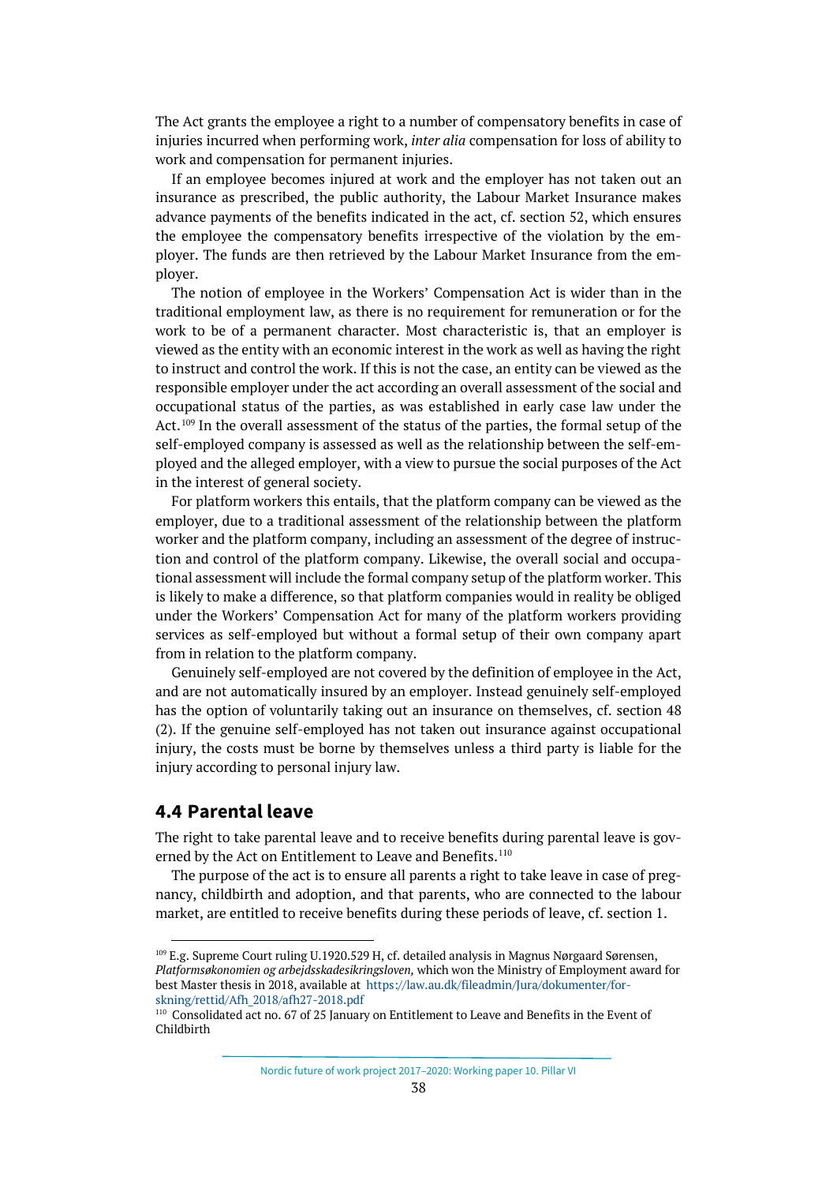The Act grants the employee a right to a number of compensatory benefits in case of injuries incurred when performing work, *inter alia* compensation for loss of ability to work and compensation for permanent injuries.

If an employee becomes injured at work and the employer has not taken out an insurance as prescribed, the public authority, the Labour Market Insurance makes advance payments of the benefits indicated in the act, cf. section 52, which ensures the employee the compensatory benefits irrespective of the violation by the employer. The funds are then retrieved by the Labour Market Insurance from the employer.

The notion of employee in the Workers' Compensation Act is wider than in the traditional employment law, as there is no requirement for remuneration or for the work to be of a permanent character. Most characteristic is, that an employer is viewed as the entity with an economic interest in the work as well as having the right to instruct and control the work. If this is not the case, an entity can be viewed as the responsible employer under the act according an overall assessment of the social and occupational status of the parties, as was established in early case law under the Act.[109] In the overall assessment of the status of the parties, the formal setup of the self-employed company is assessed as well as the relationship between the self-employed and the alleged employer, with a view to pursue the social purposes of the Act in the interest of general society.

For platform workers this entails, that the platform company can be viewed as the employer, due to a traditional assessment of the relationship between the platform worker and the platform company, including an assessment of the degree of instruction and control of the platform company. Likewise, the overall social and occupational assessment will include the formal company setup of the platform worker. This is likely to make a difference, so that platform companies would in reality be obliged under the Workers' Compensation Act for many of the platform workers providing services as self-employed but without a formal setup of their own company apart from in relation to the platform company.

Genuinely self-employed are not covered by the definition of employee in the Act, and are not automatically insured by an employer. Instead genuinely self-employed has the option of voluntarily taking out an insurance on themselves, cf. section 48 (2). If the genuine self-employed has not taken out insurance against occupational injury, the costs must be borne by themselves unless a third party is liable for the injury according to personal injury law.

## 4.4 Parental leave

The right to take parental leave and to receive benefits during parental leave is governed by the Act on Entitlement to Leave and Benefits.[110]

The purpose of the act is to ensure all parents a right to take leave in case of pregnancy, childbirth and adoption, and that parents, who are connected to the labour market, are entitled to receive benefits during these periods of leave, cf. section 1.

---

[109] E.g. Supreme Court ruling U.1920.529 H, cf. detailed analysis in Magnus Nørgaard Sørensen, *Platformsøkonomien og arbejdsskadesikringsloven,* which won the Ministry of Employment award for best Master thesis in 2018, available at https://law.au.dk/fileadmin/Jura/dokumenter/forskning/rettid/Afh_2018/afh27-2018.pdf

[110] Consolidated act no. 67 of 25 January on Entitlement to Leave and Benefits in the Event of Childbirth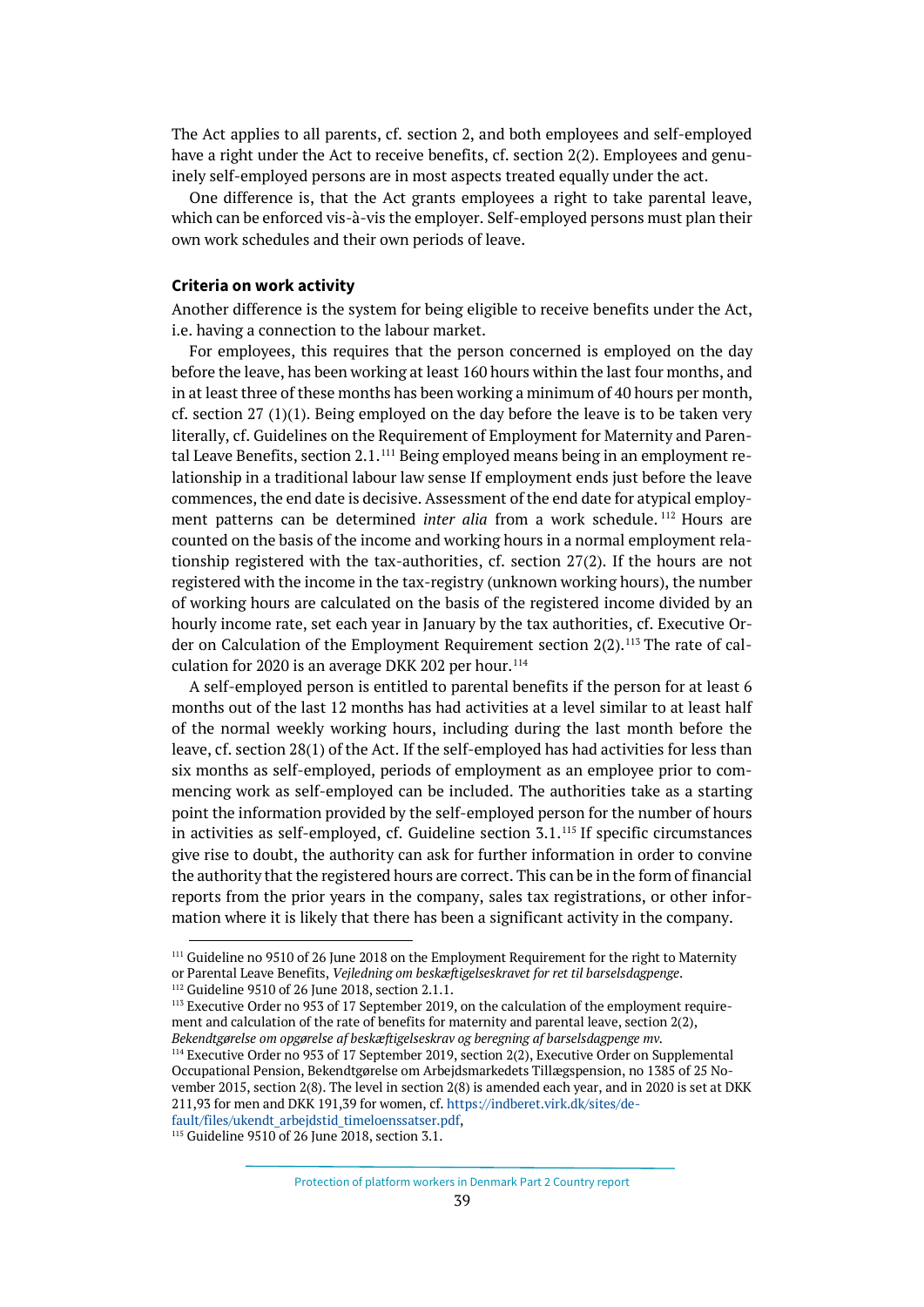The Act applies to all parents, cf. section 2, and both employees and self-employed have a right under the Act to receive benefits, cf. section 2(2). Employees and genuinely self-employed persons are in most aspects treated equally under the act.

One difference is, that the Act grants employees a right to take parental leave, which can be enforced vis-à-vis the employer. Self-employed persons must plan their own work schedules and their own periods of leave.

### Criteria on work activity

Another difference is the system for being eligible to receive benefits under the Act, i.e. having a connection to the labour market.

For employees, this requires that the person concerned is employed on the day before the leave, has been working at least 160 hours within the last four months, and in at least three of these months has been working a minimum of 40 hours per month, cf. section 27 (1)(1). Being employed on the day before the leave is to be taken very literally, cf. Guidelines on the Requirement of Employment for Maternity and Parental Leave Benefits, section 2.1.[111] Being employed means being in an employment relationship in a traditional labour law sense If employment ends just before the leave commences, the end date is decisive. Assessment of the end date for atypical employment patterns can be determined *inter alia* from a work schedule.[112] Hours are counted on the basis of the income and working hours in a normal employment relationship registered with the tax-authorities, cf. section 27(2). If the hours are not registered with the income in the tax-registry (unknown working hours), the number of working hours are calculated on the basis of the registered income divided by an hourly income rate, set each year in January by the tax authorities, cf. Executive Order on Calculation of the Employment Requirement section 2(2).[113] The rate of calculation for 2020 is an average DKK 202 per hour.[114]

A self-employed person is entitled to parental benefits if the person for at least 6 months out of the last 12 months has had activities at a level similar to at least half of the normal weekly working hours, including during the last month before the leave, cf. section 28(1) of the Act. If the self-employed has had activities for less than six months as self-employed, periods of employment as an employee prior to commencing work as self-employed can be included. The authorities take as a starting point the information provided by the self-employed person for the number of hours in activities as self-employed, cf. Guideline section 3.1.[115] If specific circumstances give rise to doubt, the authority can ask for further information in order to convine the authority that the registered hours are correct. This can be in the form of financial reports from the prior years in the company, sales tax registrations, or other information where it is likely that there has been a significant activity in the company.

---

[111] Guideline no 9510 of 26 June 2018 on the Employment Requirement for the right to Maternity or Parental Leave Benefits, *Vejledning om beskæftigelseskravet for ret til barselsdagpenge*.

[112] Guideline 9510 of 26 June 2018, section 2.1.1.

[113] Executive Order no 953 of 17 September 2019, on the calculation of the employment requirement and calculation of the rate of benefits for maternity and parental leave, section 2(2), *Bekendtgørelse om opgørelse af beskæftigelseskrav og beregning af barselsdagpenge mv.*

[114] Executive Order no 953 of 17 September 2019, section 2(2), Executive Order on Supplemental Occupational Pension, Bekendtgørelse om Arbejdsmarkedets Tillægspension, no 1385 of 25 November 2015, section 2(8). The level in section 2(8) is amended each year, and in 2020 is set at DKK 211,93 for men and DKK 191,39 for women, cf. https://indberet.virk.dk/sites/default/files/ukendt_arbejdstid_timeloenssatser.pdf,

[115] Guideline 9510 of 26 June 2018, section 3.1.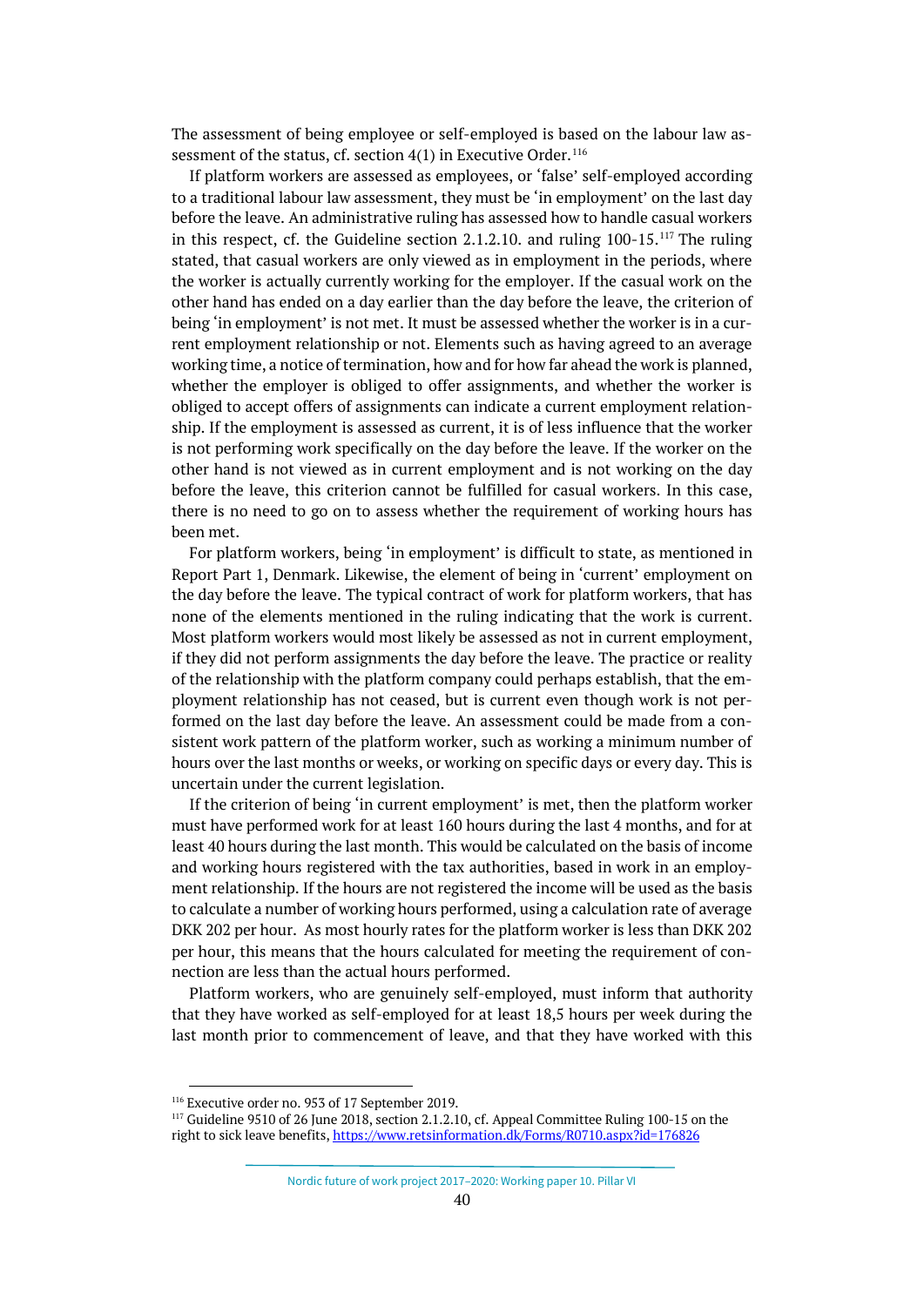The assessment of being employee or self-employed is based on the labour law assessment of the status, cf. section 4(1) in Executive Order.[116]

If platform workers are assessed as employees, or 'false' self-employed according to a traditional labour law assessment, they must be 'in employment' on the last day before the leave. An administrative ruling has assessed how to handle casual workers in this respect, cf. the Guideline section 2.1.2.10. and ruling 100-15.[117] The ruling stated, that casual workers are only viewed as in employment in the periods, where the worker is actually currently working for the employer. If the casual work on the other hand has ended on a day earlier than the day before the leave, the criterion of being 'in employment' is not met. It must be assessed whether the worker is in a current employment relationship or not. Elements such as having agreed to an average working time, a notice of termination, how and for how far ahead the work is planned, whether the employer is obliged to offer assignments, and whether the worker is obliged to accept offers of assignments can indicate a current employment relationship. If the employment is assessed as current, it is of less influence that the worker is not performing work specifically on the day before the leave. If the worker on the other hand is not viewed as in current employment and is not working on the day before the leave, this criterion cannot be fulfilled for casual workers. In this case, there is no need to go on to assess whether the requirement of working hours has been met.

For platform workers, being 'in employment' is difficult to state, as mentioned in Report Part 1, Denmark. Likewise, the element of being in 'current' employment on the day before the leave. The typical contract of work for platform workers, that has none of the elements mentioned in the ruling indicating that the work is current. Most platform workers would most likely be assessed as not in current employment, if they did not perform assignments the day before the leave. The practice or reality of the relationship with the platform company could perhaps establish, that the employment relationship has not ceased, but is current even though work is not performed on the last day before the leave. An assessment could be made from a consistent work pattern of the platform worker, such as working a minimum number of hours over the last months or weeks, or working on specific days or every day. This is uncertain under the current legislation.

If the criterion of being 'in current employment' is met, then the platform worker must have performed work for at least 160 hours during the last 4 months, and for at least 40 hours during the last month. This would be calculated on the basis of income and working hours registered with the tax authorities, based in work in an employment relationship. If the hours are not registered the income will be used as the basis to calculate a number of working hours performed, using a calculation rate of average DKK 202 per hour. As most hourly rates for the platform worker is less than DKK 202 per hour, this means that the hours calculated for meeting the requirement of connection are less than the actual hours performed.

Platform workers, who are genuinely self-employed, must inform that authority that they have worked as self-employed for at least 18,5 hours per week during the last month prior to commencement of leave, and that they have worked with this

---

[116] Executive order no. 953 of 17 September 2019.

[117] Guideline 9510 of 26 June 2018, section 2.1.2.10, cf. Appeal Committee Ruling 100-15 on the right to sick leave benefits, https://www.retsinformation.dk/Forms/R0710.aspx?id=176826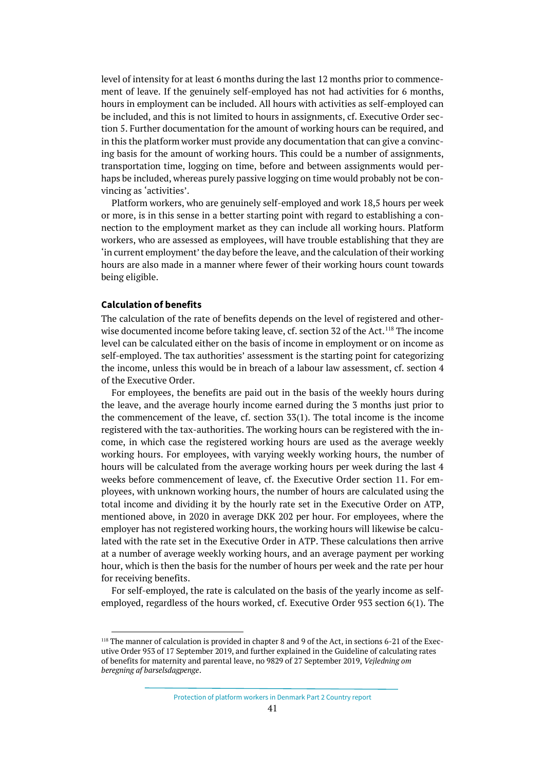level of intensity for at least 6 months during the last 12 months prior to commencement of leave. If the genuinely self-employed has not had activities for 6 months, hours in employment can be included. All hours with activities as self-employed can be included, and this is not limited to hours in assignments, cf. Executive Order section 5. Further documentation for the amount of working hours can be required, and in this the platform worker must provide any documentation that can give a convincing basis for the amount of working hours. This could be a number of assignments, transportation time, logging on time, before and between assignments would perhaps be included, whereas purely passive logging on time would probably not be convincing as 'activities'.

Platform workers, who are genuinely self-employed and work 18,5 hours per week or more, is in this sense in a better starting point with regard to establishing a connection to the employment market as they can include all working hours. Platform workers, who are assessed as employees, will have trouble establishing that they are 'in current employment' the day before the leave, and the calculation of their working hours are also made in a manner where fewer of their working hours count towards being eligible.

### Calculation of benefits

The calculation of the rate of benefits depends on the level of registered and otherwise documented income before taking leave, cf. section 32 of the Act.[118] The income level can be calculated either on the basis of income in employment or on income as self-employed. The tax authorities' assessment is the starting point for categorizing the income, unless this would be in breach of a labour law assessment, cf. section 4 of the Executive Order.

For employees, the benefits are paid out in the basis of the weekly hours during the leave, and the average hourly income earned during the 3 months just prior to the commencement of the leave, cf. section 33(1). The total income is the income registered with the tax-authorities. The working hours can be registered with the income, in which case the registered working hours are used as the average weekly working hours. For employees, with varying weekly working hours, the number of hours will be calculated from the average working hours per week during the last 4 weeks before commencement of leave, cf. the Executive Order section 11. For employees, with unknown working hours, the number of hours are calculated using the total income and dividing it by the hourly rate set in the Executive Order on ATP, mentioned above, in 2020 in average DKK 202 per hour. For employees, where the employer has not registered working hours, the working hours will likewise be calculated with the rate set in the Executive Order in ATP. These calculations then arrive at a number of average weekly working hours, and an average payment per working hour, which is then the basis for the number of hours per week and the rate per hour for receiving benefits.

For self-employed, the rate is calculated on the basis of the yearly income as self-employed, regardless of the hours worked, cf. Executive Order 953 section 6(1). The

---

[118] The manner of calculation is provided in chapter 8 and 9 of the Act, in sections 6-21 of the Executive Order 953 of 17 September 2019, and further explained in the Guideline of calculating rates of benefits for maternity and parental leave, no 9829 of 27 September 2019, *Vejledning om beregning af barselsdagpenge*.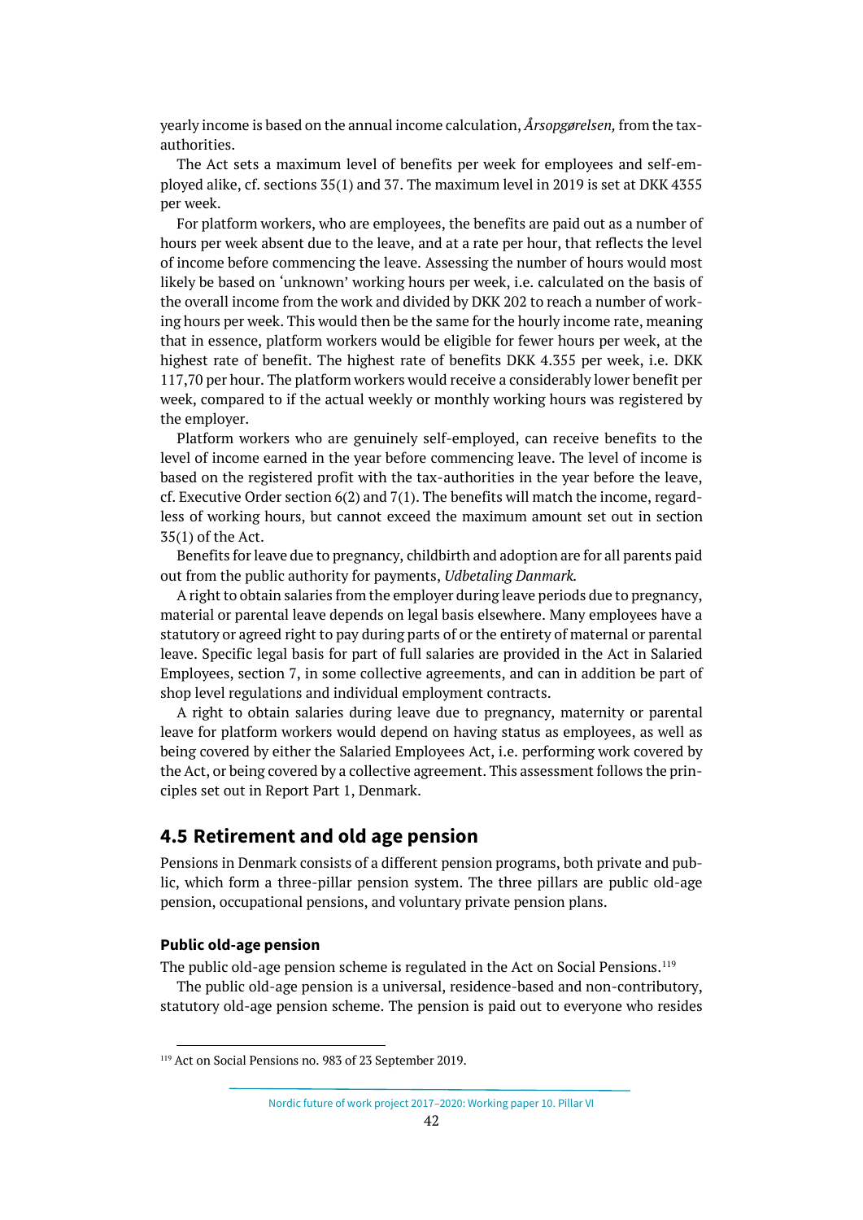yearly income is based on the annual income calculation, *Årsopgørelsen,* from the tax-authorities.

The Act sets a maximum level of benefits per week for employees and self-employed alike, cf. sections 35(1) and 37. The maximum level in 2019 is set at DKK 4355 per week.

For platform workers, who are employees, the benefits are paid out as a number of hours per week absent due to the leave, and at a rate per hour, that reflects the level of income before commencing the leave. Assessing the number of hours would most likely be based on 'unknown' working hours per week, i.e. calculated on the basis of the overall income from the work and divided by DKK 202 to reach a number of working hours per week. This would then be the same for the hourly income rate, meaning that in essence, platform workers would be eligible for fewer hours per week, at the highest rate of benefit. The highest rate of benefits DKK 4.355 per week, i.e. DKK 117,70 per hour. The platform workers would receive a considerably lower benefit per week, compared to if the actual weekly or monthly working hours was registered by the employer.

Platform workers who are genuinely self-employed, can receive benefits to the level of income earned in the year before commencing leave. The level of income is based on the registered profit with the tax-authorities in the year before the leave, cf. Executive Order section 6(2) and 7(1). The benefits will match the income, regardless of working hours, but cannot exceed the maximum amount set out in section 35(1) of the Act.

Benefits for leave due to pregnancy, childbirth and adoption are for all parents paid out from the public authority for payments, *Udbetaling Danmark.*

A right to obtain salaries from the employer during leave periods due to pregnancy, material or parental leave depends on legal basis elsewhere. Many employees have a statutory or agreed right to pay during parts of or the entirety of maternal or parental leave. Specific legal basis for part of full salaries are provided in the Act in Salaried Employees, section 7, in some collective agreements, and can in addition be part of shop level regulations and individual employment contracts.

A right to obtain salaries during leave due to pregnancy, maternity or parental leave for platform workers would depend on having status as employees, as well as being covered by either the Salaried Employees Act, i.e. performing work covered by the Act, or being covered by a collective agreement. This assessment follows the principles set out in Report Part 1, Denmark.

## 4.5 Retirement and old age pension

Pensions in Denmark consists of a different pension programs, both private and public, which form a three-pillar pension system. The three pillars are public old-age pension, occupational pensions, and voluntary private pension plans.

### Public old-age pension

The public old-age pension scheme is regulated in the Act on Social Pensions.[119]

The public old-age pension is a universal, residence-based and non-contributory, statutory old-age pension scheme. The pension is paid out to everyone who resides

[119] Act on Social Pensions no. 983 of 23 September 2019.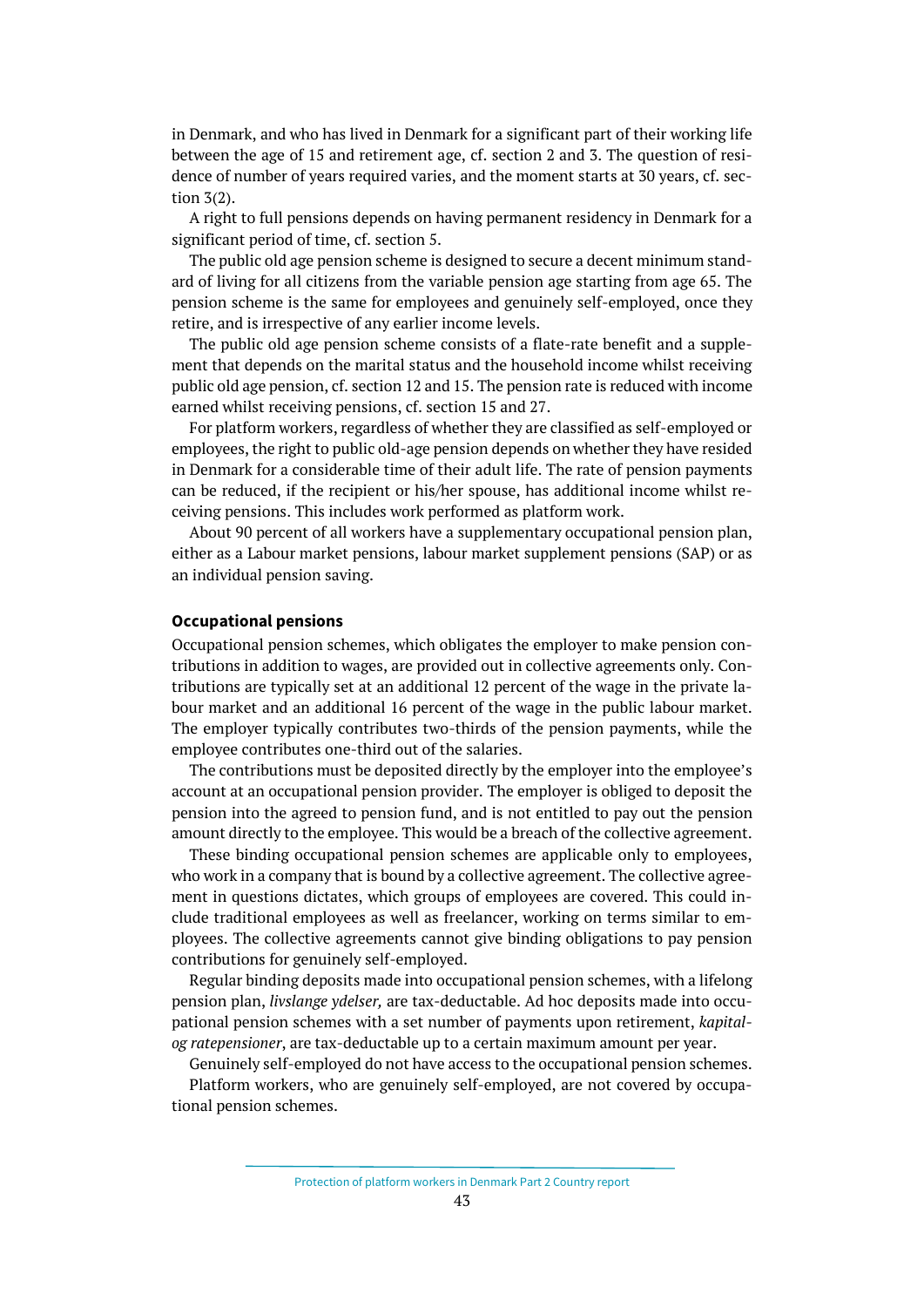in Denmark, and who has lived in Denmark for a significant part of their working life between the age of 15 and retirement age, cf. section 2 and 3. The question of residence of number of years required varies, and the moment starts at 30 years, cf. section 3(2).

A right to full pensions depends on having permanent residency in Denmark for a significant period of time, cf. section 5.

The public old age pension scheme is designed to secure a decent minimum standard of living for all citizens from the variable pension age starting from age 65. The pension scheme is the same for employees and genuinely self-employed, once they retire, and is irrespective of any earlier income levels.

The public old age pension scheme consists of a flate-rate benefit and a supplement that depends on the marital status and the household income whilst receiving public old age pension, cf. section 12 and 15. The pension rate is reduced with income earned whilst receiving pensions, cf. section 15 and 27.

For platform workers, regardless of whether they are classified as self-employed or employees, the right to public old-age pension depends on whether they have resided in Denmark for a considerable time of their adult life. The rate of pension payments can be reduced, if the recipient or his/her spouse, has additional income whilst receiving pensions. This includes work performed as platform work.

About 90 percent of all workers have a supplementary occupational pension plan, either as a Labour market pensions, labour market supplement pensions (SAP) or as an individual pension saving.

**Occupational pensions**

Occupational pension schemes, which obligates the employer to make pension contributions in addition to wages, are provided out in collective agreements only. Contributions are typically set at an additional 12 percent of the wage in the private labour market and an additional 16 percent of the wage in the public labour market. The employer typically contributes two-thirds of the pension payments, while the employee contributes one-third out of the salaries.

The contributions must be deposited directly by the employer into the employee's account at an occupational pension provider. The employer is obliged to deposit the pension into the agreed to pension fund, and is not entitled to pay out the pension amount directly to the employee. This would be a breach of the collective agreement.

These binding occupational pension schemes are applicable only to employees, who work in a company that is bound by a collective agreement. The collective agreement in questions dictates, which groups of employees are covered. This could include traditional employees as well as freelancer, working on terms similar to employees. The collective agreements cannot give binding obligations to pay pension contributions for genuinely self-employed.

Regular binding deposits made into occupational pension schemes, with a lifelong pension plan, *livslange ydelser,* are tax-deductable. Ad hoc deposits made into occupational pension schemes with a set number of payments upon retirement, *kapital- og ratepensioner*, are tax-deductable up to a certain maximum amount per year.

Genuinely self-employed do not have access to the occupational pension schemes.

Platform workers, who are genuinely self-employed, are not covered by occupational pension schemes.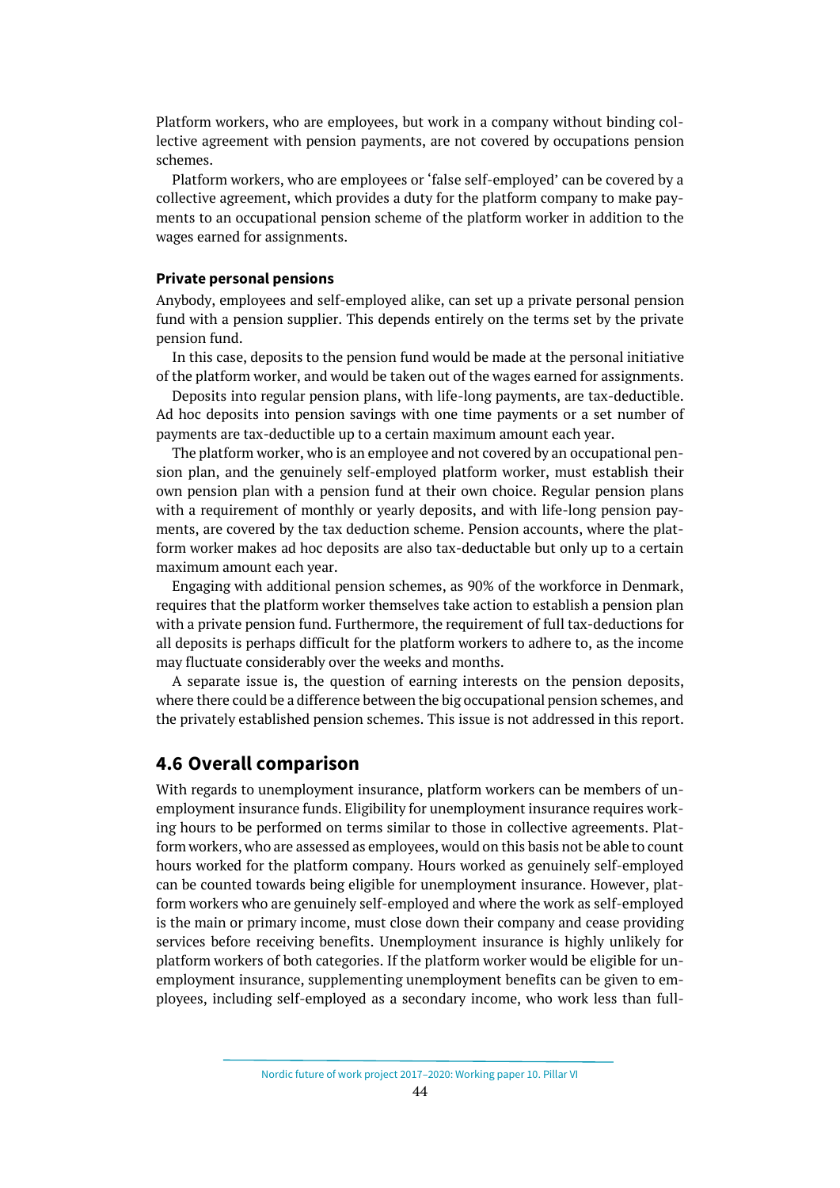Platform workers, who are employees, but work in a company without binding collective agreement with pension payments, are not covered by occupations pension schemes.

Platform workers, who are employees or 'false self-employed' can be covered by a collective agreement, which provides a duty for the platform company to make payments to an occupational pension scheme of the platform worker in addition to the wages earned for assignments.

#### Private personal pensions

Anybody, employees and self-employed alike, can set up a private personal pension fund with a pension supplier. This depends entirely on the terms set by the private pension fund.

In this case, deposits to the pension fund would be made at the personal initiative of the platform worker, and would be taken out of the wages earned for assignments.

Deposits into regular pension plans, with life-long payments, are tax-deductible. Ad hoc deposits into pension savings with one time payments or a set number of payments are tax-deductible up to a certain maximum amount each year.

The platform worker, who is an employee and not covered by an occupational pension plan, and the genuinely self-employed platform worker, must establish their own pension plan with a pension fund at their own choice. Regular pension plans with a requirement of monthly or yearly deposits, and with life-long pension payments, are covered by the tax deduction scheme. Pension accounts, where the platform worker makes ad hoc deposits are also tax-deductable but only up to a certain maximum amount each year.

Engaging with additional pension schemes, as 90% of the workforce in Denmark, requires that the platform worker themselves take action to establish a pension plan with a private pension fund. Furthermore, the requirement of full tax-deductions for all deposits is perhaps difficult for the platform workers to adhere to, as the income may fluctuate considerably over the weeks and months.

A separate issue is, the question of earning interests on the pension deposits, where there could be a difference between the big occupational pension schemes, and the privately established pension schemes. This issue is not addressed in this report.

## 4.6 Overall comparison

With regards to unemployment insurance, platform workers can be members of unemployment insurance funds. Eligibility for unemployment insurance requires working hours to be performed on terms similar to those in collective agreements. Platform workers, who are assessed as employees, would on this basis not be able to count hours worked for the platform company. Hours worked as genuinely self-employed can be counted towards being eligible for unemployment insurance. However, platform workers who are genuinely self-employed and where the work as self-employed is the main or primary income, must close down their company and cease providing services before receiving benefits. Unemployment insurance is highly unlikely for platform workers of both categories. If the platform worker would be eligible for unemployment insurance, supplementing unemployment benefits can be given to employees, including self-employed as a secondary income, who work less than full-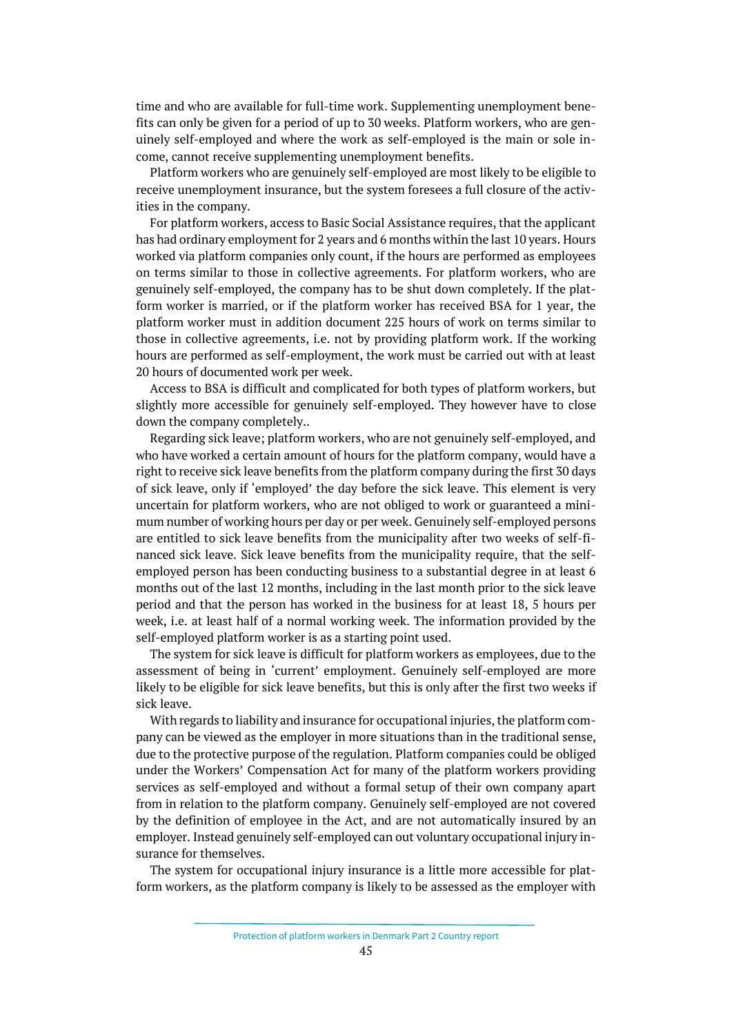time and who are available for full-time work. Supplementing unemployment benefits can only be given for a period of up to 30 weeks. Platform workers, who are genuinely self-employed and where the work as self-employed is the main or sole income, cannot receive supplementing unemployment benefits.

Platform workers who are genuinely self-employed are most likely to be eligible to receive unemployment insurance, but the system foresees a full closure of the activities in the company.

For platform workers, access to Basic Social Assistance requires, that the applicant has had ordinary employment for 2 years and 6 months within the last 10 years. Hours worked via platform companies only count, if the hours are performed as employees on terms similar to those in collective agreements. For platform workers, who are genuinely self-employed, the company has to be shut down completely. If the platform worker is married, or if the platform worker has received BSA for 1 year, the platform worker must in addition document 225 hours of work on terms similar to those in collective agreements, i.e. not by providing platform work. If the working hours are performed as self-employment, the work must be carried out with at least 20 hours of documented work per week.

Access to BSA is difficult and complicated for both types of platform workers, but slightly more accessible for genuinely self-employed. They however have to close down the company completely..

Regarding sick leave; platform workers, who are not genuinely self-employed, and who have worked a certain amount of hours for the platform company, would have a right to receive sick leave benefits from the platform company during the first 30 days of sick leave, only if 'employed' the day before the sick leave. This element is very uncertain for platform workers, who are not obliged to work or guaranteed a minimum number of working hours per day or per week. Genuinely self-employed persons are entitled to sick leave benefits from the municipality after two weeks of self-financed sick leave. Sick leave benefits from the municipality require, that the self-employed person has been conducting business to a substantial degree in at least 6 months out of the last 12 months, including in the last month prior to the sick leave period and that the person has worked in the business for at least 18, 5 hours per week, i.e. at least half of a normal working week. The information provided by the self-employed platform worker is as a starting point used.

The system for sick leave is difficult for platform workers as employees, due to the assessment of being in 'current' employment. Genuinely self-employed are more likely to be eligible for sick leave benefits, but this is only after the first two weeks if sick leave.

With regards to liability and insurance for occupational injuries, the platform company can be viewed as the employer in more situations than in the traditional sense, due to the protective purpose of the regulation. Platform companies could be obliged under the Workers' Compensation Act for many of the platform workers providing services as self-employed and without a formal setup of their own company apart from in relation to the platform company. Genuinely self-employed are not covered by the definition of employee in the Act, and are not automatically insured by an employer. Instead genuinely self-employed can out voluntary occupational injury insurance for themselves.

The system for occupational injury insurance is a little more accessible for platform workers, as the platform company is likely to be assessed as the employer with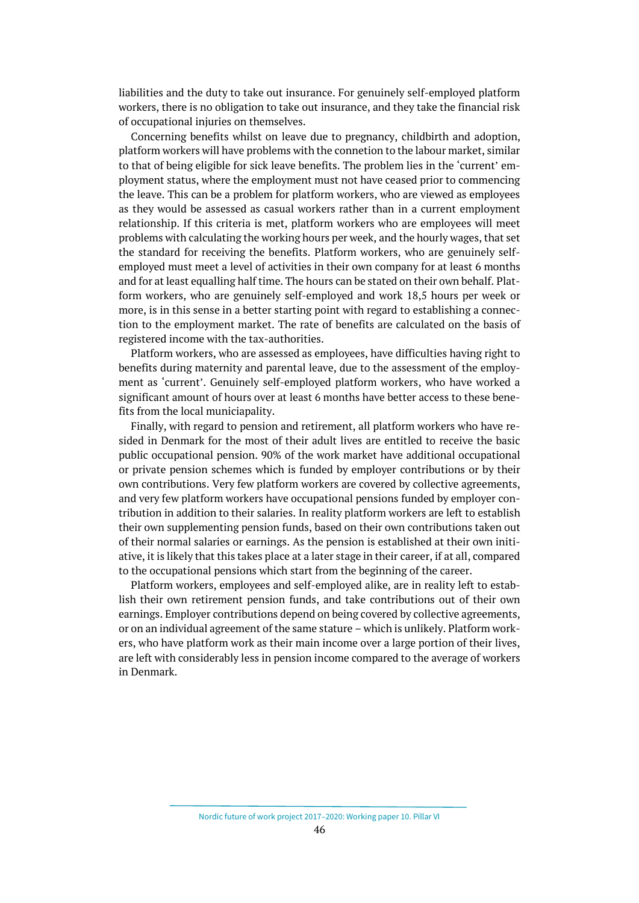liabilities and the duty to take out insurance. For genuinely self-employed platform workers, there is no obligation to take out insurance, and they take the financial risk of occupational injuries on themselves.

Concerning benefits whilst on leave due to pregnancy, childbirth and adoption, platform workers will have problems with the connetion to the labour market, similar to that of being eligible for sick leave benefits. The problem lies in the 'current' employment status, where the employment must not have ceased prior to commencing the leave. This can be a problem for platform workers, who are viewed as employees as they would be assessed as casual workers rather than in a current employment relationship. If this criteria is met, platform workers who are employees will meet problems with calculating the working hours per week, and the hourly wages, that set the standard for receiving the benefits. Platform workers, who are genuinely self-employed must meet a level of activities in their own company for at least 6 months and for at least equalling half time. The hours can be stated on their own behalf. Platform workers, who are genuinely self-employed and work 18,5 hours per week or more, is in this sense in a better starting point with regard to establishing a connection to the employment market. The rate of benefits are calculated on the basis of registered income with the tax-authorities.

Platform workers, who are assessed as employees, have difficulties having right to benefits during maternity and parental leave, due to the assessment of the employment as 'current'. Genuinely self-employed platform workers, who have worked a significant amount of hours over at least 6 months have better access to these benefits from the local municiapality.

Finally, with regard to pension and retirement, all platform workers who have resided in Denmark for the most of their adult lives are entitled to receive the basic public occupational pension. 90% of the work market have additional occupational or private pension schemes which is funded by employer contributions or by their own contributions. Very few platform workers are covered by collective agreements, and very few platform workers have occupational pensions funded by employer contribution in addition to their salaries. In reality platform workers are left to establish their own supplementing pension funds, based on their own contributions taken out of their normal salaries or earnings. As the pension is established at their own initiative, it is likely that this takes place at a later stage in their career, if at all, compared to the occupational pensions which start from the beginning of the career.

Platform workers, employees and self-employed alike, are in reality left to establish their own retirement pension funds, and take contributions out of their own earnings. Employer contributions depend on being covered by collective agreements, or on an individual agreement of the same stature – which is unlikely. Platform workers, who have platform work as their main income over a large portion of their lives, are left with considerably less in pension income compared to the average of workers in Denmark.